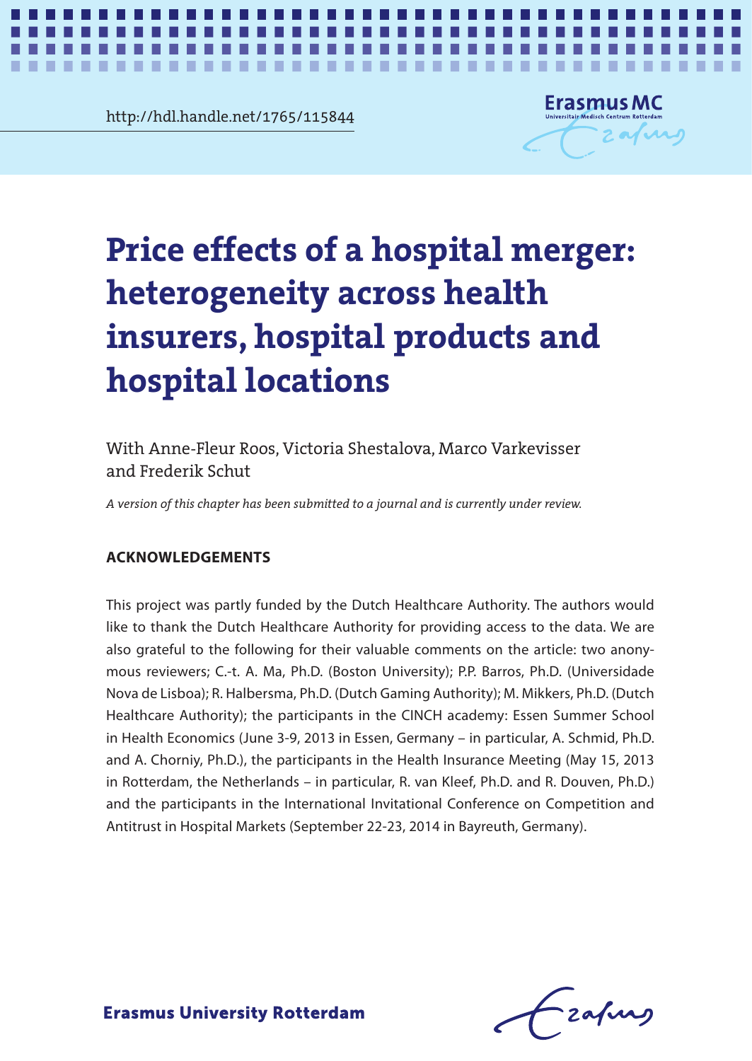http://hdl.handle.net/1765/115844

# Price effects of a hospital merger: heterogeneity across health insurers, hospital products and hospital locations

With Anne-Fleur Roos, Victoria Shestalova, Marco Varkevisser and Frederik Schut

*A version of this chapter has been submitted to a journal and is currently under review.*

## ACKNOWLEDGEMENTS

This project was partly funded by the Dutch Healthcare Authority. The authors would like to thank the Dutch Healthcare Authority for providing access to the data. We are also grateful to the following for their valuable comments on the article: two anonymous reviewers; C.-t. A. Ma, Ph.D. (Boston University); P.P. Barros, Ph.D. (Universidade Nova de Lisboa); R. Halbersma, Ph.D. (Dutch Gaming Authority); M. Mikkers, Ph.D. (Dutch Healthcare Authority); the participants in the CINCH academy: Essen Summer School in Health Economics (June 3-9, 2013 in Essen, Germany – in particular, A. Schmid, Ph.D. and A. Chorniy, Ph.D.), the participants in the Health Insurance Meeting (May 15, 2013 in Rotterdam, the Netherlands – in particular, R. van Kleef, Ph.D. and R. Douven, Ph.D.) and the participants in the International Invitational Conference on Competition and Antitrust in Hospital Markets (September 22-23, 2014 in Bayreuth, Germany).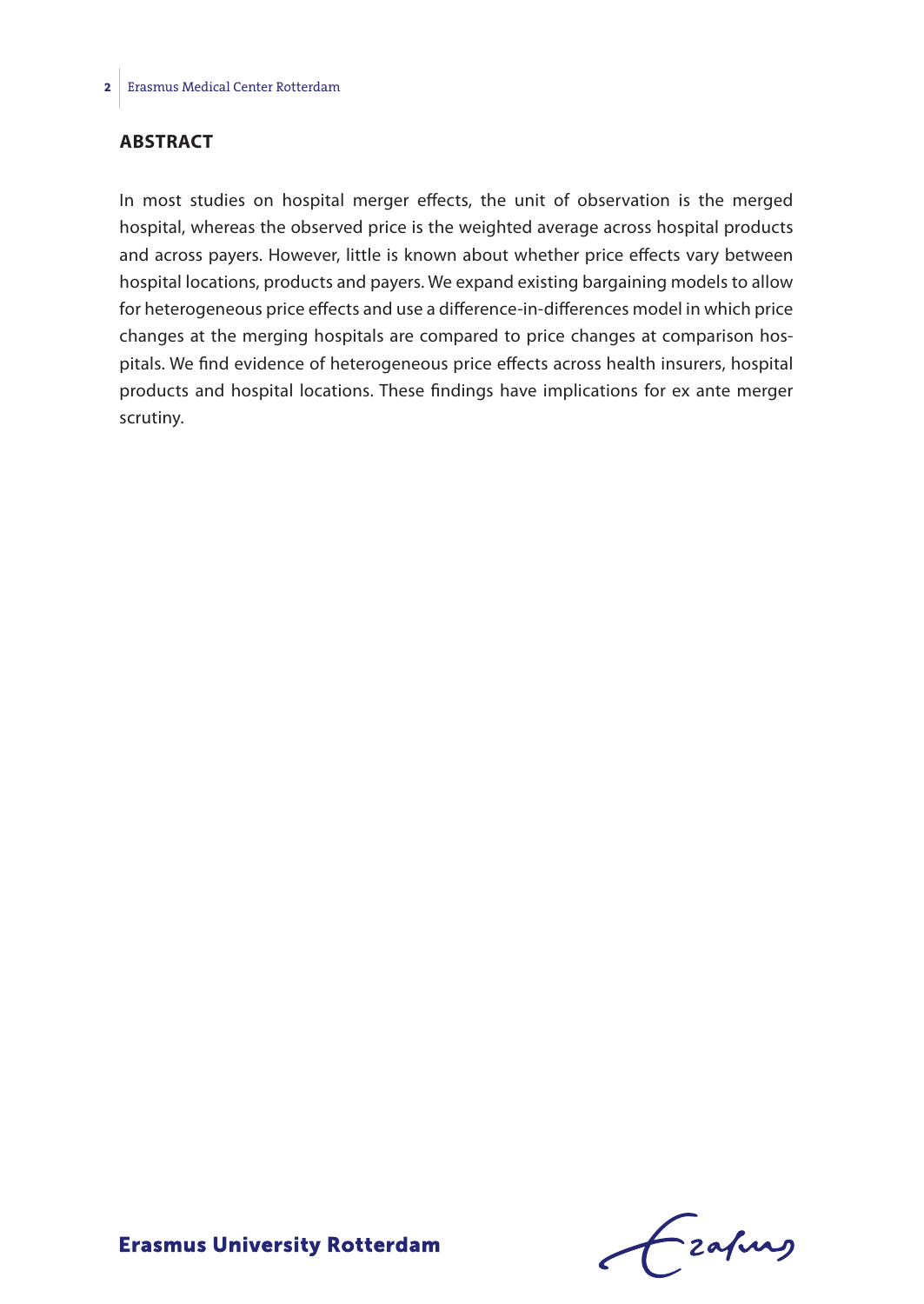## ABSTRACT

In most studies on hospital merger effects, the unit of observation is the merged hospital, whereas the observed price is the weighted average across hospital products and across payers. However, little is known about whether price effects vary between hospital locations, products and payers. We expand existing bargaining models to allow for heterogeneous price effects and use a difference-in-differences model in which price changes at the merging hospitals are compared to price changes at comparison hospitals. We find evidence of heterogeneous price effects across health insurers, hospital products and hospital locations. These findings have implications for ex ante merger scrutiny.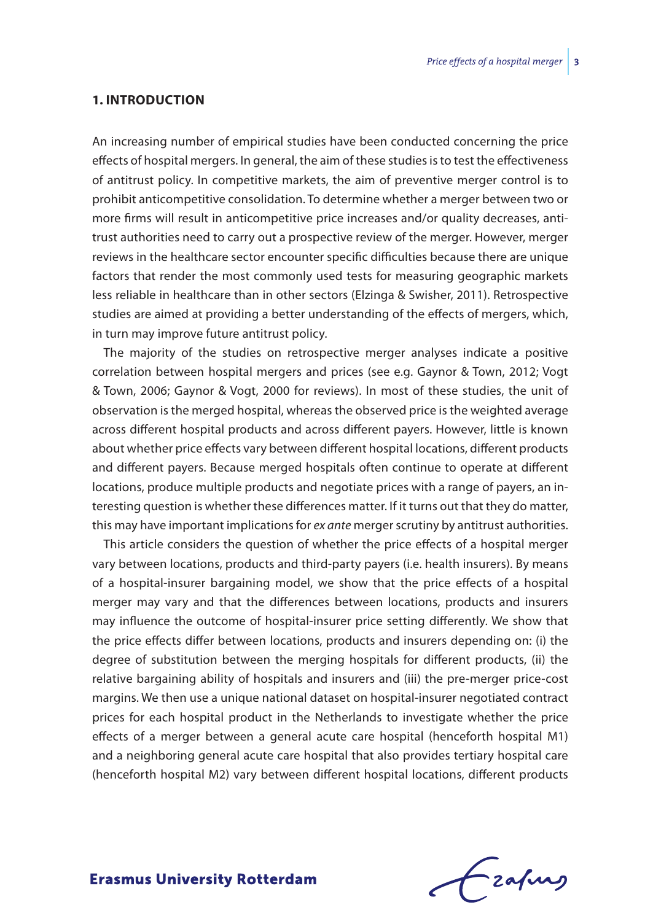## 1. INTRODUCTION

An increasing number of empirical studies have been conducted concerning the price effects of hospital mergers. In general, the aim of these studies is to test the effectiveness of antitrust policy. In competitive markets, the aim of preventive merger control is to prohibit anticompetitive consolidation. To determine whether a merger between two or more firms will result in anticompetitive price increases and/or quality decreases, antitrust authorities need to carry out a prospective review of the merger. However, merger reviews in the healthcare sector encounter specific difficulties because there are unique factors that render the most commonly used tests for measuring geographic markets less reliable in healthcare than in other sectors (Elzinga & Swisher, 2011). Retrospective studies are aimed at providing a better understanding of the effects of mergers, which, in turn may improve future antitrust policy.

The majority of the studies on retrospective merger analyses indicate a positive correlation between hospital mergers and prices (see e.g. Gaynor & Town, 2012; Vogt & Town, 2006; Gaynor & Vogt, 2000 for reviews). In most of these studies, the unit of observation is the merged hospital, whereas the observed price is the weighted average across different hospital products and across different payers. However, little is known about whether price effects vary between different hospital locations, different products and different payers. Because merged hospitals often continue to operate at different locations, produce multiple products and negotiate prices with a range of payers, an interesting question is whether these differences matter. If it turns out that they do matter, this may have important implications for *ex ante* merger scrutiny by antitrust authorities.

This article considers the question of whether the price effects of a hospital merger vary between locations, products and third-party payers (i.e. health insurers). By means of a hospital-insurer bargaining model, we show that the price effects of a hospital merger may vary and that the differences between locations, products and insurers may influence the outcome of hospital-insurer price setting differently. We show that the price effects differ between locations, products and insurers depending on: (i) the degree of substitution between the merging hospitals for different products, (ii) the relative bargaining ability of hospitals and insurers and (iii) the pre-merger price-cost margins. We then use a unique national dataset on hospital-insurer negotiated contract prices for each hospital product in the Netherlands to investigate whether the price effects of a merger between a general acute care hospital (henceforth hospital M1) and a neighboring general acute care hospital that also provides tertiary hospital care (henceforth hospital M2) vary between different hospital locations, different products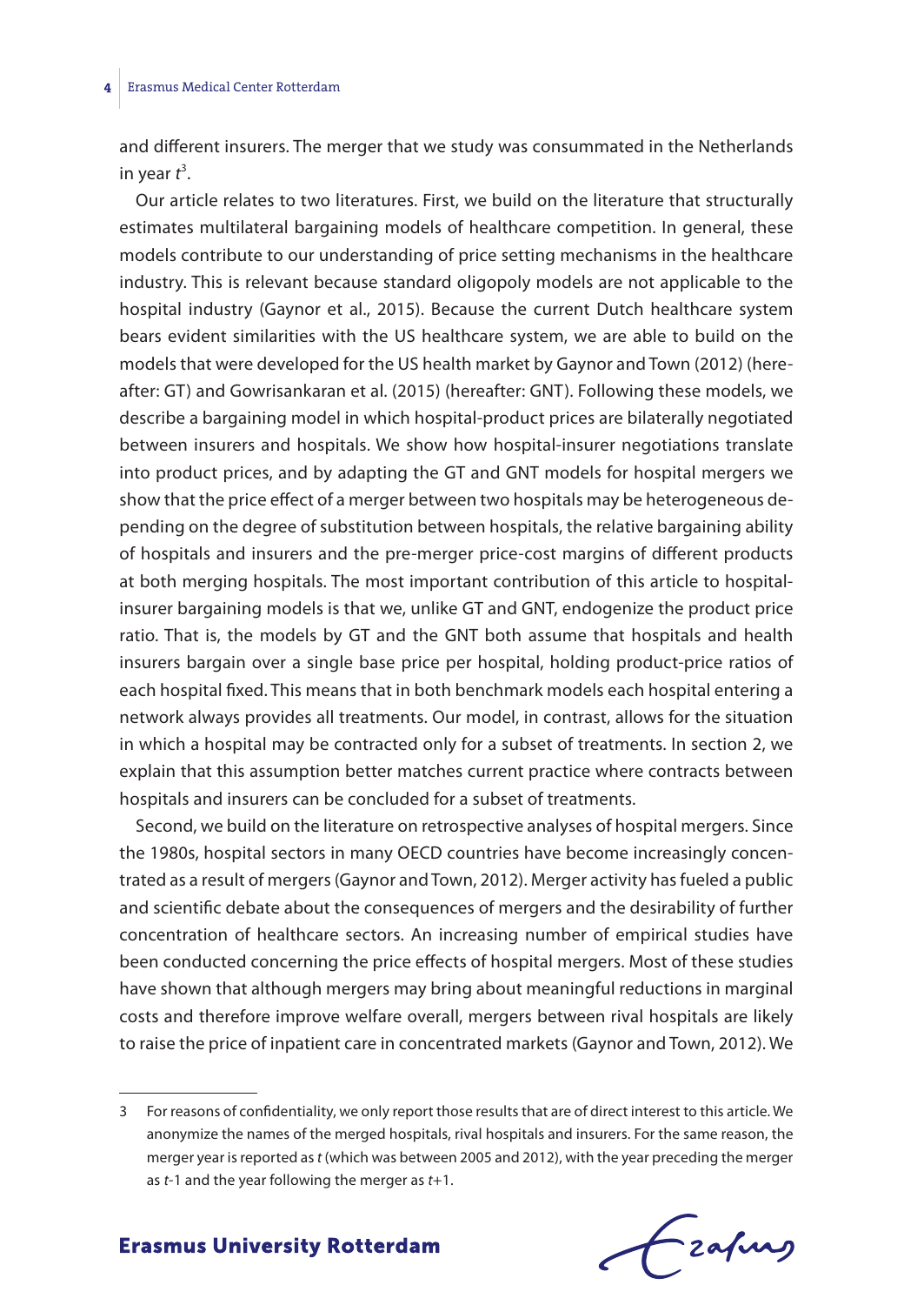and different insurers. The merger that we study was consummated in the Netherlands in year *t*[3].

Our article relates to two literatures. First, we build on the literature that structurally estimates multilateral bargaining models of healthcare competition. In general, these models contribute to our understanding of price setting mechanisms in the healthcare industry. This is relevant because standard oligopoly models are not applicable to the hospital industry (Gaynor et al., 2015). Because the current Dutch healthcare system bears evident similarities with the US healthcare system, we are able to build on the models that were developed for the US health market by Gaynor and Town (2012) (hereafter: GT) and Gowrisankaran et al. (2015) (hereafter: GNT). Following these models, we describe a bargaining model in which hospital-product prices are bilaterally negotiated between insurers and hospitals. We show how hospital-insurer negotiations translate into product prices, and by adapting the GT and GNT models for hospital mergers we show that the price effect of a merger between two hospitals may be heterogeneous depending on the degree of substitution between hospitals, the relative bargaining ability of hospitals and insurers and the pre-merger price-cost margins of different products at both merging hospitals. The most important contribution of this article to hospital-insurer bargaining models is that we, unlike GT and GNT, endogenize the product price ratio. That is, the models by GT and the GNT both assume that hospitals and health insurers bargain over a single base price per hospital, holding product-price ratios of each hospital fixed. This means that in both benchmark models each hospital entering a network always provides all treatments. Our model, in contrast, allows for the situation in which a hospital may be contracted only for a subset of treatments. In section 2, we explain that this assumption better matches current practice where contracts between hospitals and insurers can be concluded for a subset of treatments.

Second, we build on the literature on retrospective analyses of hospital mergers. Since the 1980s, hospital sectors in many OECD countries have become increasingly concentrated as a result of mergers (Gaynor and Town, 2012). Merger activity has fueled a public and scientific debate about the consequences of mergers and the desirability of further concentration of healthcare sectors. An increasing number of empirical studies have been conducted concerning the price effects of hospital mergers. Most of these studies have shown that although mergers may bring about meaningful reductions in marginal costs and therefore improve welfare overall, mergers between rival hospitals are likely to raise the price of inpatient care in concentrated markets (Gaynor and Town, 2012). We

---

3 For reasons of confidentiality, we only report those results that are of direct interest to this article. We anonymize the names of the merged hospitals, rival hospitals and insurers. For the same reason, the merger year is reported as *t* (which was between 2005 and 2012), with the year preceding the merger as *t*-1 and the year following the merger as *t*+1.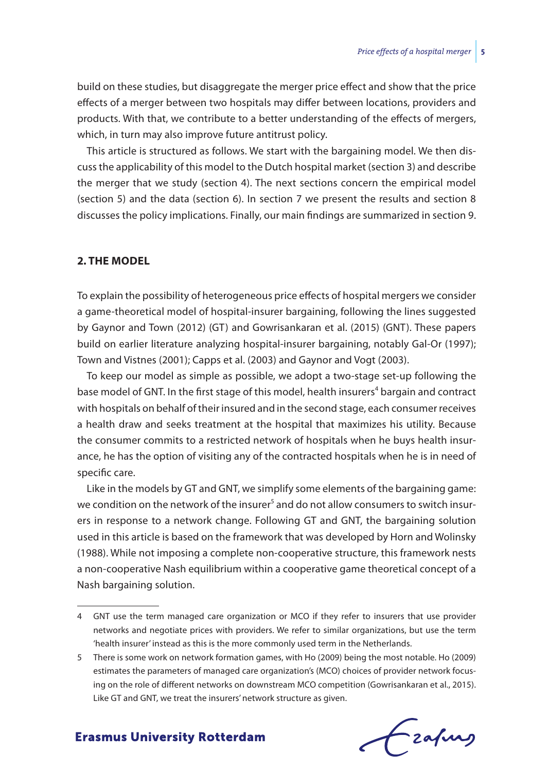build on these studies, but disaggregate the merger price effect and show that the price effects of a merger between two hospitals may differ between locations, providers and products. With that, we contribute to a better understanding of the effects of mergers, which, in turn may also improve future antitrust policy.

This article is structured as follows. We start with the bargaining model. We then discuss the applicability of this model to the Dutch hospital market (section 3) and describe the merger that we study (section 4). The next sections concern the empirical model (section 5) and the data (section 6). In section 7 we present the results and section 8 discusses the policy implications. Finally, our main findings are summarized in section 9.

## 2. THE MODEL

To explain the possibility of heterogeneous price effects of hospital mergers we consider a game-theoretical model of hospital-insurer bargaining, following the lines suggested by Gaynor and Town (2012) (GT) and Gowrisankaran et al. (2015) (GNT). These papers build on earlier literature analyzing hospital-insurer bargaining, notably Gal-Or (1997); Town and Vistnes (2001); Capps et al. (2003) and Gaynor and Vogt (2003).

To keep our model as simple as possible, we adopt a two-stage set-up following the base model of GNT. In the first stage of this model, health insurers[4] bargain and contract with hospitals on behalf of their insured and in the second stage, each consumer receives a health draw and seeks treatment at the hospital that maximizes his utility. Because the consumer commits to a restricted network of hospitals when he buys health insurance, he has the option of visiting any of the contracted hospitals when he is in need of specific care.

Like in the models by GT and GNT, we simplify some elements of the bargaining game: we condition on the network of the insurer[5] and do not allow consumers to switch insurers in response to a network change. Following GT and GNT, the bargaining solution used in this article is based on the framework that was developed by Horn and Wolinsky (1988). While not imposing a complete non-cooperative structure, this framework nests a non-cooperative Nash equilibrium within a cooperative game theoretical concept of a Nash bargaining solution.

---

4 GNT use the term managed care organization or MCO if they refer to insurers that use provider networks and negotiate prices with providers. We refer to similar organizations, but use the term 'health insurer' instead as this is the more commonly used term in the Netherlands.

5 There is some work on network formation games, with Ho (2009) being the most notable. Ho (2009) estimates the parameters of managed care organization's (MCO) choices of provider network focusing on the role of different networks on downstream MCO competition (Gowrisankaran et al., 2015). Like GT and GNT, we treat the insurers' network structure as given.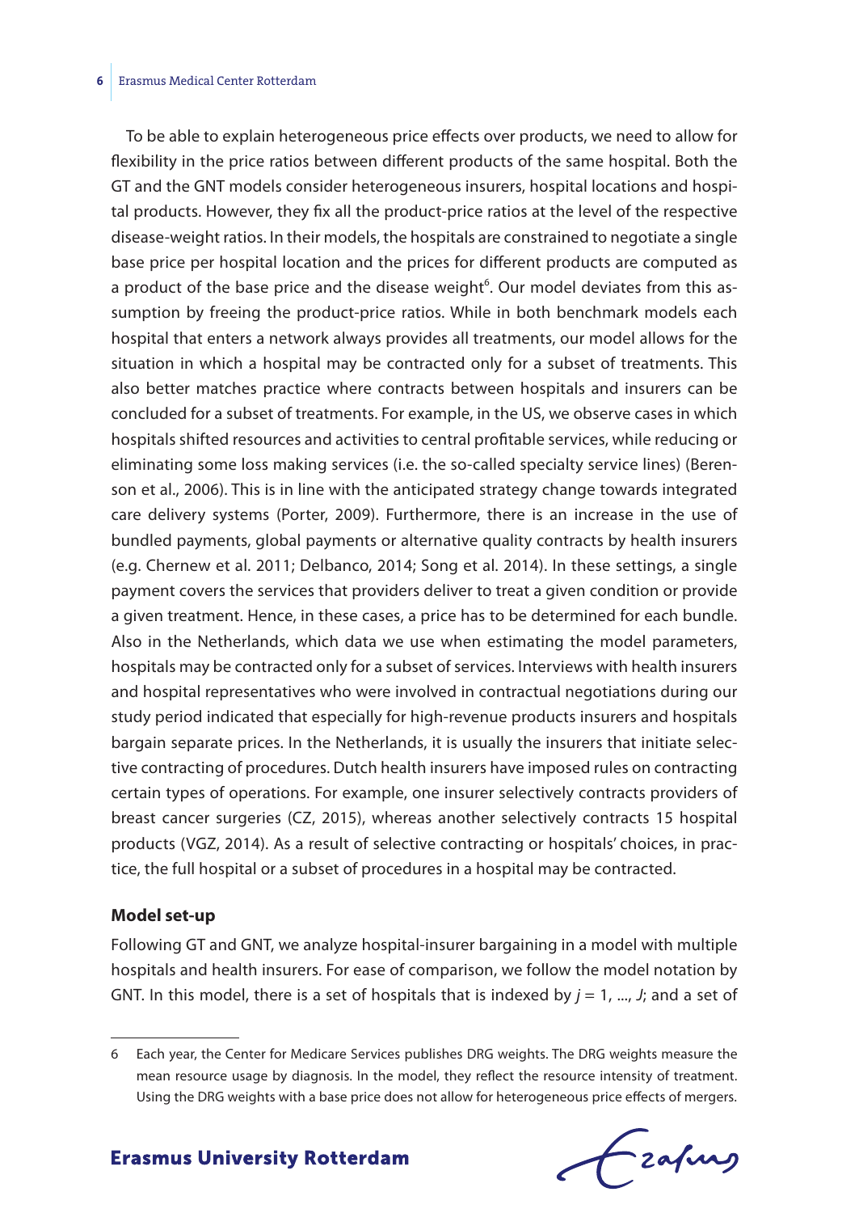To be able to explain heterogeneous price effects over products, we need to allow for flexibility in the price ratios between different products of the same hospital. Both the GT and the GNT models consider heterogeneous insurers, hospital locations and hospital products. However, they fix all the product-price ratios at the level of the respective disease-weight ratios. In their models, the hospitals are constrained to negotiate a single base price per hospital location and the prices for different products are computed as a product of the base price and the disease weight[6]. Our model deviates from this assumption by freeing the product-price ratios. While in both benchmark models each hospital that enters a network always provides all treatments, our model allows for the situation in which a hospital may be contracted only for a subset of treatments. This also better matches practice where contracts between hospitals and insurers can be concluded for a subset of treatments. For example, in the US, we observe cases in which hospitals shifted resources and activities to central profitable services, while reducing or eliminating some loss making services (i.e. the so-called specialty service lines) (Berenson et al., 2006). This is in line with the anticipated strategy change towards integrated care delivery systems (Porter, 2009). Furthermore, there is an increase in the use of bundled payments, global payments or alternative quality contracts by health insurers (e.g. Chernew et al. 2011; Delbanco, 2014; Song et al. 2014). In these settings, a single payment covers the services that providers deliver to treat a given condition or provide a given treatment. Hence, in these cases, a price has to be determined for each bundle. Also in the Netherlands, which data we use when estimating the model parameters, hospitals may be contracted only for a subset of services. Interviews with health insurers and hospital representatives who were involved in contractual negotiations during our study period indicated that especially for high-revenue products insurers and hospitals bargain separate prices. In the Netherlands, it is usually the insurers that initiate selective contracting of procedures. Dutch health insurers have imposed rules on contracting certain types of operations. For example, one insurer selectively contracts providers of breast cancer surgeries (CZ, 2015), whereas another selectively contracts 15 hospital products (VGZ, 2014). As a result of selective contracting or hospitals' choices, in practice, the full hospital or a subset of procedures in a hospital may be contracted.

**Model set-up**

Following GT and GNT, we analyze hospital-insurer bargaining in a model with multiple hospitals and health insurers. For ease of comparison, we follow the model notation by GNT. In this model, there is a set of hospitals that is indexed by $j = 1, ..., J$; and a set of

---

6 Each year, the Center for Medicare Services publishes DRG weights. The DRG weights measure the mean resource usage by diagnosis. In the model, they reflect the resource intensity of treatment. Using the DRG weights with a base price does not allow for heterogeneous price effects of mergers.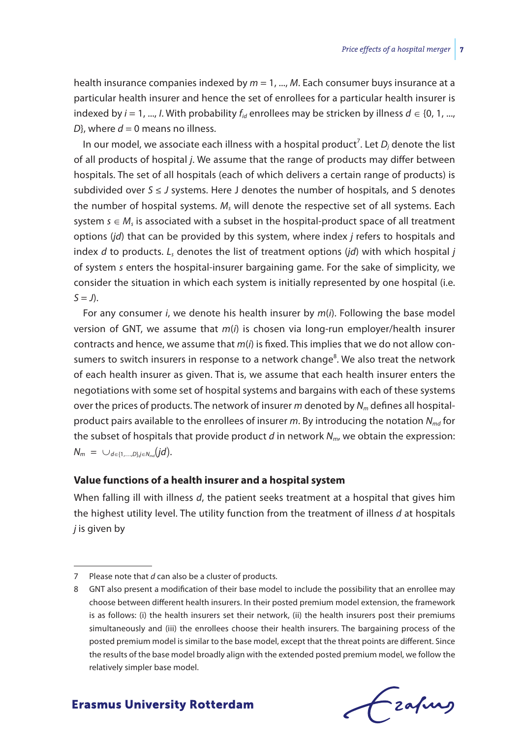health insurance companies indexed by $m = 1, ..., M$. Each consumer buys insurance at a particular health insurer and hence the set of enrollees for a particular health insurer is indexed by $i = 1, ..., I$. With probability $f_{id}$ enrollees may be stricken by illness $d \in \{0, 1, ..., D\}$, where $d = 0$ means no illness.

In our model, we associate each illness with a hospital product[7]. Let $D_j$ denote the list of all products of hospital $j$. We assume that the range of products may differ between hospitals. The set of all hospitals (each of which delivers a certain range of products) is subdivided over $S \leq J$ systems. Here J denotes the number of hospitals, and S denotes the number of hospital systems. $M_s$ will denote the respective set of all systems. Each system $s \in M_s$ is associated with a subset in the hospital-product space of all treatment options ($jd$) that can be provided by this system, where index $j$ refers to hospitals and index $d$ to products. $L_s$ denotes the list of treatment options ($jd$) with which hospital $j$ of system $s$ enters the hospital-insurer bargaining game. For the sake of simplicity, we consider the situation in which each system is initially represented by one hospital (i.e. $S = J$).

For any consumer $i$, we denote his health insurer by $m(i)$. Following the base model version of GNT, we assume that $m(i)$ is chosen via long-run employer/health insurer contracts and hence, we assume that $m(i)$ is fixed. This implies that we do not allow consumers to switch insurers in response to a network change[8]. We also treat the network of each health insurer as given. That is, we assume that each health insurer enters the negotiations with some set of hospital systems and bargains with each of these systems over the prices of products. The network of insurer $m$ denoted by $N_m$ defines all hospital-product pairs available to the enrollees of insurer $m$. By introducing the notation $N_{md}$ for the subset of hospitals that provide product $d$ in network $N_m$, we obtain the expression: $N_m = \cup_{d \in \{1,...,D\}, j \in N_{md}} (jd)$.

## Value functions of a health insurer and a hospital system

When falling ill with illness $d$, the patient seeks treatment at a hospital that gives him the highest utility level. The utility function from the treatment of illness $d$ at hospitals $j$ is given by

---

7 Please note that $d$ can also be a cluster of products.

8 GNT also present a modification of their base model to include the possibility that an enrollee may choose between different health insurers. In their posted premium model extension, the framework is as follows: (i) the health insurers set their network, (ii) the health insurers post their premiums simultaneously and (iii) the enrollees choose their health insurers. The bargaining process of the posted premium model is similar to the base model, except that the threat points are different. Since the results of the base model broadly align with the extended posted premium model, we follow the relatively simpler base model.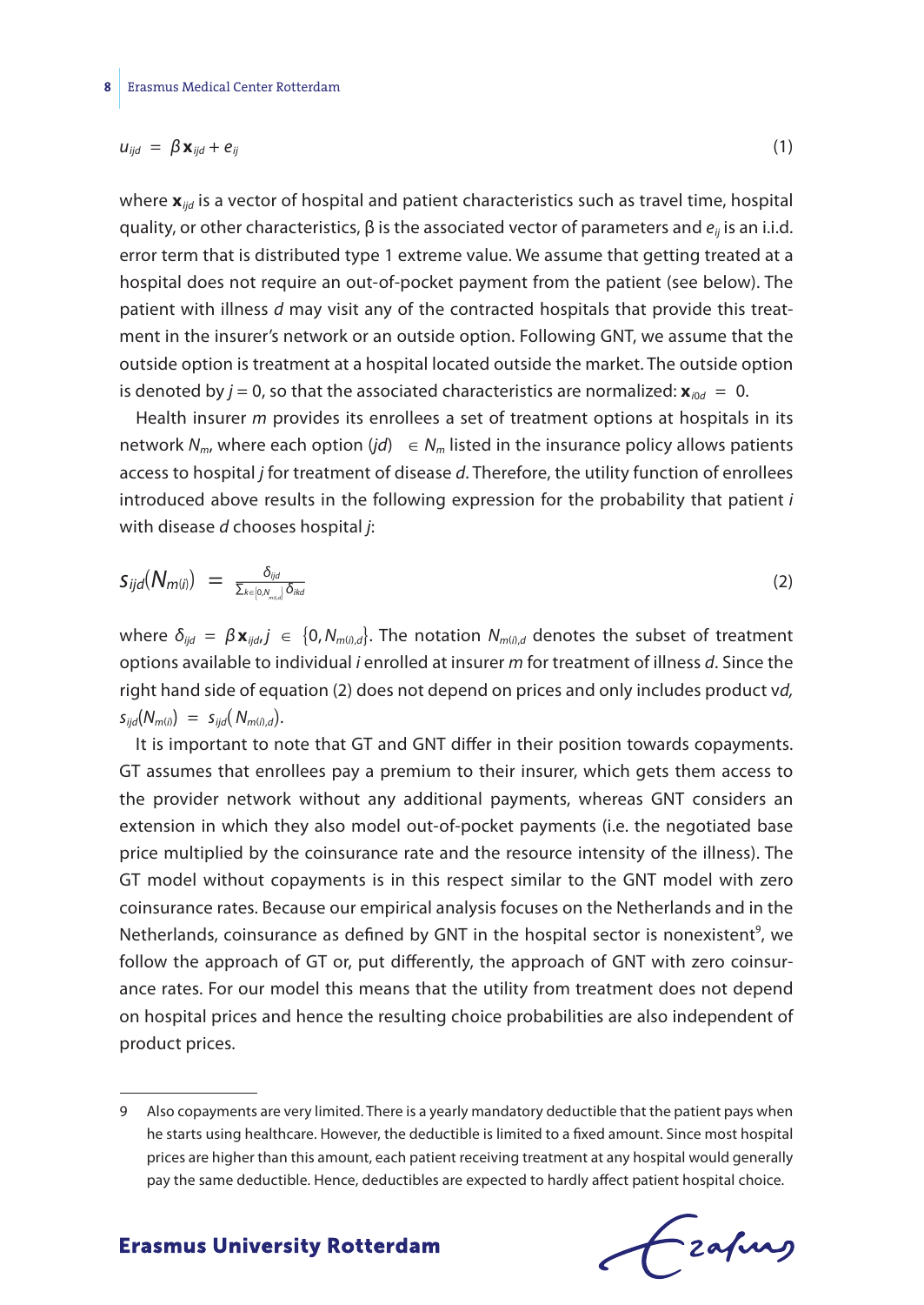$$u_{ijd} = \beta \mathbf{x}_{ijd} + e_{ij} \tag{1}$$

where $\mathbf{x}_{ijd}$ is a vector of hospital and patient characteristics such as travel time, hospital quality, or other characteristics, β is the associated vector of parameters and $e_{ij}$ is an i.i.d. error term that is distributed type 1 extreme value. We assume that getting treated at a hospital does not require an out-of-pocket payment from the patient (see below). The patient with illness $d$ may visit any of the contracted hospitals that provide this treatment in the insurer's network or an outside option. Following GNT, we assume that the outside option is treatment at a hospital located outside the market. The outside option is denoted by $j = 0$, so that the associated characteristics are normalized: $\mathbf{x}_{i0d} = 0$.

Health insurer $m$ provides its enrollees a set of treatment options at hospitals in its network $N_m$, where each option $(jd) \in N_m$ listed in the insurance policy allows patients access to hospital $j$ for treatment of disease $d$. Therefore, the utility function of enrollees introduced above results in the following expression for the probability that patient $i$ with disease $d$ chooses hospital $j$:

$$s_{ijd}(N_{m(i)}) = \frac{\delta_{ijd}}{\sum_{k \in \{0, N_{m(i),d}\}} \delta_{ikd}} \tag{2}$$

where $\delta_{ijd} = \beta \mathbf{x}_{ijd}, j \in \{0, N_{m(i),d}\}$. The notation $N_{m(i),d}$ denotes the subset of treatment options available to individual $i$ enrolled at insurer $m$ for treatment of illness $d$. Since the right hand side of equation (2) does not depend on prices and only includes product v$d$, $s_{ijd}(N_{m(i)}) = s_{ijd}(N_{m(i),d})$.

It is important to note that GT and GNT differ in their position towards copayments. GT assumes that enrollees pay a premium to their insurer, which gets them access to the provider network without any additional payments, whereas GNT considers an extension in which they also model out-of-pocket payments (i.e. the negotiated base price multiplied by the coinsurance rate and the resource intensity of the illness). The GT model without copayments is in this respect similar to the GNT model with zero coinsurance rates. Because our empirical analysis focuses on the Netherlands and in the Netherlands, coinsurance as defined by GNT in the hospital sector is nonexistent[9], we follow the approach of GT or, put differently, the approach of GNT with zero coinsurance rates. For our model this means that the utility from treatment does not depend on hospital prices and hence the resulting choice probabilities are also independent of product prices.

---

9 Also copayments are very limited. There is a yearly mandatory deductible that the patient pays when he starts using healthcare. However, the deductible is limited to a fixed amount. Since most hospital prices are higher than this amount, each patient receiving treatment at any hospital would generally pay the same deductible. Hence, deductibles are expected to hardly affect patient hospital choice.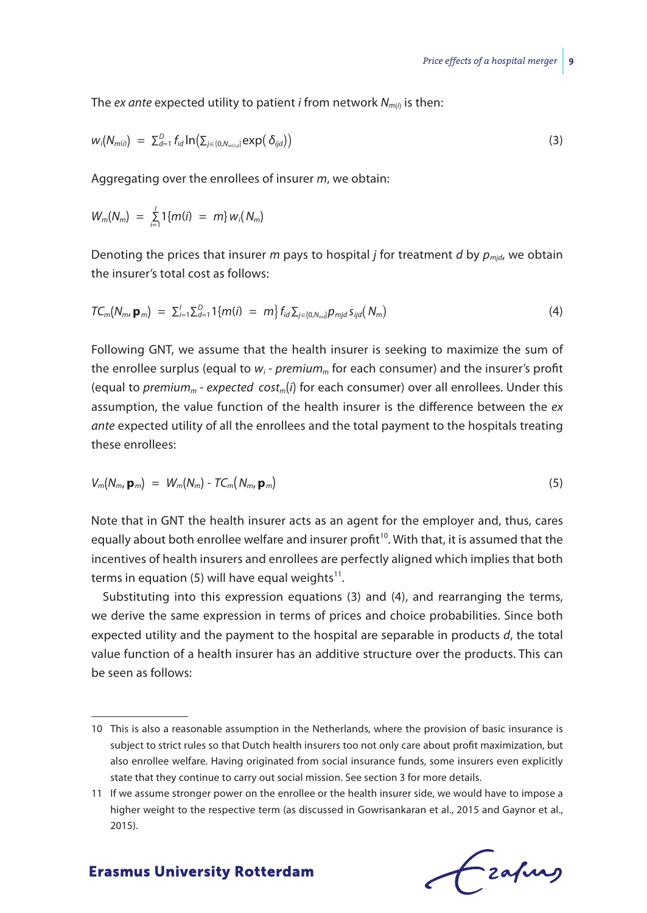The *ex ante* expected utility to patient $i$ from network $N_{m(i)}$ is then:

$$w_i(N_{m(i)}) = \sum_{d=1}^{D} f_{id} \ln\left(\sum_{j \in \{0, N_{m(i),d}\}} \exp(\delta_{ijd})\right) \tag{3}$$

Aggregating over the enrollees of insurer $m$, we obtain:

$$W_m(N_m) = \sum_{i=1}^{I} 1\{m(i) = m\} \, w_i(N_m)$$

Denoting the prices that insurer $m$ pays to hospital $j$ for treatment $d$ by $p_{mjd}$, we obtain the insurer's total cost as follows:

$$TC_m(N_m, \mathbf{p}_m) = \sum_{i=1}^{I} \sum_{d=1}^{D} 1\{m(i) = m\} \, f_{id} \sum_{j \in \{0, N_{md}\}} p_{mjd} \, s_{ijd}(N_m) \tag{4}$$

Following GNT, we assume that the health insurer is seeking to maximize the sum of the enrollee surplus (equal to $w_i$ - $premium_m$ for each consumer) and the insurer's profit (equal to $premium_m$ - $expected\ cost_m(i)$ for each consumer) over all enrollees. Under this assumption, the value function of the health insurer is the difference between the *ex ante* expected utility of all the enrollees and the total payment to the hospitals treating these enrollees:

$$V_m(N_m, \mathbf{p}_m) = W_m(N_m) - TC_m(N_m, \mathbf{p}_m) \tag{5}$$

Note that in GNT the health insurer acts as an agent for the employer and, thus, cares equally about both enrollee welfare and insurer profit[10]. With that, it is assumed that the incentives of health insurers and enrollees are perfectly aligned which implies that both terms in equation (5) will have equal weights[11].

Substituting into this expression equations (3) and (4), and rearranging the terms, we derive the same expression in terms of prices and choice probabilities. Since both expected utility and the payment to the hospital are separable in products $d$, the total value function of a health insurer has an additive structure over the products. This can be seen as follows:

---

10 This is also a reasonable assumption in the Netherlands, where the provision of basic insurance is subject to strict rules so that Dutch health insurers too not only care about profit maximization, but also enrollee welfare. Having originated from social insurance funds, some insurers even explicitly state that they continue to carry out social mission. See section 3 for more details.

11 If we assume stronger power on the enrollee or the health insurer side, we would have to impose a higher weight to the respective term (as discussed in Gowrisankaran et al., 2015 and Gaynor et al., 2015).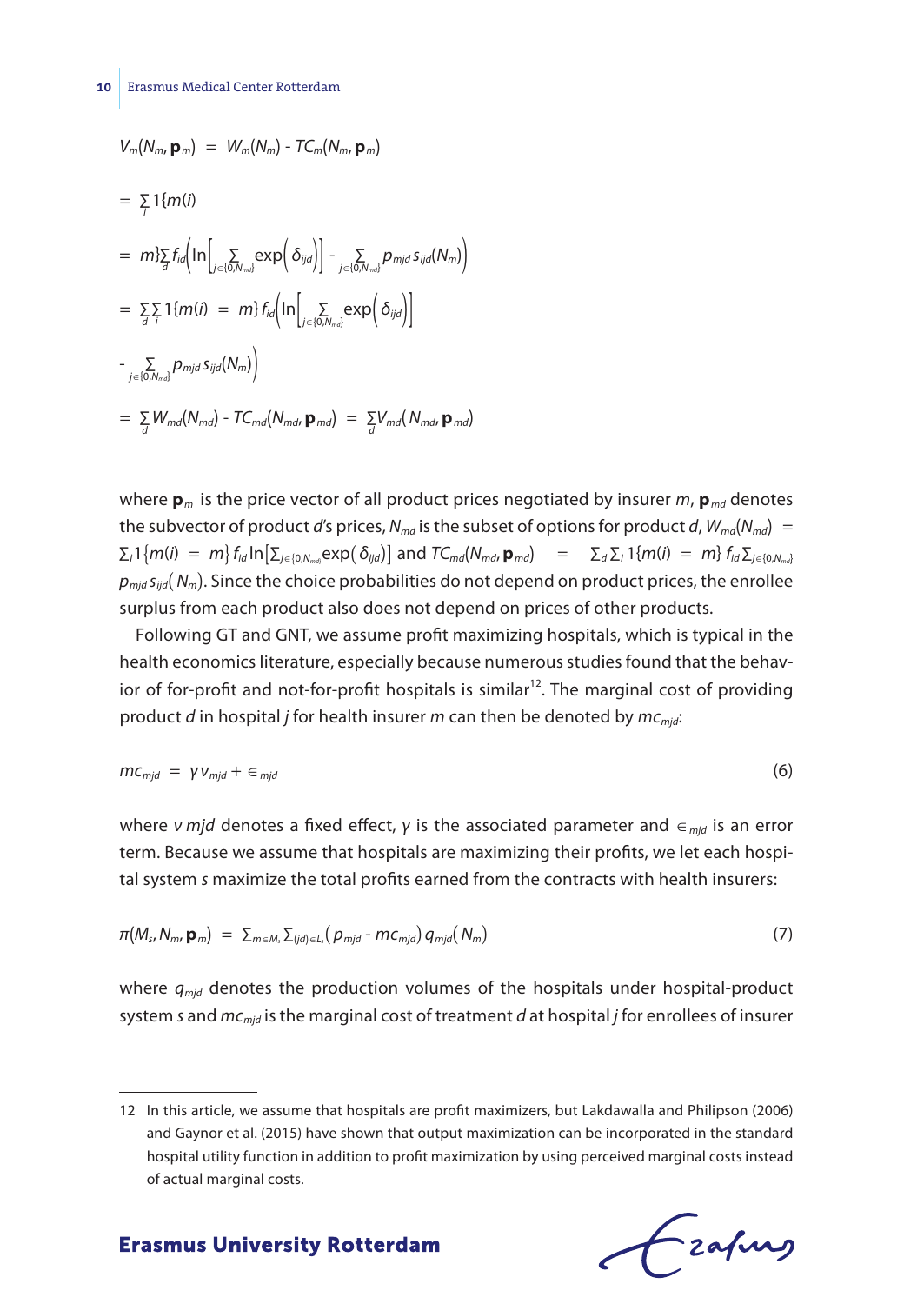$$V_m(N_m, \mathbf{p}_m) = W_m(N_m) - TC_m(N_m, \mathbf{p}_m)$$

$$= \sum_i 1\{m(i)$$

$$= m\}\sum_d f_{id}\left(\ln\left[\sum_{j\in\{0,N_{md}\}} \exp\left(\delta_{ijd}\right)\right] - \sum_{j\in\{0,N_{md}\}} p_{mjd}\, s_{ijd}(N_m)\right)$$

$$= \sum_d \sum_i 1\{m(i) = m\} f_{id}\left(\ln\left[\sum_{j\in\{0,N_{md}\}} \exp\left(\delta_{ijd}\right)\right]\right.$$

$$\left. - \sum_{j\in\{0,N_{md}\}} p_{mjd}\, s_{ijd}(N_m)\right)$$

$$= \sum_d W_{md}(N_{md}) - TC_{md}(N_{md}, \mathbf{p}_{md}) = \sum_d V_{md}(N_{md}, \mathbf{p}_{md})$$

where $\mathbf{p}_m$ is the price vector of all product prices negotiated by insurer $m$, $\mathbf{p}_{md}$ denotes the subvector of product $d$'s prices, $N_{md}$ is the subset of options for product $d$, $W_{md}(N_{md}) = \sum_i 1\{m(i) = m\} f_{id} \ln\left[\sum_{j\in\{0,N_{md}\}} \exp(\delta_{ijd})\right]$ and $TC_{md}(N_{md}, \mathbf{p}_{md}) = \sum_d \sum_i 1\{m(i) = m\} f_{id} \sum_{j\in\{0,N_{md}\}} p_{mjd}\, s_{ijd}(N_m)$. Since the choice probabilities do not depend on product prices, the enrollee surplus from each product also does not depend on prices of other products.

Following GT and GNT, we assume profit maximizing hospitals, which is typical in the health economics literature, especially because numerous studies found that the behavior of for-profit and not-for-profit hospitals is similar[12]. The marginal cost of providing product $d$ in hospital $j$ for health insurer $m$ can then be denoted by $mc_{mjd}$:

$$mc_{mjd} = \gamma v_{mjd} + \epsilon_{mjd} \tag{6}$$

where $v\ mjd$ denotes a fixed effect, $\gamma$ is the associated parameter and $\epsilon_{mjd}$ is an error term. Because we assume that hospitals are maximizing their profits, we let each hospital system $s$ maximize the total profits earned from the contracts with health insurers:

$$\pi(M_s, N_m, \mathbf{p}_m) = \sum_{m\in M_s} \sum_{(jd)\in L_s} \left(p_{mjd} - mc_{mjd}\right) q_{mjd}\left(N_m\right) \tag{7}$$

where $q_{mjd}$ denotes the production volumes of the hospitals under hospital-product system $s$ and $mc_{mjd}$ is the marginal cost of treatment $d$ at hospital $j$ for enrollees of insurer

---

[12] In this article, we assume that hospitals are profit maximizers, but Lakdawalla and Philipson (2006) and Gaynor et al. (2015) have shown that output maximization can be incorporated in the standard hospital utility function in addition to profit maximization by using perceived marginal costs instead of actual marginal costs.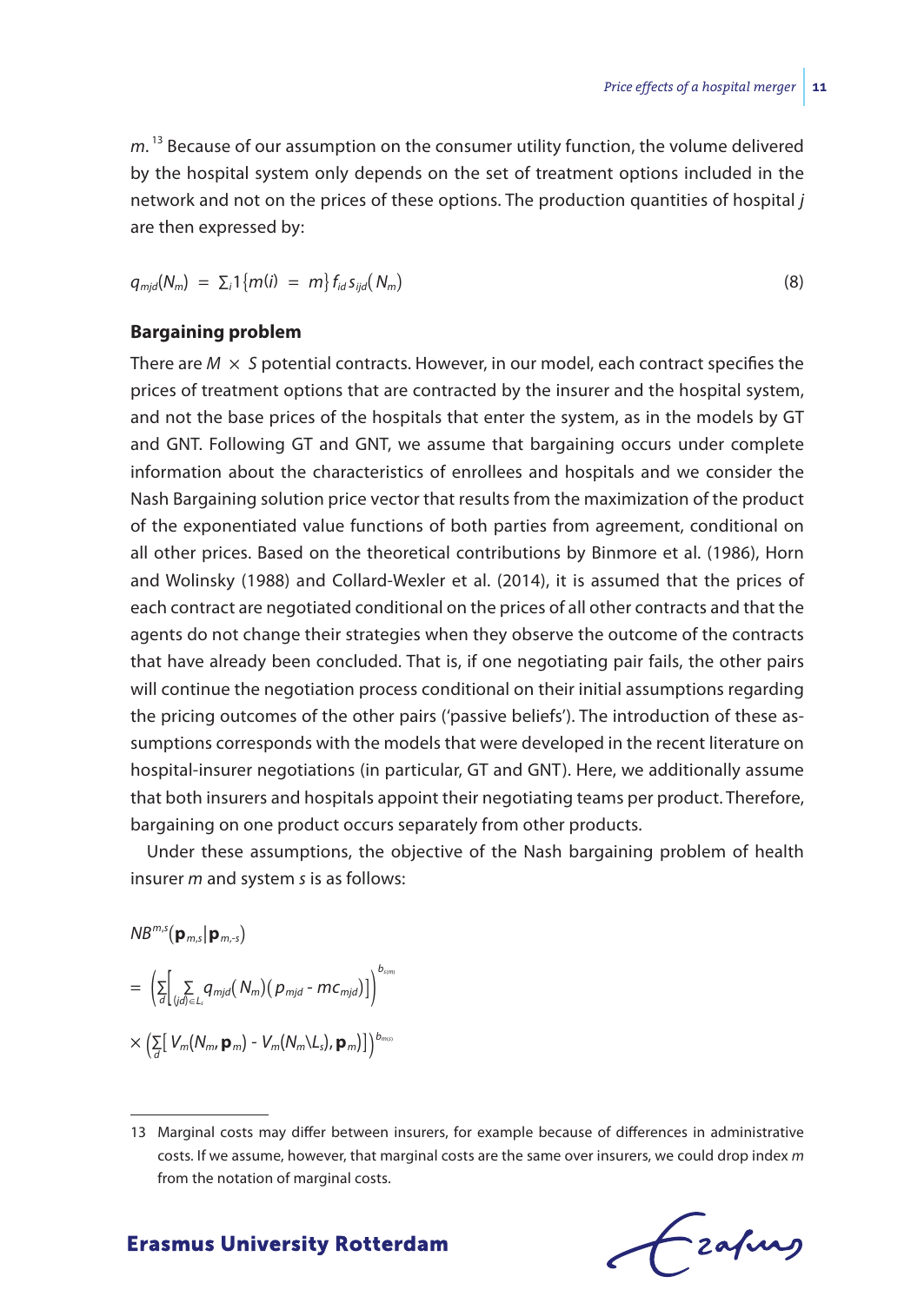$m$.[13] Because of our assumption on the consumer utility function, the volume delivered by the hospital system only depends on the set of treatment options included in the network and not on the prices of these options. The production quantities of hospital $j$ are then expressed by:

$$q_{mjd}(N_m) = \Sigma_i 1\{m(i) = m\} f_{id} s_{ijd}(N_m) \tag{8}$$

### Bargaining problem

There are $M \times S$ potential contracts. However, in our model, each contract specifies the prices of treatment options that are contracted by the insurer and the hospital system, and not the base prices of the hospitals that enter the system, as in the models by GT and GNT. Following GT and GNT, we assume that bargaining occurs under complete information about the characteristics of enrollees and hospitals and we consider the Nash Bargaining solution price vector that results from the maximization of the product of the exponentiated value functions of both parties from agreement, conditional on all other prices. Based on the theoretical contributions by Binmore et al. (1986), Horn and Wolinsky (1988) and Collard-Wexler et al. (2014), it is assumed that the prices of each contract are negotiated conditional on the prices of all other contracts and that the agents do not change their strategies when they observe the outcome of the contracts that have already been concluded. That is, if one negotiating pair fails, the other pairs will continue the negotiation process conditional on their initial assumptions regarding the pricing outcomes of the other pairs ('passive beliefs'). The introduction of these assumptions corresponds with the models that were developed in the recent literature on hospital-insurer negotiations (in particular, GT and GNT). Here, we additionally assume that both insurers and hospitals appoint their negotiating teams per product. Therefore, bargaining on one product occurs separately from other products.

Under these assumptions, the objective of the Nash bargaining problem of health insurer $m$ and system $s$ is as follows:

$$NB^{m,s}(\mathbf{p}_{m,s} | \mathbf{p}_{m,-s})$$

$$= \left( \sum_d \left[ \sum_{(jd) \in L_s} q_{mjd}(N_m)(p_{mjd} - mc_{mjd}) \right] \right)^{b_{s(m)}}$$

$$\times \left( \sum_d \left[ V_m(N_m, \mathbf{p}_m) - V_m(N_m \backslash L_s), \mathbf{p}_m) \right] \right)^{b_{m(s)}}$$

---

13 Marginal costs may differ between insurers, for example because of differences in administrative costs. If we assume, however, that marginal costs are the same over insurers, we could drop index $m$ from the notation of marginal costs.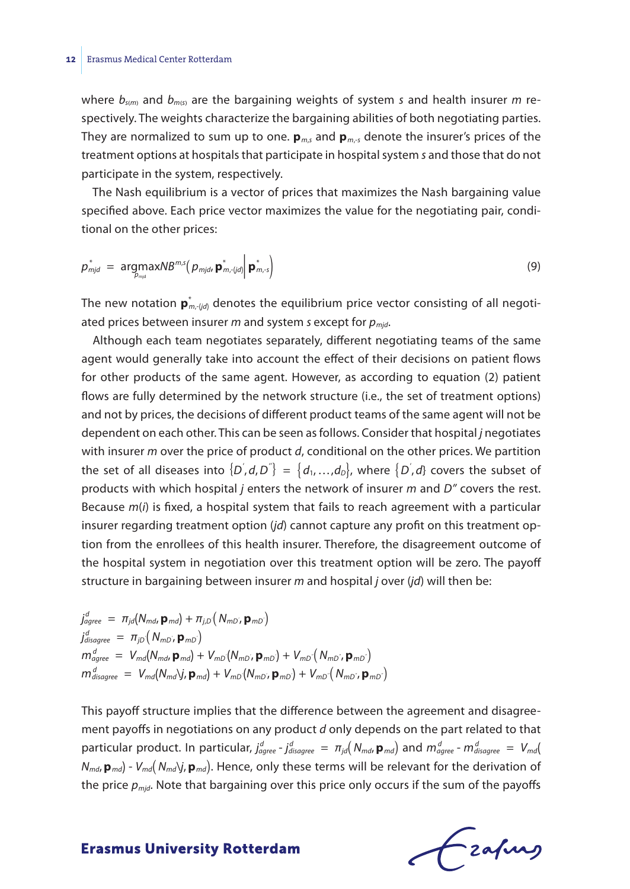where $b_{s(m)}$ and $b_{m(s)}$ are the bargaining weights of system $s$ and health insurer $m$ respectively. The weights characterize the bargaining abilities of both negotiating parties. They are normalized to sum up to one. $\mathbf{p}_{m,s}$ and $\mathbf{p}_{m,-s}$ denote the insurer's prices of the treatment options at hospitals that participate in hospital system $s$ and those that do not participate in the system, respectively.

The Nash equilibrium is a vector of prices that maximizes the Nash bargaining value specified above. Each price vector maximizes the value for the negotiating pair, conditional on the other prices:

$$p^*_{mjd} = \underset{p_{mjd}}{\operatorname{argmax}} NB^{m,s}\left(p_{mjd}, \mathbf{p}^*_{m,-(jd)} \middle| \mathbf{p}^*_{m,-s}\right) \tag{9}$$

The new notation $\mathbf{p}^*_{m,-(jd)}$ denotes the equilibrium price vector consisting of all negotiated prices between insurer $m$ and system $s$ except for $p_{mjd}$.

Although each team negotiates separately, different negotiating teams of the same agent would generally take into account the effect of their decisions on patient flows for other products of the same agent. However, as according to equation (2) patient flows are fully determined by the network structure (i.e., the set of treatment options) and not by prices, the decisions of different product teams of the same agent will not be dependent on each other. This can be seen as follows. Consider that hospital $j$ negotiates with insurer $m$ over the price of product $d$, conditional on the other prices. We partition the set of all diseases into $\{D', d, D''\} = \{d_1, \ldots, d_D\}$, where $\{D', d\}$ covers the subset of products with which hospital $j$ enters the network of insurer $m$ and $D''$ covers the rest. Because $m(i)$ is fixed, a hospital system that fails to reach agreement with a particular insurer regarding treatment option ($jd$) cannot capture any profit on this treatment option from the enrollees of this health insurer. Therefore, the disagreement outcome of the hospital system in negotiation over this treatment option will be zero. The payoff structure in bargaining between insurer $m$ and hospital $j$ over ($jd$) will then be:

$$
\begin{aligned}
j^d_{agree} &= \pi_{jd}(N_{md}, \mathbf{p}_{md}) + \pi_{j,D'}\left(N_{mD'}, \mathbf{p}_{mD'}\right) \\
j^d_{disagree} &= \pi_{jD'}\left(N_{mD'}, \mathbf{p}_{mD'}\right) \\
m^d_{agree} &= V_{md}(N_{md}, \mathbf{p}_{md}) + V_{mD'}(N_{mD'}, \mathbf{p}_{mD'}) + V_{mD''}\left(N_{mD''}, \mathbf{p}_{mD''}\right) \\
m^d_{disagree} &= V_{md}(N_{md} \backslash j, \mathbf{p}_{md}) + V_{mD'}(N_{mD'}, \mathbf{p}_{mD'}) + V_{mD''}\left(N_{mD''}, \mathbf{p}_{mD''}\right)
\end{aligned}
$$

This payoff structure implies that the difference between the agreement and disagreement payoffs in negotiations on any product $d$ only depends on the part related to that particular product. In particular, $j^d_{agree} - j^d_{disagree} = \pi_{jd}\left(N_{md}, \mathbf{p}_{md}\right)$ and $m^d_{agree} - m^d_{disagree} = V_{md}\left(N_{md}, \mathbf{p}_{md}\right) - V_{md}\left(N_{md} \backslash j, \mathbf{p}_{md}\right)$. Hence, only these terms will be relevant for the derivation of the price $p_{mjd}$. Note that bargaining over this price only occurs if the sum of the payoffs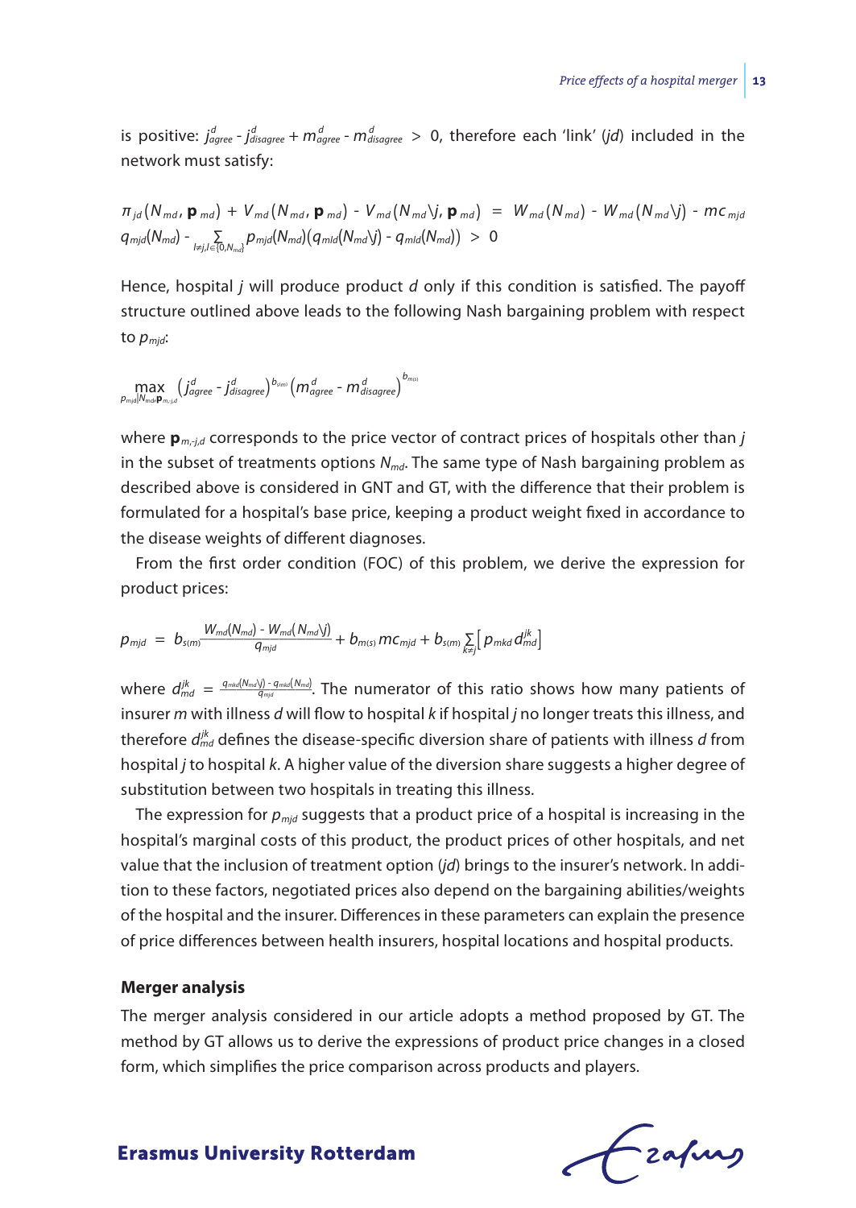is positive: $j^d_{agree} - j^d_{disagree} + m^d_{agree} - m^d_{disagree} > 0$, therefore each 'link' ($jd$) included in the network must satisfy:

$$\pi_{jd}(N_{md}, \mathbf{p}_{md}) + V_{md}(N_{md}, \mathbf{p}_{md}) - V_{md}(N_{md}\backslash j, \mathbf{p}_{md}) = W_{md}(N_{md}) - W_{md}(N_{md}\backslash j) - mc_{mjd} q_{mjd}(N_{md}) - \sum_{l \neq j, l \in \{0, N_{md}\}} p_{mjd}(N_{md})(q_{mld}(N_{md}\backslash j) - q_{mld}(N_{md})) > 0$$

Hence, hospital $j$ will produce product $d$ only if this condition is satisfied. The payoff structure outlined above leads to the following Nash bargaining problem with respect to $p_{mjd}$:

$$\max_{p_{mjd}|N_{md}, \mathbf{p}_{m,-j,d}} \left(j^d_{agree} - j^d_{disagree}\right)^{b_{s(m)}} \left(m^d_{agree} - m^d_{disagree}\right)^{b_{m(s)}}$$

where $\mathbf{p}_{m,-j,d}$ corresponds to the price vector of contract prices of hospitals other than $j$ in the subset of treatments options $N_{md}$. The same type of Nash bargaining problem as described above is considered in GNT and GT, with the difference that their problem is formulated for a hospital's base price, keeping a product weight fixed in accordance to the disease weights of different diagnoses.

From the first order condition (FOC) of this problem, we derive the expression for product prices:

$$p_{mjd} = b_{s(m)} \frac{W_{md}(N_{md}) - W_{md}(N_{md}\backslash j)}{q_{mjd}} + b_{m(s)} mc_{mjd} + b_{s(m)} \sum_{k \neq j} \left[ p_{mkd} d^{jk}_{md} \right]$$

where $d^{jk}_{md} = \frac{q_{mkd}(N_{md}\backslash j) - q_{mkd}(N_{md})}{q_{mjd}}$. The numerator of this ratio shows how many patients of insurer $m$ with illness $d$ will flow to hospital $k$ if hospital $j$ no longer treats this illness, and therefore $d^{jk}_{md}$ defines the disease-specific diversion share of patients with illness $d$ from hospital $j$ to hospital $k$. A higher value of the diversion share suggests a higher degree of substitution between two hospitals in treating this illness.

The expression for $p_{mjd}$ suggests that a product price of a hospital is increasing in the hospital's marginal costs of this product, the product prices of other hospitals, and net value that the inclusion of treatment option ($jd$) brings to the insurer's network. In addition to these factors, negotiated prices also depend on the bargaining abilities/weights of the hospital and the insurer. Differences in these parameters can explain the presence of price differences between health insurers, hospital locations and hospital products.

### Merger analysis

The merger analysis considered in our article adopts a method proposed by GT. The method by GT allows us to derive the expressions of product price changes in a closed form, which simplifies the price comparison across products and players.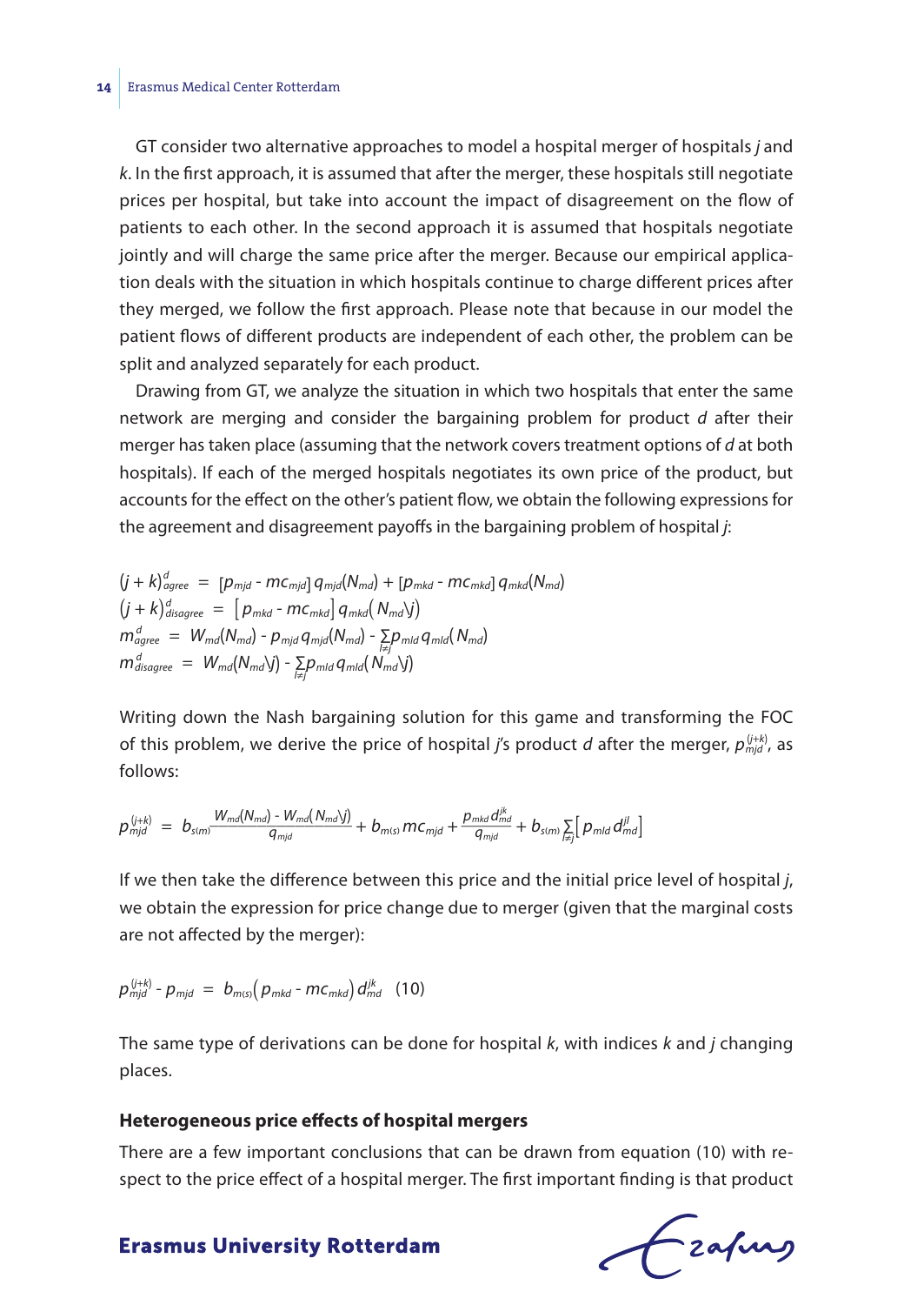GT consider two alternative approaches to model a hospital merger of hospitals $j$ and $k$. In the first approach, it is assumed that after the merger, these hospitals still negotiate prices per hospital, but take into account the impact of disagreement on the flow of patients to each other. In the second approach it is assumed that hospitals negotiate jointly and will charge the same price after the merger. Because our empirical application deals with the situation in which hospitals continue to charge different prices after they merged, we follow the first approach. Please note that because in our model the patient flows of different products are independent of each other, the problem can be split and analyzed separately for each product.

Drawing from GT, we analyze the situation in which two hospitals that enter the same network are merging and consider the bargaining problem for product $d$ after their merger has taken place (assuming that the network covers treatment options of $d$ at both hospitals). If each of the merged hospitals negotiates its own price of the product, but accounts for the effect on the other's patient flow, we obtain the following expressions for the agreement and disagreement payoffs in the bargaining problem of hospital $j$:

$$
\begin{aligned}
(j+k)^d_{agree} &= [p_{mjd} - mc_{mjd}]\, q_{mjd}(N_{md}) + [p_{mkd} - mc_{mkd}]\, q_{mkd}(N_{md}) \\
(j+k)^d_{disagree} &= \left[p_{mkd} - mc_{mkd}\right] q_{mkd}\left(N_{md} \backslash j\right) \\
m^d_{agree} &= W_{md}(N_{md}) - p_{mjd}\, q_{mjd}(N_{md}) - \sum_{l \neq j} p_{mld}\, q_{mld}\left(N_{md}\right) \\
m^d_{disagree} &= W_{md}(N_{md} \backslash j) - \sum_{l \neq j} p_{mld}\, q_{mld}\left(N_{md} \backslash j\right)
\end{aligned}
$$

Writing down the Nash bargaining solution for this game and transforming the FOC of this problem, we derive the price of hospital $j$'s product $d$ after the merger, $p^{(j+k)}_{mjd}$, as follows:

$$
p^{(j+k)}_{mjd} = b_{s(m)} \frac{W_{md}(N_{md}) - W_{md}\left(N_{md} \backslash j\right)}{q_{mjd}} + b_{m(s)}\, mc_{mjd} + \frac{p_{mkd}\, d^{jk}_{md}}{q_{mjd}} + b_{s(m)} \sum_{l \neq j} \left[p_{mld}\, d^{jl}_{md}\right]
$$

If we then take the difference between this price and the initial price level of hospital $j$, we obtain the expression for price change due to merger (given that the marginal costs are not affected by the merger):

$$
p^{(j+k)}_{mjd} - p_{mjd} = b_{m(s)} \left(p_{mkd} - mc_{mkd}\right) d^{jk}_{md} \quad (10)
$$

The same type of derivations can be done for hospital $k$, with indices $k$ and $j$ changing places.

### Heterogeneous price effects of hospital mergers

There are a few important conclusions that can be drawn from equation (10) with respect to the price effect of a hospital merger. The first important finding is that product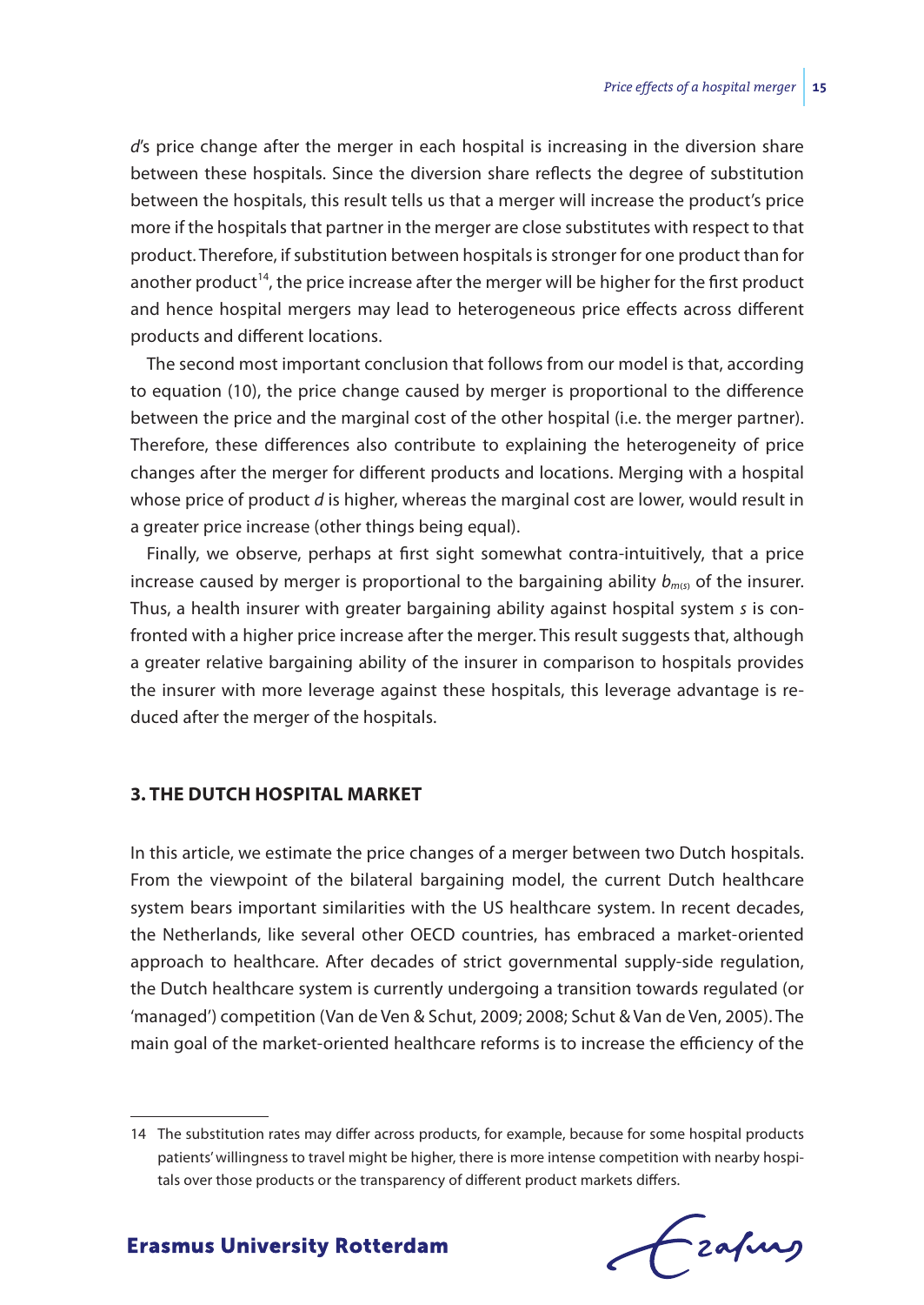*d*'s price change after the merger in each hospital is increasing in the diversion share between these hospitals. Since the diversion share reflects the degree of substitution between the hospitals, this result tells us that a merger will increase the product's price more if the hospitals that partner in the merger are close substitutes with respect to that product. Therefore, if substitution between hospitals is stronger for one product than for another product[14], the price increase after the merger will be higher for the first product and hence hospital mergers may lead to heterogeneous price effects across different products and different locations.

The second most important conclusion that follows from our model is that, according to equation (10), the price change caused by merger is proportional to the difference between the price and the marginal cost of the other hospital (i.e. the merger partner). Therefore, these differences also contribute to explaining the heterogeneity of price changes after the merger for different products and locations. Merging with a hospital whose price of product *d* is higher, whereas the marginal cost are lower, would result in a greater price increase (other things being equal).

Finally, we observe, perhaps at first sight somewhat contra-intuitively, that a price increase caused by merger is proportional to the bargaining ability $b_{m(s)}$ of the insurer. Thus, a health insurer with greater bargaining ability against hospital system *s* is confronted with a higher price increase after the merger. This result suggests that, although a greater relative bargaining ability of the insurer in comparison to hospitals provides the insurer with more leverage against these hospitals, this leverage advantage is reduced after the merger of the hospitals.

## 3. THE DUTCH HOSPITAL MARKET

In this article, we estimate the price changes of a merger between two Dutch hospitals. From the viewpoint of the bilateral bargaining model, the current Dutch healthcare system bears important similarities with the US healthcare system. In recent decades, the Netherlands, like several other OECD countries, has embraced a market-oriented approach to healthcare. After decades of strict governmental supply-side regulation, the Dutch healthcare system is currently undergoing a transition towards regulated (or 'managed') competition (Van de Ven & Schut, 2009; 2008; Schut & Van de Ven, 2005). The main goal of the market-oriented healthcare reforms is to increase the efficiency of the

---

14 The substitution rates may differ across products, for example, because for some hospital products patients' willingness to travel might be higher, there is more intense competition with nearby hospitals over those products or the transparency of different product markets differs.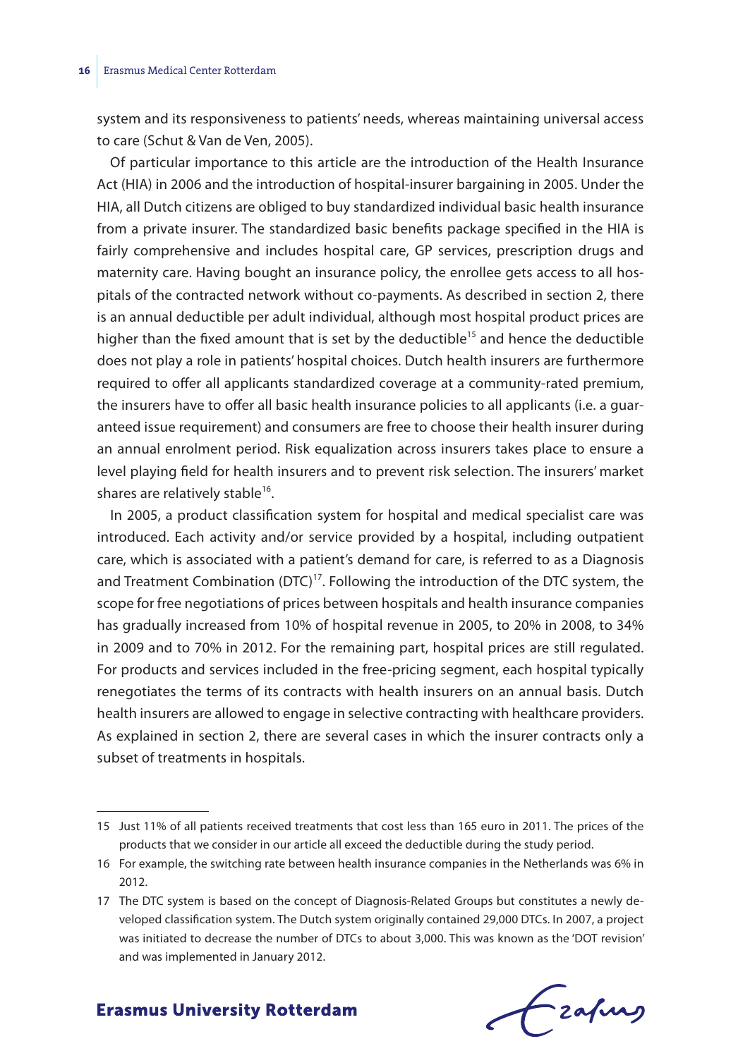system and its responsiveness to patients' needs, whereas maintaining universal access to care (Schut & Van de Ven, 2005).

Of particular importance to this article are the introduction of the Health Insurance Act (HIA) in 2006 and the introduction of hospital-insurer bargaining in 2005. Under the HIA, all Dutch citizens are obliged to buy standardized individual basic health insurance from a private insurer. The standardized basic benefits package specified in the HIA is fairly comprehensive and includes hospital care, GP services, prescription drugs and maternity care. Having bought an insurance policy, the enrollee gets access to all hospitals of the contracted network without co-payments. As described in section 2, there is an annual deductible per adult individual, although most hospital product prices are higher than the fixed amount that is set by the deductible[15] and hence the deductible does not play a role in patients' hospital choices. Dutch health insurers are furthermore required to offer all applicants standardized coverage at a community-rated premium, the insurers have to offer all basic health insurance policies to all applicants (i.e. a guaranteed issue requirement) and consumers are free to choose their health insurer during an annual enrolment period. Risk equalization across insurers takes place to ensure a level playing field for health insurers and to prevent risk selection. The insurers' market shares are relatively stable[16].

In 2005, a product classification system for hospital and medical specialist care was introduced. Each activity and/or service provided by a hospital, including outpatient care, which is associated with a patient's demand for care, is referred to as a Diagnosis and Treatment Combination (DTC)[17]. Following the introduction of the DTC system, the scope for free negotiations of prices between hospitals and health insurance companies has gradually increased from 10% of hospital revenue in 2005, to 20% in 2008, to 34% in 2009 and to 70% in 2012. For the remaining part, hospital prices are still regulated. For products and services included in the free-pricing segment, each hospital typically renegotiates the terms of its contracts with health insurers on an annual basis. Dutch health insurers are allowed to engage in selective contracting with healthcare providers. As explained in section 2, there are several cases in which the insurer contracts only a subset of treatments in hospitals.

---

15 Just 11% of all patients received treatments that cost less than 165 euro in 2011. The prices of the products that we consider in our article all exceed the deductible during the study period.

16 For example, the switching rate between health insurance companies in the Netherlands was 6% in 2012.

17 The DTC system is based on the concept of Diagnosis-Related Groups but constitutes a newly developed classification system. The Dutch system originally contained 29,000 DTCs. In 2007, a project was initiated to decrease the number of DTCs to about 3,000. This was known as the 'DOT revision' and was implemented in January 2012.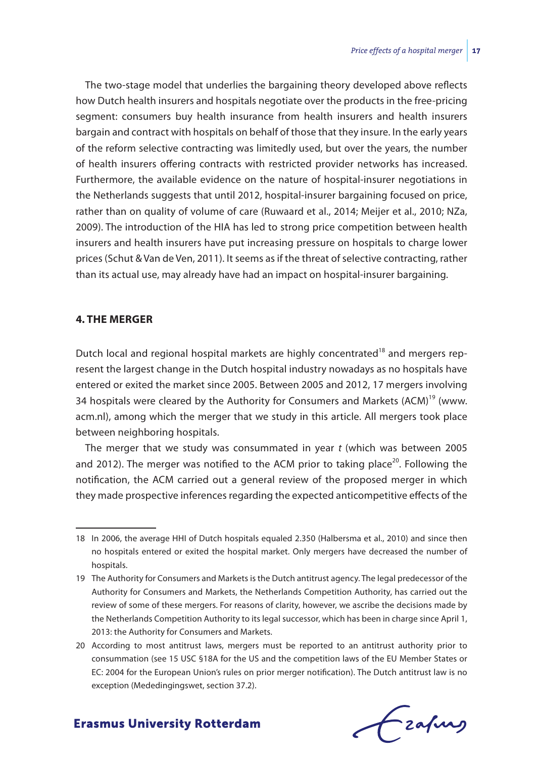The two-stage model that underlies the bargaining theory developed above reflects how Dutch health insurers and hospitals negotiate over the products in the free-pricing segment: consumers buy health insurance from health insurers and health insurers bargain and contract with hospitals on behalf of those that they insure. In the early years of the reform selective contracting was limitedly used, but over the years, the number of health insurers offering contracts with restricted provider networks has increased. Furthermore, the available evidence on the nature of hospital-insurer negotiations in the Netherlands suggests that until 2012, hospital-insurer bargaining focused on price, rather than on quality of volume of care (Ruwaard et al., 2014; Meijer et al., 2010; NZa, 2009). The introduction of the HIA has led to strong price competition between health insurers and health insurers have put increasing pressure on hospitals to charge lower prices (Schut & Van de Ven, 2011). It seems as if the threat of selective contracting, rather than its actual use, may already have had an impact on hospital-insurer bargaining.

## 4. THE MERGER

Dutch local and regional hospital markets are highly concentrated[18] and mergers represent the largest change in the Dutch hospital industry nowadays as no hospitals have entered or exited the market since 2005. Between 2005 and 2012, 17 mergers involving 34 hospitals were cleared by the Authority for Consumers and Markets (ACM)[19] (www.acm.nl), among which the merger that we study in this article. All mergers took place between neighboring hospitals.

The merger that we study was consummated in year *t* (which was between 2005 and 2012). The merger was notified to the ACM prior to taking place[20]. Following the notification, the ACM carried out a general review of the proposed merger in which they made prospective inferences regarding the expected anticompetitive effects of the

---

18 In 2006, the average HHI of Dutch hospitals equaled 2.350 (Halbersma et al., 2010) and since then no hospitals entered or exited the hospital market. Only mergers have decreased the number of hospitals.

19 The Authority for Consumers and Markets is the Dutch antitrust agency. The legal predecessor of the Authority for Consumers and Markets, the Netherlands Competition Authority, has carried out the review of some of these mergers. For reasons of clarity, however, we ascribe the decisions made by the Netherlands Competition Authority to its legal successor, which has been in charge since April 1, 2013: the Authority for Consumers and Markets.

20 According to most antitrust laws, mergers must be reported to an antitrust authority prior to consummation (see 15 USC §18A for the US and the competition laws of the EU Member States or EC: 2004 for the European Union's rules on prior merger notification). The Dutch antitrust law is no exception (Mededingingswet, section 37.2).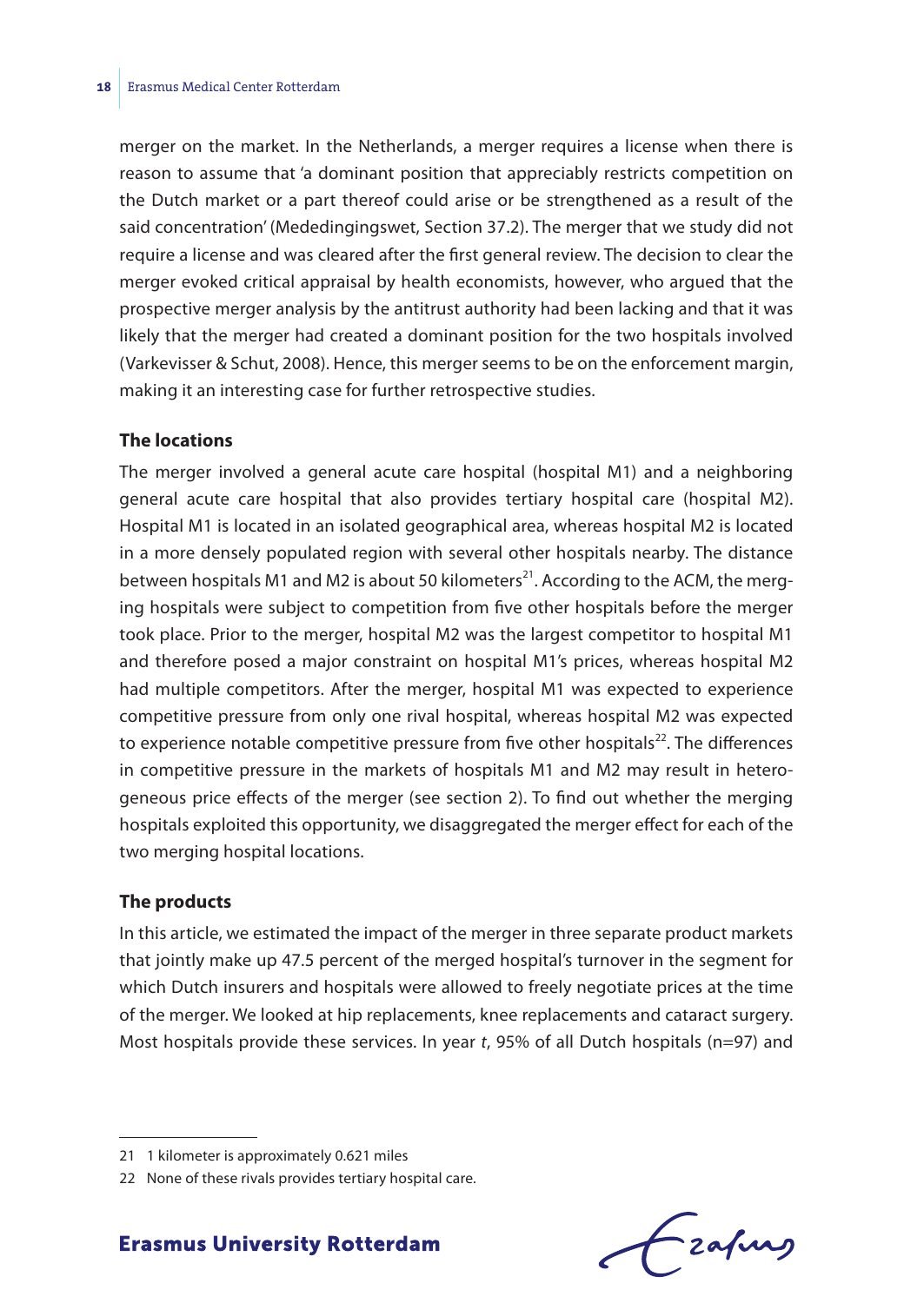merger on the market. In the Netherlands, a merger requires a license when there is reason to assume that 'a dominant position that appreciably restricts competition on the Dutch market or a part thereof could arise or be strengthened as a result of the said concentration' (Mededingingswet, Section 37.2). The merger that we study did not require a license and was cleared after the first general review. The decision to clear the merger evoked critical appraisal by health economists, however, who argued that the prospective merger analysis by the antitrust authority had been lacking and that it was likely that the merger had created a dominant position for the two hospitals involved (Varkevisser & Schut, 2008). Hence, this merger seems to be on the enforcement margin, making it an interesting case for further retrospective studies.

**The locations**

The merger involved a general acute care hospital (hospital M1) and a neighboring general acute care hospital that also provides tertiary hospital care (hospital M2). Hospital M1 is located in an isolated geographical area, whereas hospital M2 is located in a more densely populated region with several other hospitals nearby. The distance between hospitals M1 and M2 is about 50 kilometers[21]. According to the ACM, the merging hospitals were subject to competition from five other hospitals before the merger took place. Prior to the merger, hospital M2 was the largest competitor to hospital M1 and therefore posed a major constraint on hospital M1's prices, whereas hospital M2 had multiple competitors. After the merger, hospital M1 was expected to experience competitive pressure from only one rival hospital, whereas hospital M2 was expected to experience notable competitive pressure from five other hospitals[22]. The differences in competitive pressure in the markets of hospitals M1 and M2 may result in heterogeneous price effects of the merger (see section 2). To find out whether the merging hospitals exploited this opportunity, we disaggregated the merger effect for each of the two merging hospital locations.

**The products**

In this article, we estimated the impact of the merger in three separate product markets that jointly make up 47.5 percent of the merged hospital's turnover in the segment for which Dutch insurers and hospitals were allowed to freely negotiate prices at the time of the merger. We looked at hip replacements, knee replacements and cataract surgery. Most hospitals provide these services. In year *t*, 95% of all Dutch hospitals (n=97) and

21 1 kilometer is approximately 0.621 miles

22 None of these rivals provides tertiary hospital care.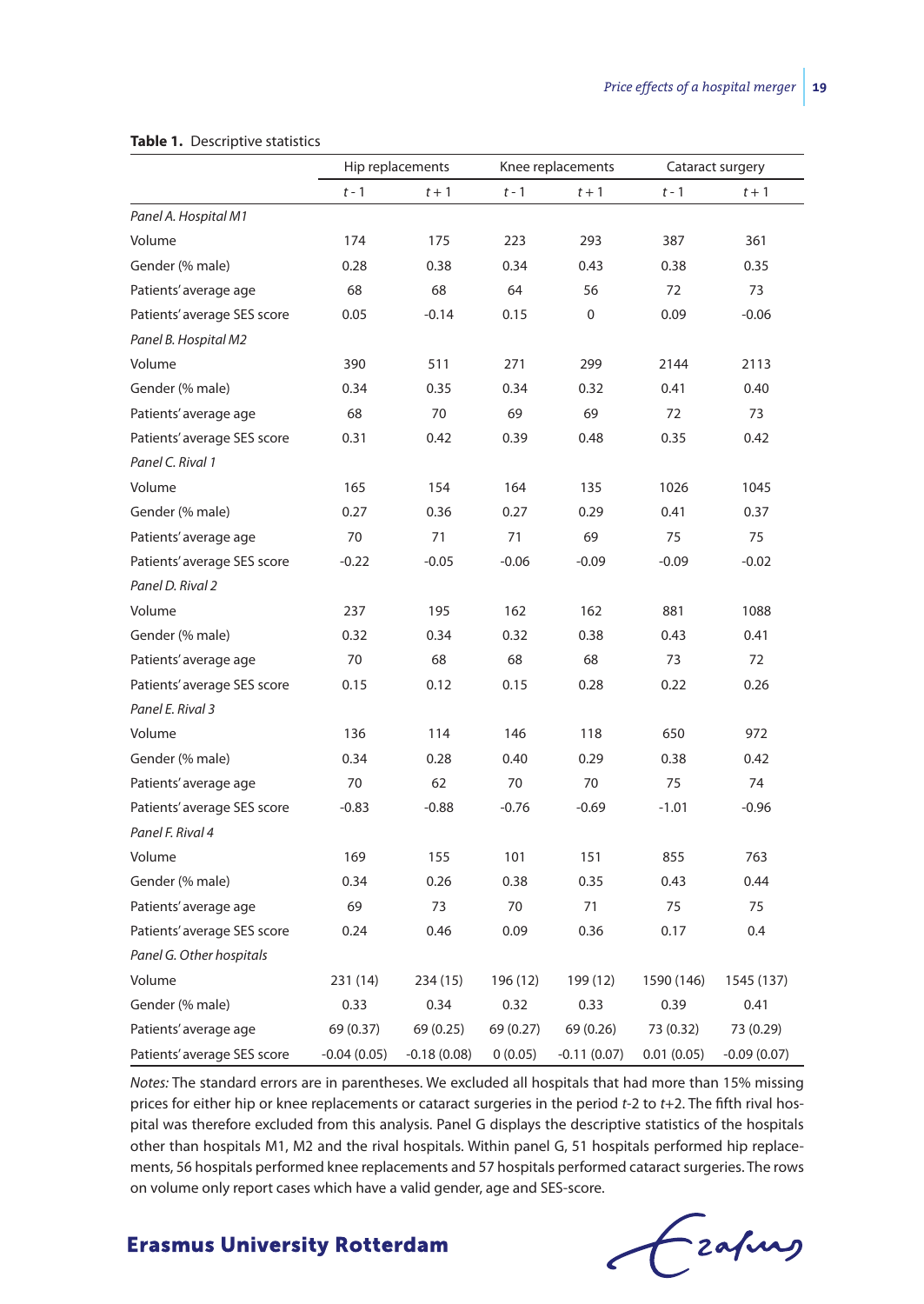**Table 1.** Descriptive statistics

| | Hip replacements | | Knee replacements | | Cataract surgery | |
|---|---|---|---|---|---|---|
| | $t$ - 1 | $t$ + 1 | $t$ - 1 | $t$ + 1 | $t$ - 1 | $t$ + 1 |
| *Panel A. Hospital M1* | | | | | | |
| Volume | 174 | 175 | 223 | 293 | 387 | 361 |
| Gender (% male) | 0.28 | 0.38 | 0.34 | 0.43 | 0.38 | 0.35 |
| Patients' average age | 68 | 68 | 64 | 56 | 72 | 73 |
| Patients' average SES score | 0.05 | -0.14 | 0.15 | 0 | 0.09 | -0.06 |
| *Panel B. Hospital M2* | | | | | | |
| Volume | 390 | 511 | 271 | 299 | 2144 | 2113 |
| Gender (% male) | 0.34 | 0.35 | 0.34 | 0.32 | 0.41 | 0.40 |
| Patients' average age | 68 | 70 | 69 | 69 | 72 | 73 |
| Patients' average SES score | 0.31 | 0.42 | 0.39 | 0.48 | 0.35 | 0.42 |
| *Panel C. Rival 1* | | | | | | |
| Volume | 165 | 154 | 164 | 135 | 1026 | 1045 |
| Gender (% male) | 0.27 | 0.36 | 0.27 | 0.29 | 0.41 | 0.37 |
| Patients' average age | 70 | 71 | 71 | 69 | 75 | 75 |
| Patients' average SES score | -0.22 | -0.05 | -0.06 | -0.09 | -0.09 | -0.02 |
| *Panel D. Rival 2* | | | | | | |
| Volume | 237 | 195 | 162 | 162 | 881 | 1088 |
| Gender (% male) | 0.32 | 0.34 | 0.32 | 0.38 | 0.43 | 0.41 |
| Patients' average age | 70 | 68 | 68 | 68 | 73 | 72 |
| Patients' average SES score | 0.15 | 0.12 | 0.15 | 0.28 | 0.22 | 0.26 |
| *Panel E. Rival 3* | | | | | | |
| Volume | 136 | 114 | 146 | 118 | 650 | 972 |
| Gender (% male) | 0.34 | 0.28 | 0.40 | 0.29 | 0.38 | 0.42 |
| Patients' average age | 70 | 62 | 70 | 70 | 75 | 74 |
| Patients' average SES score | -0.83 | -0.88 | -0.76 | -0.69 | -1.01 | -0.96 |
| *Panel F. Rival 4* | | | | | | |
| Volume | 169 | 155 | 101 | 151 | 855 | 763 |
| Gender (% male) | 0.34 | 0.26 | 0.38 | 0.35 | 0.43 | 0.44 |
| Patients' average age | 69 | 73 | 70 | 71 | 75 | 75 |
| Patients' average SES score | 0.24 | 0.46 | 0.09 | 0.36 | 0.17 | 0.4 |
| *Panel G. Other hospitals* | | | | | | |
| Volume | 231 (14) | 234 (15) | 196 (12) | 199 (12) | 1590 (146) | 1545 (137) |
| Gender (% male) | 0.33 | 0.34 | 0.32 | 0.33 | 0.39 | 0.41 |
| Patients' average age | 69 (0.37) | 69 (0.25) | 69 (0.27) | 69 (0.26) | 73 (0.32) | 73 (0.29) |
| Patients' average SES score | -0.04 (0.05) | -0.18 (0.08) | 0 (0.05) | -0.11 (0.07) | 0.01 (0.05) | -0.09 (0.07) |

*Notes:* The standard errors are in parentheses. We excluded all hospitals that had more than 15% missing prices for either hip or knee replacements or cataract surgeries in the period $t$-2 to $t$+2. The fifth rival hospital was therefore excluded from this analysis. Panel G displays the descriptive statistics of the hospitals other than hospitals M1, M2 and the rival hospitals. Within panel G, 51 hospitals performed hip replacements, 56 hospitals performed knee replacements and 57 hospitals performed cataract surgeries. The rows on volume only report cases which have a valid gender, age and SES-score.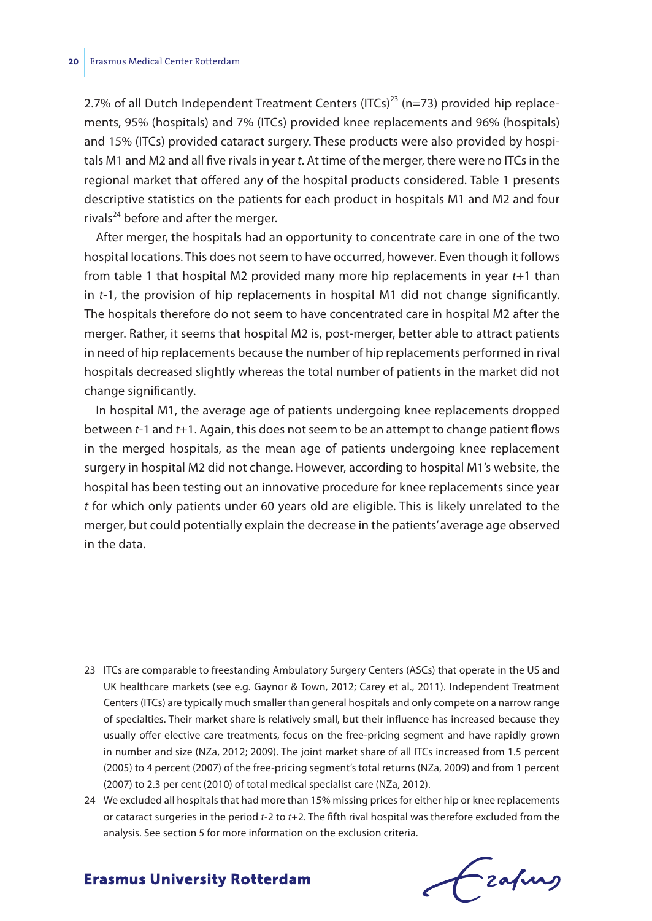2.7% of all Dutch Independent Treatment Centers (ITCs)[23] (n=73) provided hip replacements, 95% (hospitals) and 7% (ITCs) provided knee replacements and 96% (hospitals) and 15% (ITCs) provided cataract surgery. These products were also provided by hospitals M1 and M2 and all five rivals in year *t*. At time of the merger, there were no ITCs in the regional market that offered any of the hospital products considered. Table 1 presents descriptive statistics on the patients for each product in hospitals M1 and M2 and four rivals[24] before and after the merger.

After merger, the hospitals had an opportunity to concentrate care in one of the two hospital locations. This does not seem to have occurred, however. Even though it follows from table 1 that hospital M2 provided many more hip replacements in year *t*+1 than in *t*-1, the provision of hip replacements in hospital M1 did not change significantly. The hospitals therefore do not seem to have concentrated care in hospital M2 after the merger. Rather, it seems that hospital M2 is, post-merger, better able to attract patients in need of hip replacements because the number of hip replacements performed in rival hospitals decreased slightly whereas the total number of patients in the market did not change significantly.

In hospital M1, the average age of patients undergoing knee replacements dropped between *t*-1 and *t*+1. Again, this does not seem to be an attempt to change patient flows in the merged hospitals, as the mean age of patients undergoing knee replacement surgery in hospital M2 did not change. However, according to hospital M1's website, the hospital has been testing out an innovative procedure for knee replacements since year *t* for which only patients under 60 years old are eligible. This is likely unrelated to the merger, but could potentially explain the decrease in the patients' average age observed in the data.

---

23 ITCs are comparable to freestanding Ambulatory Surgery Centers (ASCs) that operate in the US and UK healthcare markets (see e.g. Gaynor & Town, 2012; Carey et al., 2011). Independent Treatment Centers (ITCs) are typically much smaller than general hospitals and only compete on a narrow range of specialties. Their market share is relatively small, but their influence has increased because they usually offer elective care treatments, focus on the free-pricing segment and have rapidly grown in number and size (NZa, 2012; 2009). The joint market share of all ITCs increased from 1.5 percent (2005) to 4 percent (2007) of the free-pricing segment's total returns (NZa, 2009) and from 1 percent (2007) to 2.3 per cent (2010) of total medical specialist care (NZa, 2012).

24 We excluded all hospitals that had more than 15% missing prices for either hip or knee replacements or cataract surgeries in the period *t*-2 to *t*+2. The fifth rival hospital was therefore excluded from the analysis. See section 5 for more information on the exclusion criteria.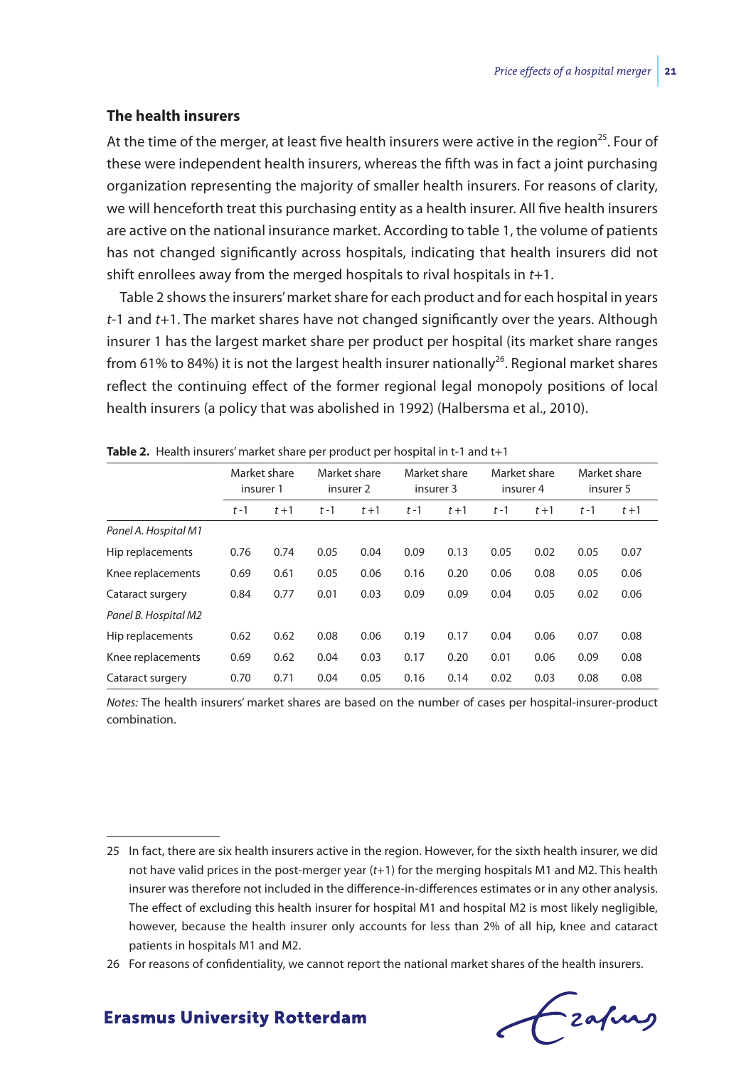### The health insurers

At the time of the merger, at least five health insurers were active in the region[25]. Four of these were independent health insurers, whereas the fifth was in fact a joint purchasing organization representing the majority of smaller health insurers. For reasons of clarity, we will henceforth treat this purchasing entity as a health insurer. All five health insurers are active on the national insurance market. According to table 1, the volume of patients has not changed significantly across hospitals, indicating that health insurers did not shift enrollees away from the merged hospitals to rival hospitals in *t*+1.

Table 2 shows the insurers' market share for each product and for each hospital in years *t*-1 and *t*+1. The market shares have not changed significantly over the years. Although insurer 1 has the largest market share per product per hospital (its market share ranges from 61% to 84%) it is not the largest health insurer nationally[26]. Regional market shares reflect the continuing effect of the former regional legal monopoly positions of local health insurers (a policy that was abolished in 1992) (Halbersma et al., 2010).

**Table 2.** Health insurers' market share per product per hospital in t-1 and t+1

| | Market share insurer 1 | | Market share insurer 2 | | Market share insurer 3 | | Market share insurer 4 | | Market share insurer 5 | |
|---|---|---|---|---|---|---|---|---|---|---|
| | *t*-1 | *t*+1 | *t*-1 | *t*+1 | *t*-1 | *t*+1 | *t*-1 | *t*+1 | *t*-1 | *t*+1 |
| *Panel A. Hospital M1* | | | | | | | | | | |
| Hip replacements | 0.76 | 0.74 | 0.05 | 0.04 | 0.09 | 0.13 | 0.05 | 0.02 | 0.05 | 0.07 |
| Knee replacements | 0.69 | 0.61 | 0.05 | 0.06 | 0.16 | 0.20 | 0.06 | 0.08 | 0.05 | 0.06 |
| Cataract surgery | 0.84 | 0.77 | 0.01 | 0.03 | 0.09 | 0.09 | 0.04 | 0.05 | 0.02 | 0.06 |
| *Panel B. Hospital M2* | | | | | | | | | | |
| Hip replacements | 0.62 | 0.62 | 0.08 | 0.06 | 0.19 | 0.17 | 0.04 | 0.06 | 0.07 | 0.08 |
| Knee replacements | 0.69 | 0.62 | 0.04 | 0.03 | 0.17 | 0.20 | 0.01 | 0.06 | 0.09 | 0.08 |
| Cataract surgery | 0.70 | 0.71 | 0.04 | 0.05 | 0.16 | 0.14 | 0.02 | 0.03 | 0.08 | 0.08 |

*Notes:* The health insurers' market shares are based on the number of cases per hospital-insurer-product combination.

25 In fact, there are six health insurers active in the region. However, for the sixth health insurer, we did not have valid prices in the post-merger year (*t*+1) for the merging hospitals M1 and M2. This health insurer was therefore not included in the difference-in-differences estimates or in any other analysis. The effect of excluding this health insurer for hospital M1 and hospital M2 is most likely negligible, however, because the health insurer only accounts for less than 2% of all hip, knee and cataract patients in hospitals M1 and M2.

26 For reasons of confidentiality, we cannot report the national market shares of the health insurers.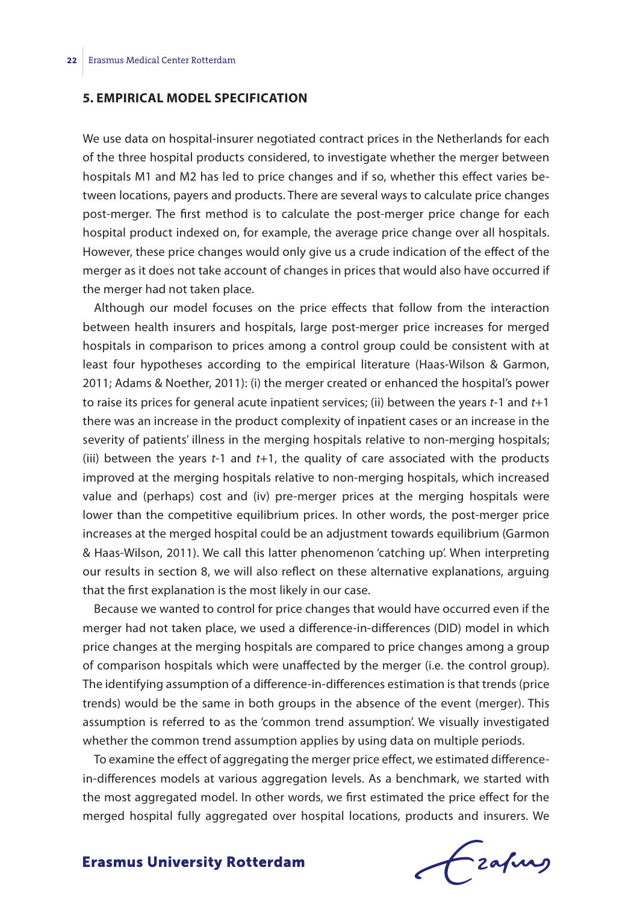## 5. EMPIRICAL MODEL SPECIFICATION

We use data on hospital-insurer negotiated contract prices in the Netherlands for each of the three hospital products considered, to investigate whether the merger between hospitals M1 and M2 has led to price changes and if so, whether this effect varies between locations, payers and products. There are several ways to calculate price changes post-merger. The first method is to calculate the post-merger price change for each hospital product indexed on, for example, the average price change over all hospitals. However, these price changes would only give us a crude indication of the effect of the merger as it does not take account of changes in prices that would also have occurred if the merger had not taken place.

Although our model focuses on the price effects that follow from the interaction between health insurers and hospitals, large post-merger price increases for merged hospitals in comparison to prices among a control group could be consistent with at least four hypotheses according to the empirical literature (Haas-Wilson & Garmon, 2011; Adams & Noether, 2011): (i) the merger created or enhanced the hospital's power to raise its prices for general acute inpatient services; (ii) between the years $t$-1 and $t$+1 there was an increase in the product complexity of inpatient cases or an increase in the severity of patients' illness in the merging hospitals relative to non-merging hospitals; (iii) between the years $t$-1 and $t$+1, the quality of care associated with the products improved at the merging hospitals relative to non-merging hospitals, which increased value and (perhaps) cost and (iv) pre-merger prices at the merging hospitals were lower than the competitive equilibrium prices. In other words, the post-merger price increases at the merged hospital could be an adjustment towards equilibrium (Garmon & Haas-Wilson, 2011). We call this latter phenomenon 'catching up'. When interpreting our results in section 8, we will also reflect on these alternative explanations, arguing that the first explanation is the most likely in our case.

Because we wanted to control for price changes that would have occurred even if the merger had not taken place, we used a difference-in-differences (DID) model in which price changes at the merging hospitals are compared to price changes among a group of comparison hospitals which were unaffected by the merger (i.e. the control group). The identifying assumption of a difference-in-differences estimation is that trends (price trends) would be the same in both groups in the absence of the event (merger). This assumption is referred to as the 'common trend assumption'. We visually investigated whether the common trend assumption applies by using data on multiple periods.

To examine the effect of aggregating the merger price effect, we estimated difference-in-differences models at various aggregation levels. As a benchmark, we started with the most aggregated model. In other words, we first estimated the price effect for the merged hospital fully aggregated over hospital locations, products and insurers. We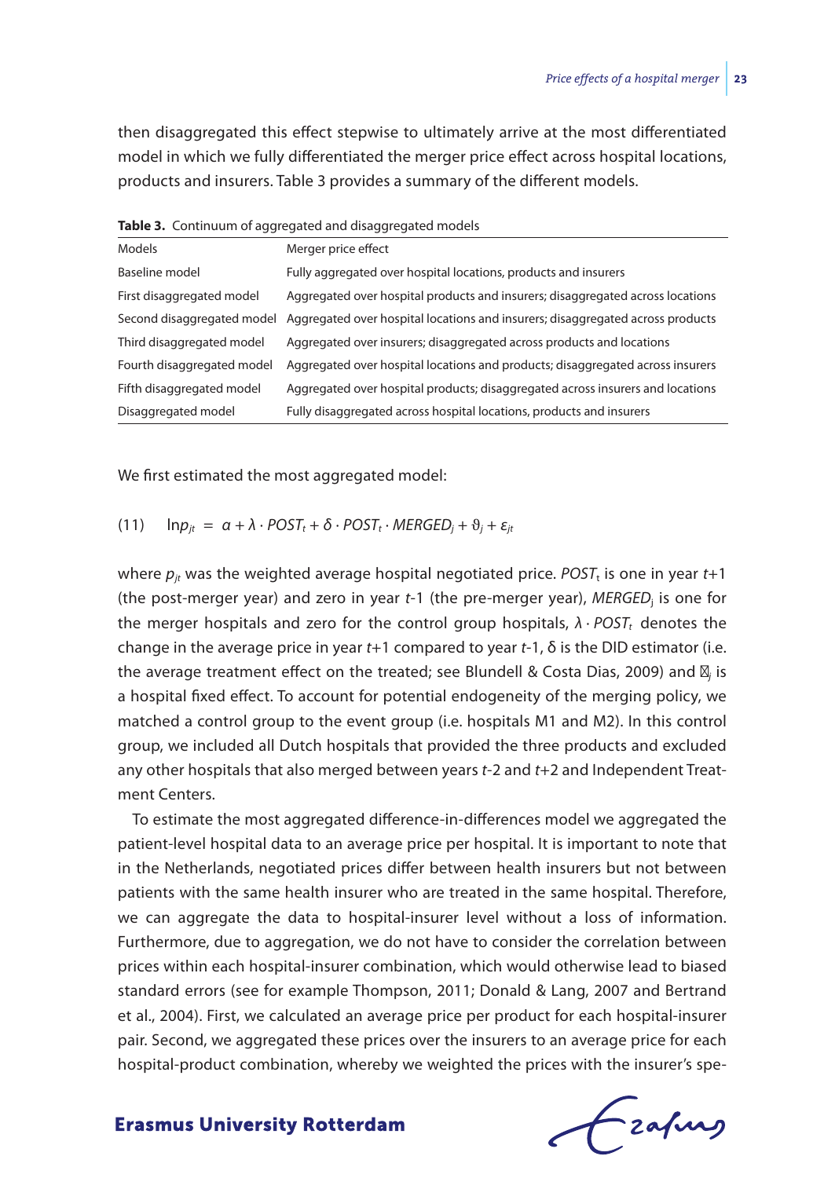then disaggregated this effect stepwise to ultimately arrive at the most differentiated model in which we fully differentiated the merger price effect across hospital locations, products and insurers. Table 3 provides a summary of the different models.

**Table 3.** Continuum of aggregated and disaggregated models

| Models | Merger price effect |
|---|---|
| Baseline model | Fully aggregated over hospital locations, products and insurers |
| First disaggregated model | Aggregated over hospital products and insurers; disaggregated across locations |
| Second disaggregated model | Aggregated over hospital locations and insurers; disaggregated across products |
| Third disaggregated model | Aggregated over insurers; disaggregated across products and locations |
| Fourth disaggregated model | Aggregated over hospital locations and products; disaggregated across insurers |
| Fifth disaggregated model | Aggregated over hospital products; disaggregated across insurers and locations |
| Disaggregated model | Fully disaggregated across hospital locations, products and insurers |

We first estimated the most aggregated model:

$$(11) \quad \ln p_{jt} = \alpha + \lambda \cdot POST_t + \delta \cdot POST_t \cdot MERGED_j + \vartheta_j + \varepsilon_{jt}$$

where $p_{jt}$ was the weighted average hospital negotiated price. $POST_t$ is one in year $t$+1 (the post-merger year) and zero in year $t$-1 (the pre-merger year), $MERGED_j$ is one for the merger hospitals and zero for the control group hospitals, $\lambda \cdot POST_t$ denotes the change in the average price in year $t$+1 compared to year $t$-1, δ is the DID estimator (i.e. the average treatment effect on the treated; see Blundell & Costa Dias, 2009) and $\vartheta_j$ is a hospital fixed effect. To account for potential endogeneity of the merging policy, we matched a control group to the event group (i.e. hospitals M1 and M2). In this control group, we included all Dutch hospitals that provided the three products and excluded any other hospitals that also merged between years $t$-2 and $t$+2 and Independent Treatment Centers.

To estimate the most aggregated difference-in-differences model we aggregated the patient-level hospital data to an average price per hospital. It is important to note that in the Netherlands, negotiated prices differ between health insurers but not between patients with the same health insurer who are treated in the same hospital. Therefore, we can aggregate the data to hospital-insurer level without a loss of information. Furthermore, due to aggregation, we do not have to consider the correlation between prices within each hospital-insurer combination, which would otherwise lead to biased standard errors (see for example Thompson, 2011; Donald & Lang, 2007 and Bertrand et al., 2004). First, we calculated an average price per product for each hospital-insurer pair. Second, we aggregated these prices over the insurers to an average price for each hospital-product combination, whereby we weighted the prices with the insurer's spe-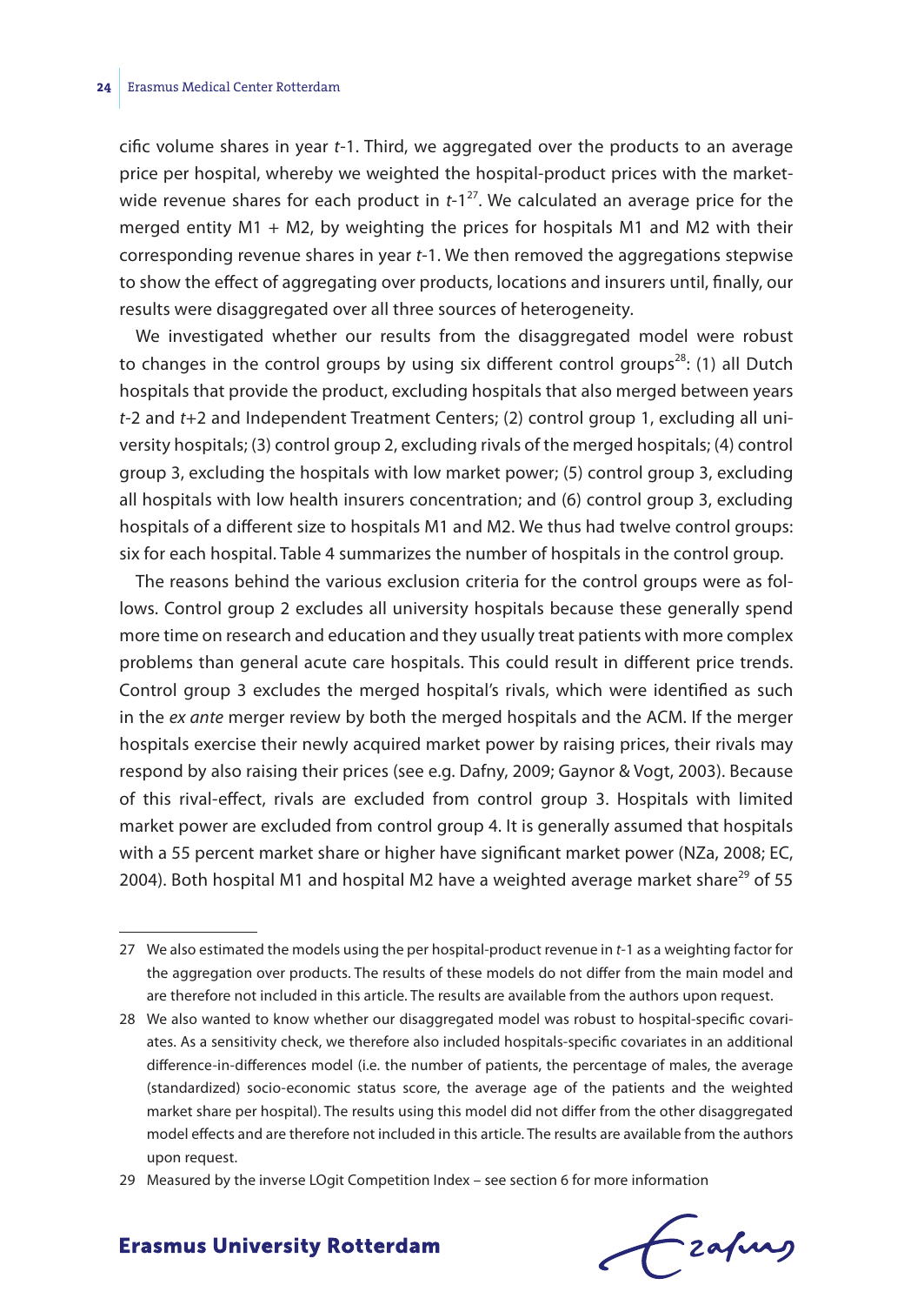cific volume shares in year *t*-1. Third, we aggregated over the products to an average price per hospital, whereby we weighted the hospital-product prices with the market-wide revenue shares for each product in *t*-1[27]. We calculated an average price for the merged entity M1 + M2, by weighting the prices for hospitals M1 and M2 with their corresponding revenue shares in year *t*-1. We then removed the aggregations stepwise to show the effect of aggregating over products, locations and insurers until, finally, our results were disaggregated over all three sources of heterogeneity.

We investigated whether our results from the disaggregated model were robust to changes in the control groups by using six different control groups[28]: (1) all Dutch hospitals that provide the product, excluding hospitals that also merged between years *t*-2 and *t*+2 and Independent Treatment Centers; (2) control group 1, excluding all university hospitals; (3) control group 2, excluding rivals of the merged hospitals; (4) control group 3, excluding the hospitals with low market power; (5) control group 3, excluding all hospitals with low health insurers concentration; and (6) control group 3, excluding hospitals of a different size to hospitals M1 and M2. We thus had twelve control groups: six for each hospital. Table 4 summarizes the number of hospitals in the control group.

The reasons behind the various exclusion criteria for the control groups were as follows. Control group 2 excludes all university hospitals because these generally spend more time on research and education and they usually treat patients with more complex problems than general acute care hospitals. This could result in different price trends. Control group 3 excludes the merged hospital's rivals, which were identified as such in the *ex ante* merger review by both the merged hospitals and the ACM. If the merger hospitals exercise their newly acquired market power by raising prices, their rivals may respond by also raising their prices (see e.g. Dafny, 2009; Gaynor & Vogt, 2003). Because of this rival-effect, rivals are excluded from control group 3. Hospitals with limited market power are excluded from control group 4. It is generally assumed that hospitals with a 55 percent market share or higher have significant market power (NZa, 2008; EC, 2004). Both hospital M1 and hospital M2 have a weighted average market share[29] of 55

---

27 We also estimated the models using the per hospital-product revenue in *t*-1 as a weighting factor for the aggregation over products. The results of these models do not differ from the main model and are therefore not included in this article. The results are available from the authors upon request.

28 We also wanted to know whether our disaggregated model was robust to hospital-specific covariates. As a sensitivity check, we therefore also included hospitals-specific covariates in an additional difference-in-differences model (i.e. the number of patients, the percentage of males, the average (standardized) socio-economic status score, the average age of the patients and the weighted market share per hospital). The results using this model did not differ from the other disaggregated model effects and are therefore not included in this article. The results are available from the authors upon request.

29 Measured by the inverse LOgit Competition Index – see section 6 for more information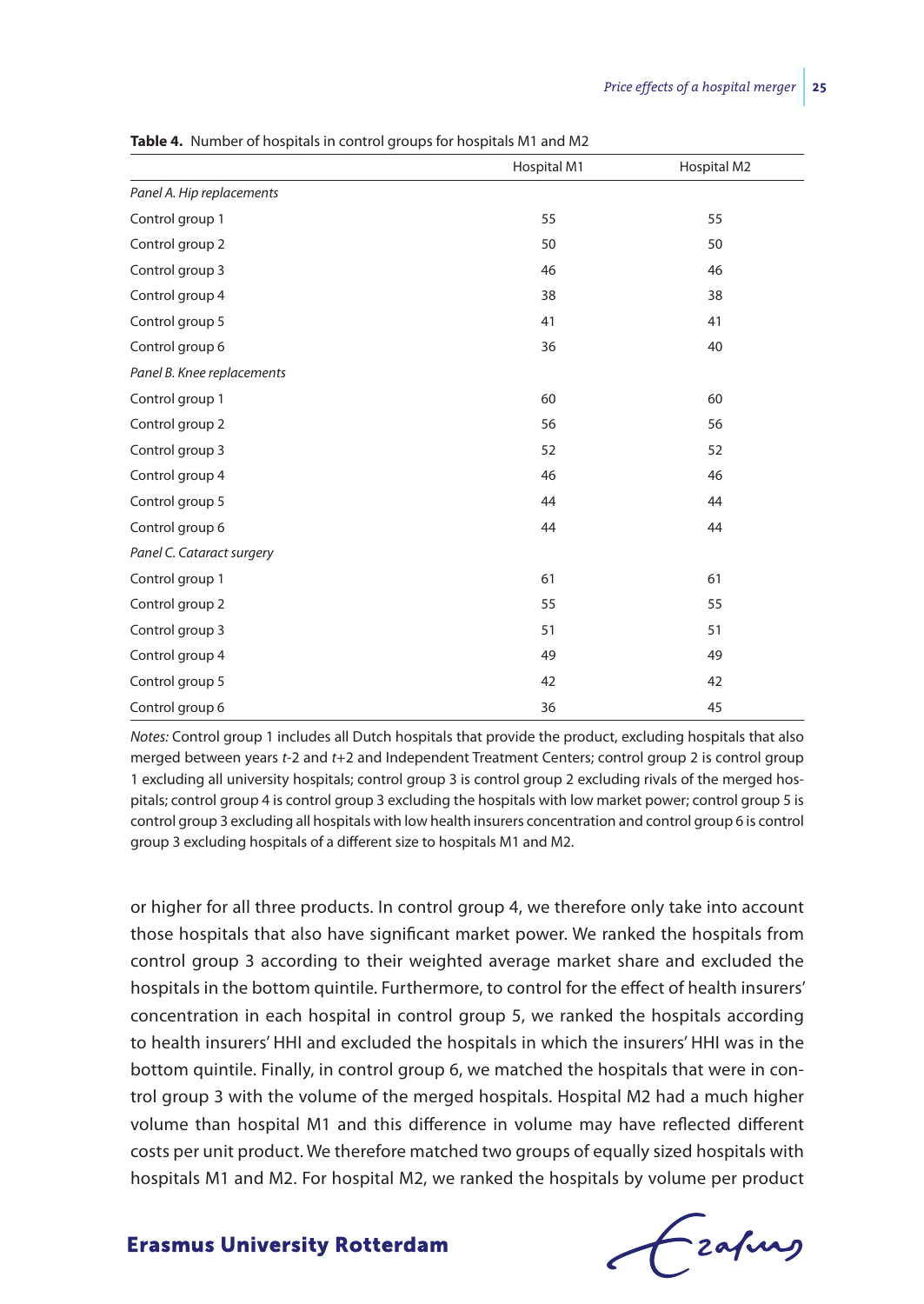**Table 4.** Number of hospitals in control groups for hospitals M1 and M2

| | Hospital M1 | Hospital M2 |
|---|---|---|
| *Panel A. Hip replacements* | | |
| Control group 1 | 55 | 55 |
| Control group 2 | 50 | 50 |
| Control group 3 | 46 | 46 |
| Control group 4 | 38 | 38 |
| Control group 5 | 41 | 41 |
| Control group 6 | 36 | 40 |
| *Panel B. Knee replacements* | | |
| Control group 1 | 60 | 60 |
| Control group 2 | 56 | 56 |
| Control group 3 | 52 | 52 |
| Control group 4 | 46 | 46 |
| Control group 5 | 44 | 44 |
| Control group 6 | 44 | 44 |
| *Panel C. Cataract surgery* | | |
| Control group 1 | 61 | 61 |
| Control group 2 | 55 | 55 |
| Control group 3 | 51 | 51 |
| Control group 4 | 49 | 49 |
| Control group 5 | 42 | 42 |
| Control group 6 | 36 | 45 |

*Notes:* Control group 1 includes all Dutch hospitals that provide the product, excluding hospitals that also merged between years *t*-2 and *t*+2 and Independent Treatment Centers; control group 2 is control group 1 excluding all university hospitals; control group 3 is control group 2 excluding rivals of the merged hospitals; control group 4 is control group 3 excluding the hospitals with low market power; control group 5 is control group 3 excluding all hospitals with low health insurers concentration and control group 6 is control group 3 excluding hospitals of a different size to hospitals M1 and M2.

or higher for all three products. In control group 4, we therefore only take into account those hospitals that also have significant market power. We ranked the hospitals from control group 3 according to their weighted average market share and excluded the hospitals in the bottom quintile. Furthermore, to control for the effect of health insurers' concentration in each hospital in control group 5, we ranked the hospitals according to health insurers' HHI and excluded the hospitals in which the insurers' HHI was in the bottom quintile. Finally, in control group 6, we matched the hospitals that were in control group 3 with the volume of the merged hospitals. Hospital M2 had a much higher volume than hospital M1 and this difference in volume may have reflected different costs per unit product. We therefore matched two groups of equally sized hospitals with hospitals M1 and M2. For hospital M2, we ranked the hospitals by volume per product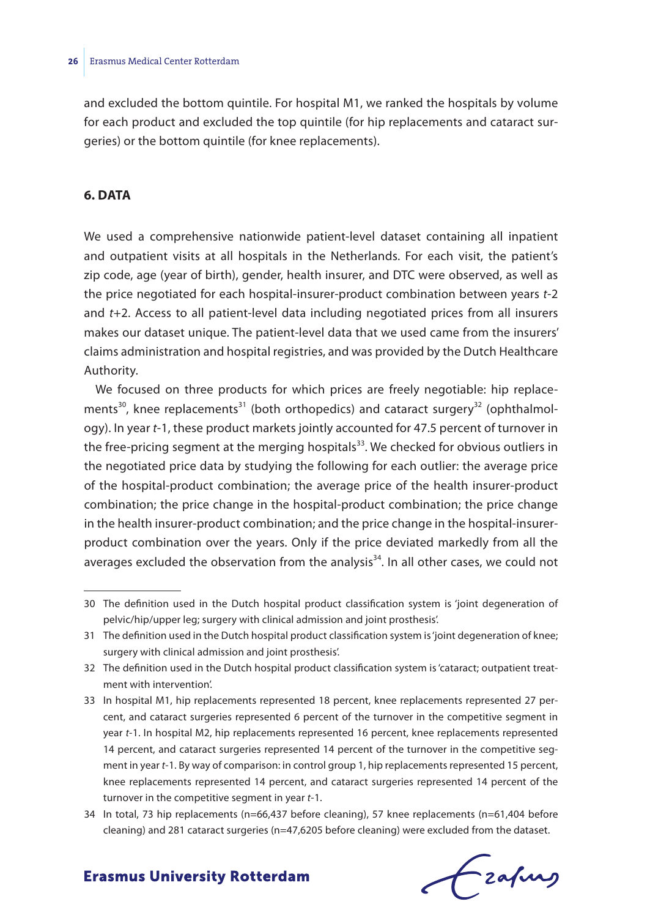and excluded the bottom quintile. For hospital M1, we ranked the hospitals by volume for each product and excluded the top quintile (for hip replacements and cataract surgeries) or the bottom quintile (for knee replacements).

## 6. DATA

We used a comprehensive nationwide patient-level dataset containing all inpatient and outpatient visits at all hospitals in the Netherlands. For each visit, the patient's zip code, age (year of birth), gender, health insurer, and DTC were observed, as well as the price negotiated for each hospital-insurer-product combination between years *t*-2 and *t*+2. Access to all patient-level data including negotiated prices from all insurers makes our dataset unique. The patient-level data that we used came from the insurers' claims administration and hospital registries, and was provided by the Dutch Healthcare Authority.

We focused on three products for which prices are freely negotiable: hip replacements[30], knee replacements[31] (both orthopedics) and cataract surgery[32] (ophthalmology). In year *t*-1, these product markets jointly accounted for 47.5 percent of turnover in the free-pricing segment at the merging hospitals[33]. We checked for obvious outliers in the negotiated price data by studying the following for each outlier: the average price of the hospital-product combination; the average price of the health insurer-product combination; the price change in the hospital-product combination; the price change in the health insurer-product combination; and the price change in the hospital-insurer-product combination over the years. Only if the price deviated markedly from all the averages excluded the observation from the analysis[34]. In all other cases, we could not

---

30 The definition used in the Dutch hospital product classification system is 'joint degeneration of pelvic/hip/upper leg; surgery with clinical admission and joint prosthesis'.

31 The definition used in the Dutch hospital product classification system is 'joint degeneration of knee; surgery with clinical admission and joint prosthesis'.

32 The definition used in the Dutch hospital product classification system is 'cataract; outpatient treatment with intervention'.

33 In hospital M1, hip replacements represented 18 percent, knee replacements represented 27 percent, and cataract surgeries represented 6 percent of the turnover in the competitive segment in year *t*-1. In hospital M2, hip replacements represented 16 percent, knee replacements represented 14 percent, and cataract surgeries represented 14 percent of the turnover in the competitive segment in year *t*-1. By way of comparison: in control group 1, hip replacements represented 15 percent, knee replacements represented 14 percent, and cataract surgeries represented 14 percent of the turnover in the competitive segment in year *t*-1.

34 In total, 73 hip replacements (n=66,437 before cleaning), 57 knee replacements (n=61,404 before cleaning) and 281 cataract surgeries (n=47,6205 before cleaning) were excluded from the dataset.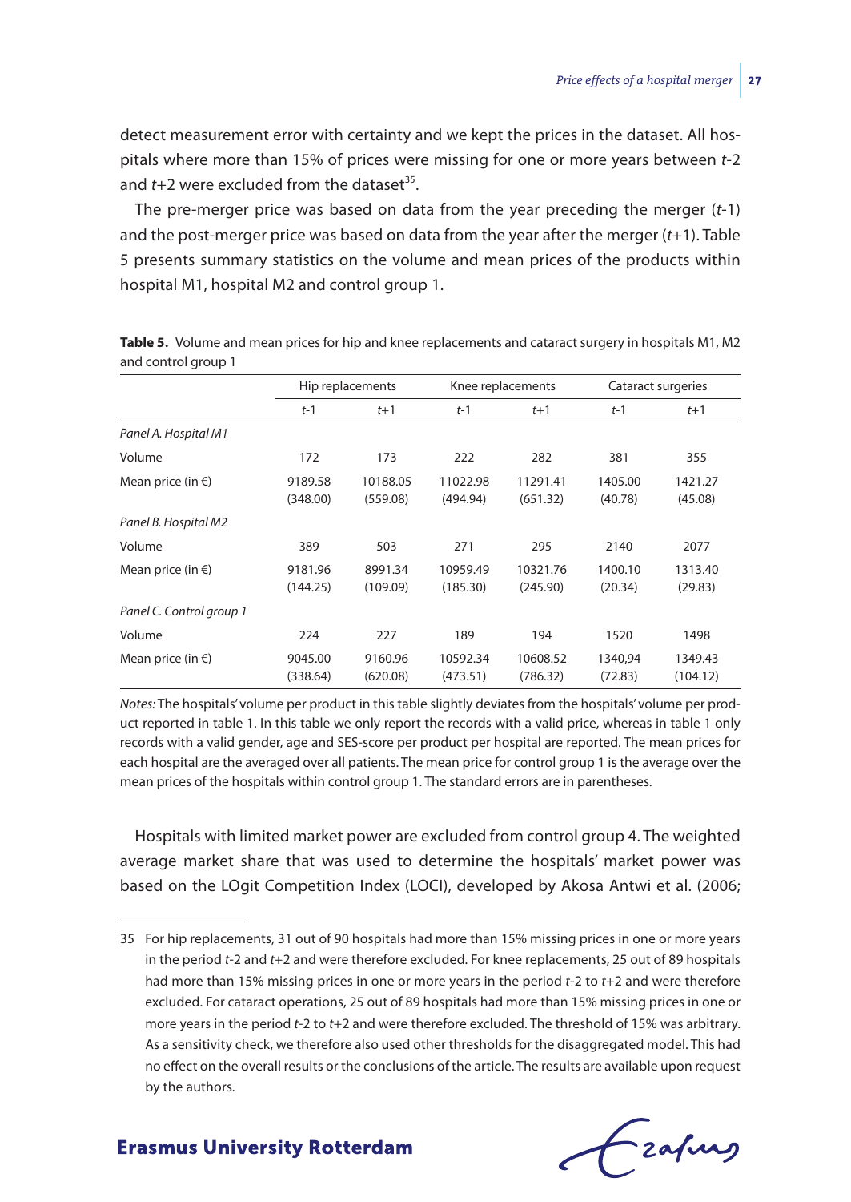detect measurement error with certainty and we kept the prices in the dataset. All hospitals where more than 15% of prices were missing for one or more years between *t*-2 and *t*+2 were excluded from the dataset[35].

The pre-merger price was based on data from the year preceding the merger (*t*-1) and the post-merger price was based on data from the year after the merger (*t*+1). Table 5 presents summary statistics on the volume and mean prices of the products within hospital M1, hospital M2 and control group 1.

**Table 5.** Volume and mean prices for hip and knee replacements and cataract surgery in hospitals M1, M2 and control group 1

| | Hip replacements | | Knee replacements | | Cataract surgeries | |
|---|---|---|---|---|---|---|
| | *t*-1 | *t*+1 | *t*-1 | *t*+1 | *t*-1 | *t*+1 |
| *Panel A. Hospital M1* | | | | | | |
| Volume | 172 | 173 | 222 | 282 | 381 | 355 |
| Mean price (in €) | 9189.58 (348.00) | 10188.05 (559.08) | 11022.98 (494.94) | 11291.41 (651.32) | 1405.00 (40.78) | 1421.27 (45.08) |
| *Panel B. Hospital M2* | | | | | | |
| Volume | 389 | 503 | 271 | 295 | 2140 | 2077 |
| Mean price (in €) | 9181.96 (144.25) | 8991.34 (109.09) | 10959.49 (185.30) | 10321.76 (245.90) | 1400.10 (20.34) | 1313.40 (29.83) |
| *Panel C. Control group 1* | | | | | | |
| Volume | 224 | 227 | 189 | 194 | 1520 | 1498 |
| Mean price (in €) | 9045.00 (338.64) | 9160.96 (620.08) | 10592.34 (473.51) | 10608.52 (786.32) | 1340,94 (72.83) | 1349.43 (104.12) |

*Notes:* The hospitals' volume per product in this table slightly deviates from the hospitals' volume per product reported in table 1. In this table we only report the records with a valid price, whereas in table 1 only records with a valid gender, age and SES-score per product per hospital are reported. The mean prices for each hospital are the averaged over all patients. The mean price for control group 1 is the average over the mean prices of the hospitals within control group 1. The standard errors are in parentheses.

Hospitals with limited market power are excluded from control group 4. The weighted average market share that was used to determine the hospitals' market power was based on the LOgit Competition Index (LOCI), developed by Akosa Antwi et al. (2006;

---

35 For hip replacements, 31 out of 90 hospitals had more than 15% missing prices in one or more years in the period *t*-2 and *t*+2 and were therefore excluded. For knee replacements, 25 out of 89 hospitals had more than 15% missing prices in one or more years in the period *t*-2 to *t*+2 and were therefore excluded. For cataract operations, 25 out of 89 hospitals had more than 15% missing prices in one or more years in the period *t*-2 to *t*+2 and were therefore excluded. The threshold of 15% was arbitrary. As a sensitivity check, we therefore also used other thresholds for the disaggregated model. This had no effect on the overall results or the conclusions of the article. The results are available upon request by the authors.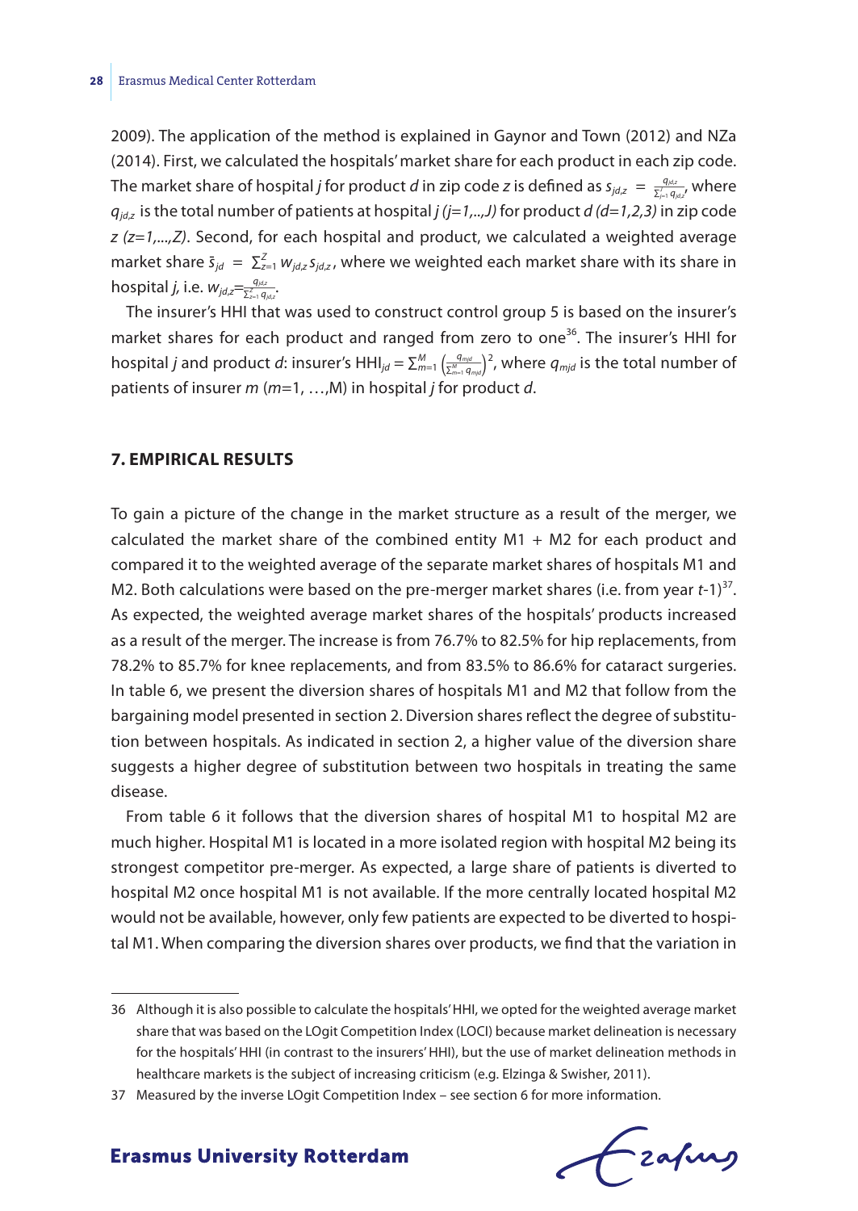2009). The application of the method is explained in Gaynor and Town (2012) and NZa (2014). First, we calculated the hospitals' market share for each product in each zip code. The market share of hospital *j* for product *d* in zip code *z* is defined as $s_{jd,z} = \frac{q_{jd,z}}{\sum_{j=1}^{J} q_{jd,z}}$, where $q_{jd,z}$ is the total number of patients at hospital *j (j=1,..,J)* for product *d (d=1,2,3)* in zip code *z (z=1,...,Z)*. Second, for each hospital and product, we calculated a weighted average market share $\bar{s}_{jd} = \sum_{z=1}^{Z} w_{jd,z} s_{jd,z}$, where we weighted each market share with its share in hospital *j*, i.e. $w_{jd,z} = \frac{q_{jd,z}}{\sum_{z=1}^{Z} q_{jd,z}}$.

The insurer's HHI that was used to construct control group 5 is based on the insurer's market shares for each product and ranged from zero to one[36]. The insurer's HHI for hospital *j* and product *d*: insurer's $\text{HHI}_{jd} = \sum_{m=1}^{M} \left(\frac{q_{mjd}}{\sum_{m=1}^{M} q_{mjd}}\right)^2$, where $q_{mjd}$ is the total number of patients of insurer *m* (*m*=1, …,M) in hospital *j* for product *d*.

## 7. EMPIRICAL RESULTS

To gain a picture of the change in the market structure as a result of the merger, we calculated the market share of the combined entity M1 + M2 for each product and compared it to the weighted average of the separate market shares of hospitals M1 and M2. Both calculations were based on the pre-merger market shares (i.e. from year *t*-1)[37]. As expected, the weighted average market shares of the hospitals' products increased as a result of the merger. The increase is from 76.7% to 82.5% for hip replacements, from 78.2% to 85.7% for knee replacements, and from 83.5% to 86.6% for cataract surgeries. In table 6, we present the diversion shares of hospitals M1 and M2 that follow from the bargaining model presented in section 2. Diversion shares reflect the degree of substitution between hospitals. As indicated in section 2, a higher value of the diversion share suggests a higher degree of substitution between two hospitals in treating the same disease.

From table 6 it follows that the diversion shares of hospital M1 to hospital M2 are much higher. Hospital M1 is located in a more isolated region with hospital M2 being its strongest competitor pre-merger. As expected, a large share of patients is diverted to hospital M2 once hospital M1 is not available. If the more centrally located hospital M2 would not be available, however, only few patients are expected to be diverted to hospital M1. When comparing the diversion shares over products, we find that the variation in

---

36 Although it is also possible to calculate the hospitals' HHI, we opted for the weighted average market share that was based on the LOgit Competition Index (LOCI) because market delineation is necessary for the hospitals' HHI (in contrast to the insurers' HHI), but the use of market delineation methods in healthcare markets is the subject of increasing criticism (e.g. Elzinga & Swisher, 2011).

37 Measured by the inverse LOgit Competition Index – see section 6 for more information.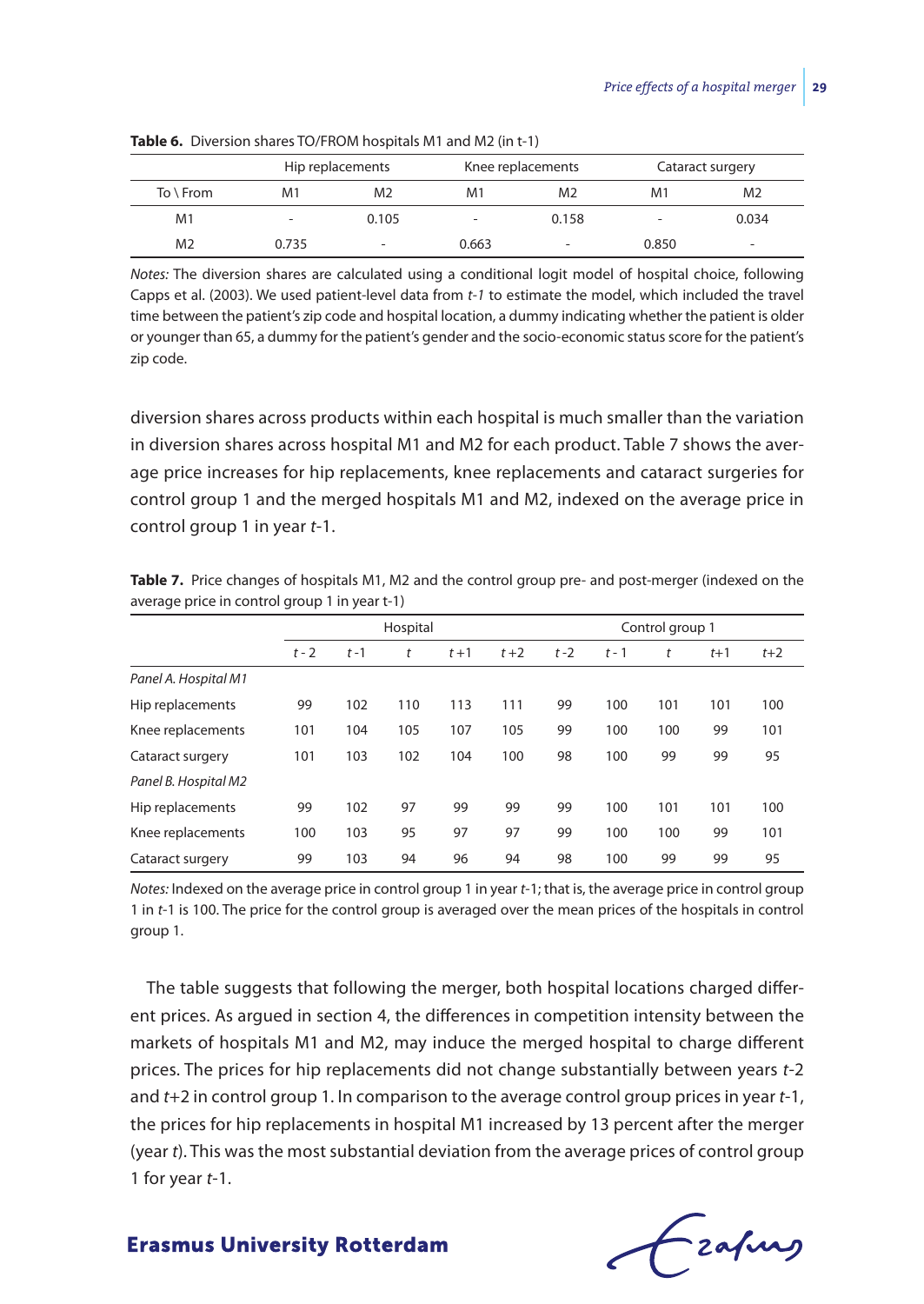**Table 6.** Diversion shares TO/FROM hospitals M1 and M2 (in t-1)

| | Hip replacements | | Knee replacements | | Cataract surgery | |
|---|---|---|---|---|---|---|
| To \ From | M1 | M2 | M1 | M2 | M1 | M2 |
| M1 | - | 0.105 | - | 0.158 | - | 0.034 |
| M2 | 0.735 | - | 0.663 | - | 0.850 | - |

*Notes:* The diversion shares are calculated using a conditional logit model of hospital choice, following Capps et al. (2003). We used patient-level data from *t-1* to estimate the model, which included the travel time between the patient's zip code and hospital location, a dummy indicating whether the patient is older or younger than 65, a dummy for the patient's gender and the socio-economic status score for the patient's zip code.

diversion shares across products within each hospital is much smaller than the variation in diversion shares across hospital M1 and M2 for each product. Table 7 shows the average price increases for hip replacements, knee replacements and cataract surgeries for control group 1 and the merged hospitals M1 and M2, indexed on the average price in control group 1 in year *t*-1.

**Table 7.** Price changes of hospitals M1, M2 and the control group pre- and post-merger (indexed on the average price in control group 1 in year t-1)

| | Hospital | | | | | Control group 1 | | | | |
|---|---|---|---|---|---|---|---|---|---|---|
| | *t* - 2 | *t* -1 | *t* | *t* +1 | *t* +2 | *t* -2 | *t* - 1 | *t* | *t*+1 | *t*+2 |
| *Panel A. Hospital M1* | | | | | | | | | | |
| Hip replacements | 99 | 102 | 110 | 113 | 111 | 99 | 100 | 101 | 101 | 100 |
| Knee replacements | 101 | 104 | 105 | 107 | 105 | 99 | 100 | 100 | 99 | 101 |
| Cataract surgery | 101 | 103 | 102 | 104 | 100 | 98 | 100 | 99 | 99 | 95 |
| *Panel B. Hospital M2* | | | | | | | | | | |
| Hip replacements | 99 | 102 | 97 | 99 | 99 | 99 | 100 | 101 | 101 | 100 |
| Knee replacements | 100 | 103 | 95 | 97 | 97 | 99 | 100 | 100 | 99 | 101 |
| Cataract surgery | 99 | 103 | 94 | 96 | 94 | 98 | 100 | 99 | 99 | 95 |

*Notes:* Indexed on the average price in control group 1 in year *t*-1; that is, the average price in control group 1 in *t*-1 is 100. The price for the control group is averaged over the mean prices of the hospitals in control group 1.

The table suggests that following the merger, both hospital locations charged different prices. As argued in section 4, the differences in competition intensity between the markets of hospitals M1 and M2, may induce the merged hospital to charge different prices. The prices for hip replacements did not change substantially between years *t*-2 and *t*+2 in control group 1. In comparison to the average control group prices in year *t*-1, the prices for hip replacements in hospital M1 increased by 13 percent after the merger (year *t*). This was the most substantial deviation from the average prices of control group 1 for year *t*-1.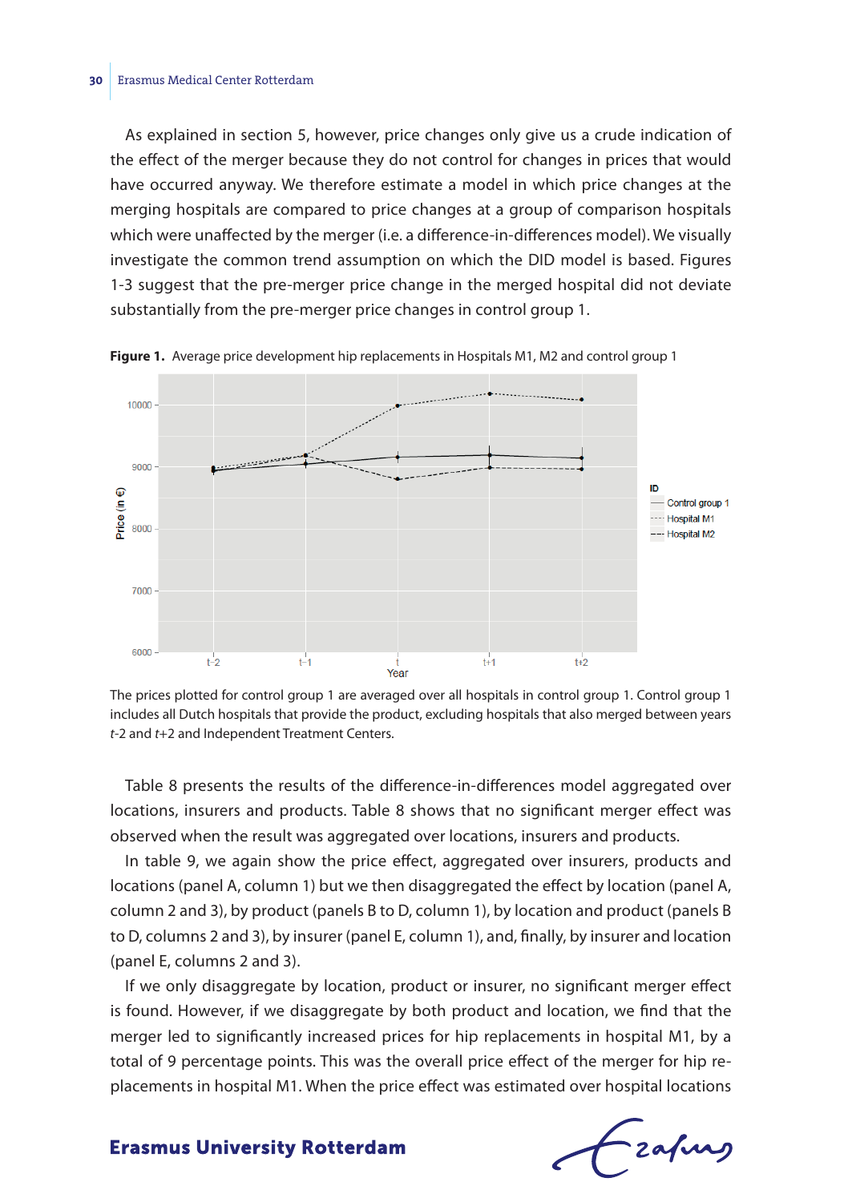As explained in section 5, however, price changes only give us a crude indication of the effect of the merger because they do not control for changes in prices that would have occurred anyway. We therefore estimate a model in which price changes at the merging hospitals are compared to price changes at a group of comparison hospitals which were unaffected by the merger (i.e. a difference-in-differences model). We visually investigate the common trend assumption on which the DID model is based. Figures 1-3 suggest that the pre-merger price change in the merged hospital did not deviate substantially from the pre-merger price changes in control group 1.

**Figure 1.** Average price development hip replacements in Hospitals M1, M2 and control group 1

The prices plotted for control group 1 are averaged over all hospitals in control group 1. Control group 1 includes all Dutch hospitals that provide the product, excluding hospitals that also merged between years *t*-2 and *t*+2 and Independent Treatment Centers.

Table 8 presents the results of the difference-in-differences model aggregated over locations, insurers and products. Table 8 shows that no significant merger effect was observed when the result was aggregated over locations, insurers and products.

In table 9, we again show the price effect, aggregated over insurers, products and locations (panel A, column 1) but we then disaggregated the effect by location (panel A, column 2 and 3), by product (panels B to D, column 1), by location and product (panels B to D, columns 2 and 3), by insurer (panel E, column 1), and, finally, by insurer and location (panel E, columns 2 and 3).

If we only disaggregate by location, product or insurer, no significant merger effect is found. However, if we disaggregate by both product and location, we find that the merger led to significantly increased prices for hip replacements in hospital M1, by a total of 9 percentage points. This was the overall price effect of the merger for hip replacements in hospital M1. When the price effect was estimated over hospital locations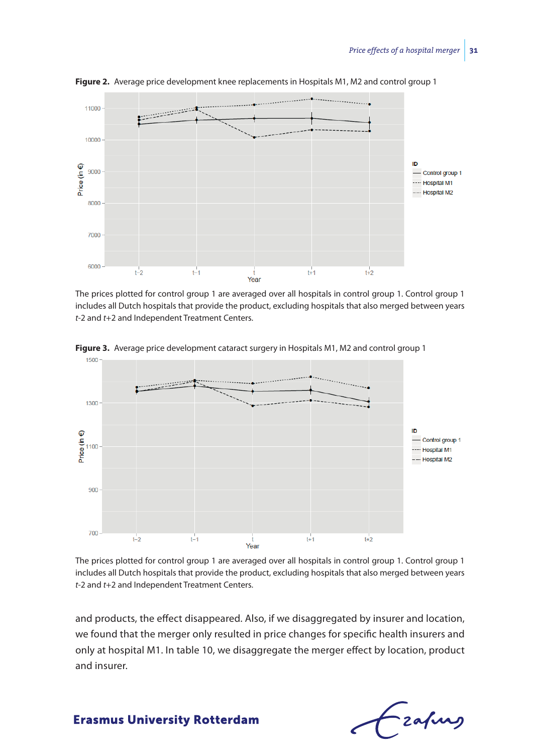**Figure 2.** Average price development knee replacements in Hospitals M1, M2 and control group 1

The prices plotted for control group 1 are averaged over all hospitals in control group 1. Control group 1 includes all Dutch hospitals that provide the product, excluding hospitals that also merged between years *t*-2 and *t*+2 and Independent Treatment Centers.

**Figure 3.** Average price development cataract surgery in Hospitals M1, M2 and control group 1

The prices plotted for control group 1 are averaged over all hospitals in control group 1. Control group 1 includes all Dutch hospitals that provide the product, excluding hospitals that also merged between years *t*-2 and *t*+2 and Independent Treatment Centers.

and products, the effect disappeared. Also, if we disaggregated by insurer and location, we found that the merger only resulted in price changes for specific health insurers and only at hospital M1. In table 10, we disaggregate the merger effect by location, product and insurer.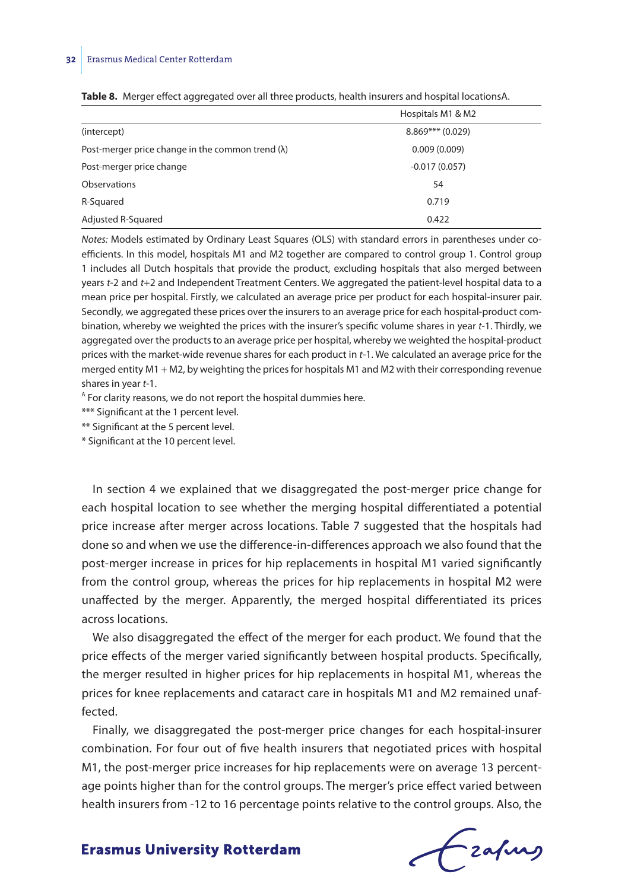**Table 8.** Merger effect aggregated over all three products, health insurers and hospital locations[A].

| | Hospitals M1 & M2 |
|---|---|
| (intercept) | 8.869*** (0.029) |
| Post-merger price change in the common trend (λ) | 0.009 (0.009) |
| Post-merger price change | -0.017 (0.057) |
| Observations | 54 |
| R-Squared | 0.719 |
| Adjusted R-Squared | 0.422 |

*Notes:* Models estimated by Ordinary Least Squares (OLS) with standard errors in parentheses under coefficients. In this model, hospitals M1 and M2 together are compared to control group 1. Control group 1 includes all Dutch hospitals that provide the product, excluding hospitals that also merged between years *t*-2 and *t*+2 and Independent Treatment Centers. We aggregated the patient-level hospital data to a mean price per hospital. Firstly, we calculated an average price per product for each hospital-insurer pair. Secondly, we aggregated these prices over the insurers to an average price for each hospital-product combination, whereby we weighted the prices with the insurer's specific volume shares in year *t*-1. Thirdly, we aggregated over the products to an average price per hospital, whereby we weighted the hospital-product prices with the market-wide revenue shares for each product in *t*-1. We calculated an average price for the merged entity M1 + M2, by weighting the prices for hospitals M1 and M2 with their corresponding revenue shares in year *t*-1.

[A] For clarity reasons, we do not report the hospital dummies here.

*** Significant at the 1 percent level.

** Significant at the 5 percent level.

* Significant at the 10 percent level.

In section 4 we explained that we disaggregated the post-merger price change for each hospital location to see whether the merging hospital differentiated a potential price increase after merger across locations. Table 7 suggested that the hospitals had done so and when we use the difference-in-differences approach we also found that the post-merger increase in prices for hip replacements in hospital M1 varied significantly from the control group, whereas the prices for hip replacements in hospital M2 were unaffected by the merger. Apparently, the merged hospital differentiated its prices across locations.

We also disaggregated the effect of the merger for each product. We found that the price effects of the merger varied significantly between hospital products. Specifically, the merger resulted in higher prices for hip replacements in hospital M1, whereas the prices for knee replacements and cataract care in hospitals M1 and M2 remained unaffected.

Finally, we disaggregated the post-merger price changes for each hospital-insurer combination. For four out of five health insurers that negotiated prices with hospital M1, the post-merger price increases for hip replacements were on average 13 percentage points higher than for the control groups. The merger's price effect varied between health insurers from -12 to 16 percentage points relative to the control groups. Also, the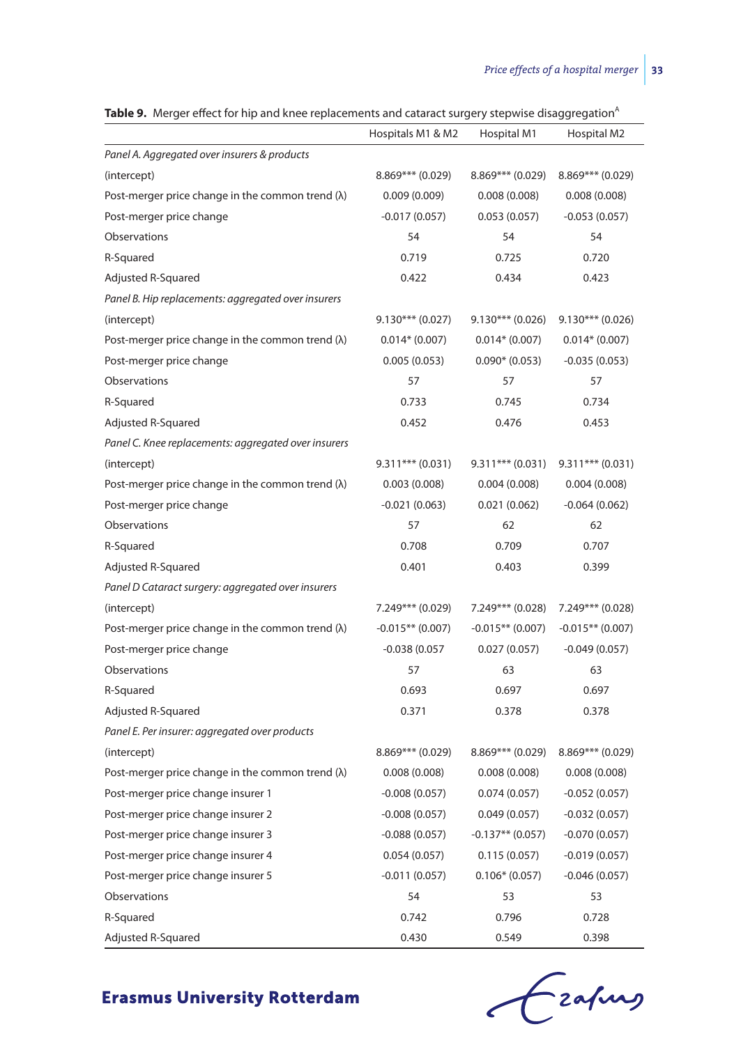**Table 9.** Merger effect for hip and knee replacements and cataract surgery stepwise disaggregation[A]

| | Hospitals M1 & M2 | Hospital M1 | Hospital M2 |
|---|---|---|---|
| *Panel A. Aggregated over insurers & products* | | | |
| (intercept) | 8.869*** (0.029) | 8.869*** (0.029) | 8.869*** (0.029) |
| Post-merger price change in the common trend (λ) | 0.009 (0.009) | 0.008 (0.008) | 0.008 (0.008) |
| Post-merger price change | -0.017 (0.057) | 0.053 (0.057) | -0.053 (0.057) |
| Observations | 54 | 54 | 54 |
| R-Squared | 0.719 | 0.725 | 0.720 |
| Adjusted R-Squared | 0.422 | 0.434 | 0.423 |
| *Panel B. Hip replacements: aggregated over insurers* | | | |
| (intercept) | 9.130*** (0.027) | 9.130*** (0.026) | 9.130*** (0.026) |
| Post-merger price change in the common trend (λ) | 0.014* (0.007) | 0.014* (0.007) | 0.014* (0.007) |
| Post-merger price change | 0.005 (0.053) | 0.090* (0.053) | -0.035 (0.053) |
| Observations | 57 | 57 | 57 |
| R-Squared | 0.733 | 0.745 | 0.734 |
| Adjusted R-Squared | 0.452 | 0.476 | 0.453 |
| *Panel C. Knee replacements: aggregated over insurers* | | | |
| (intercept) | 9.311*** (0.031) | 9.311*** (0.031) | 9.311*** (0.031) |
| Post-merger price change in the common trend (λ) | 0.003 (0.008) | 0.004 (0.008) | 0.004 (0.008) |
| Post-merger price change | -0.021 (0.063) | 0.021 (0.062) | -0.064 (0.062) |
| Observations | 57 | 62 | 62 |
| R-Squared | 0.708 | 0.709 | 0.707 |
| Adjusted R-Squared | 0.401 | 0.403 | 0.399 |
| *Panel D Cataract surgery: aggregated over insurers* | | | |
| (intercept) | 7.249*** (0.029) | 7.249*** (0.028) | 7.249*** (0.028) |
| Post-merger price change in the common trend (λ) | -0.015** (0.007) | -0.015** (0.007) | -0.015** (0.007) |
| Post-merger price change | -0.038 (0.057 | 0.027 (0.057) | -0.049 (0.057) |
| Observations | 57 | 63 | 63 |
| R-Squared | 0.693 | 0.697 | 0.697 |
| Adjusted R-Squared | 0.371 | 0.378 | 0.378 |
| *Panel E. Per insurer: aggregated over products* | | | |
| (intercept) | 8.869*** (0.029) | 8.869*** (0.029) | 8.869*** (0.029) |
| Post-merger price change in the common trend (λ) | 0.008 (0.008) | 0.008 (0.008) | 0.008 (0.008) |
| Post-merger price change insurer 1 | -0.008 (0.057) | 0.074 (0.057) | -0.052 (0.057) |
| Post-merger price change insurer 2 | -0.008 (0.057) | 0.049 (0.057) | -0.032 (0.057) |
| Post-merger price change insurer 3 | -0.088 (0.057) | -0.137** (0.057) | -0.070 (0.057) |
| Post-merger price change insurer 4 | 0.054 (0.057) | 0.115 (0.057) | -0.019 (0.057) |
| Post-merger price change insurer 5 | -0.011 (0.057) | 0.106* (0.057) | -0.046 (0.057) |
| Observations | 54 | 53 | 53 |
| R-Squared | 0.742 | 0.796 | 0.728 |
| Adjusted R-Squared | 0.430 | 0.549 | 0.398 |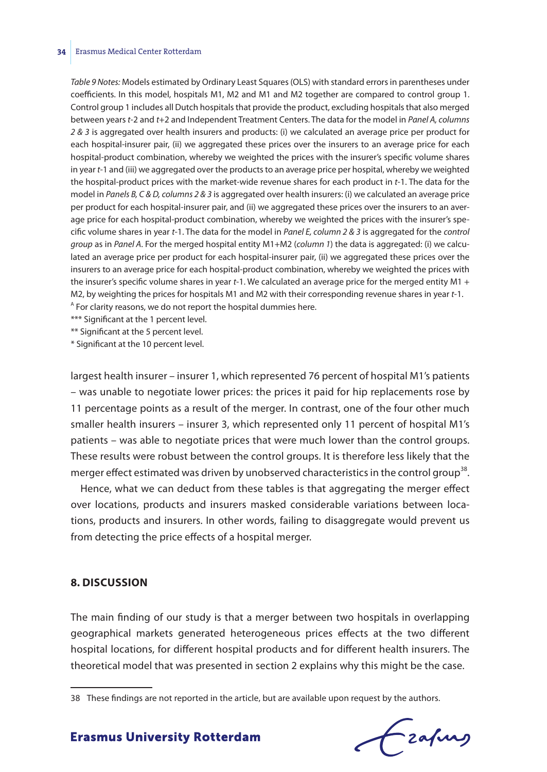*Table 9 Notes:* Models estimated by Ordinary Least Squares (OLS) with standard errors in parentheses under coefficients. In this model, hospitals M1, M2 and M1 and M2 together are compared to control group 1. Control group 1 includes all Dutch hospitals that provide the product, excluding hospitals that also merged between years *t*-2 and *t*+2 and Independent Treatment Centers. The data for the model in *Panel A, columns 2 & 3* is aggregated over health insurers and products: (i) we calculated an average price per product for each hospital-insurer pair, (ii) we aggregated these prices over the insurers to an average price for each hospital-product combination, whereby we weighted the prices with the insurer's specific volume shares in year *t*-1 and (iii) we aggregated over the products to an average price per hospital, whereby we weighted the hospital-product prices with the market-wide revenue shares for each product in *t*-1. The data for the model in *Panels B, C & D, columns 2 & 3* is aggregated over health insurers: (i) we calculated an average price per product for each hospital-insurer pair, and (ii) we aggregated these prices over the insurers to an average price for each hospital-product combination, whereby we weighted the prices with the insurer's specific volume shares in year *t*-1. The data for the model in *Panel E, column 2 & 3* is aggregated for the *control group* as in *Panel A*. For the merged hospital entity M1+M2 (*column 1*) the data is aggregated: (i) we calculated an average price per product for each hospital-insurer pair, (ii) we aggregated these prices over the insurers to an average price for each hospital-product combination, whereby we weighted the prices with the insurer's specific volume shares in year *t*-1. We calculated an average price for the merged entity M1 + M2, by weighting the prices for hospitals M1 and M2 with their corresponding revenue shares in year *t*-1.
[A] For clarity reasons, we do not report the hospital dummies here.
*** Significant at the 1 percent level.
** Significant at the 5 percent level.
* Significant at the 10 percent level.

largest health insurer – insurer 1, which represented 76 percent of hospital M1's patients – was unable to negotiate lower prices: the prices it paid for hip replacements rose by 11 percentage points as a result of the merger. In contrast, one of the four other much smaller health insurers – insurer 3, which represented only 11 percent of hospital M1's patients – was able to negotiate prices that were much lower than the control groups. These results were robust between the control groups. It is therefore less likely that the merger effect estimated was driven by unobserved characteristics in the control group[38].

Hence, what we can deduct from these tables is that aggregating the merger effect over locations, products and insurers masked considerable variations between locations, products and insurers. In other words, failing to disaggregate would prevent us from detecting the price effects of a hospital merger.

## 8. DISCUSSION

The main finding of our study is that a merger between two hospitals in overlapping geographical markets generated heterogeneous prices effects at the two different hospital locations, for different hospital products and for different health insurers. The theoretical model that was presented in section 2 explains why this might be the case.

38 These findings are not reported in the article, but are available upon request by the authors.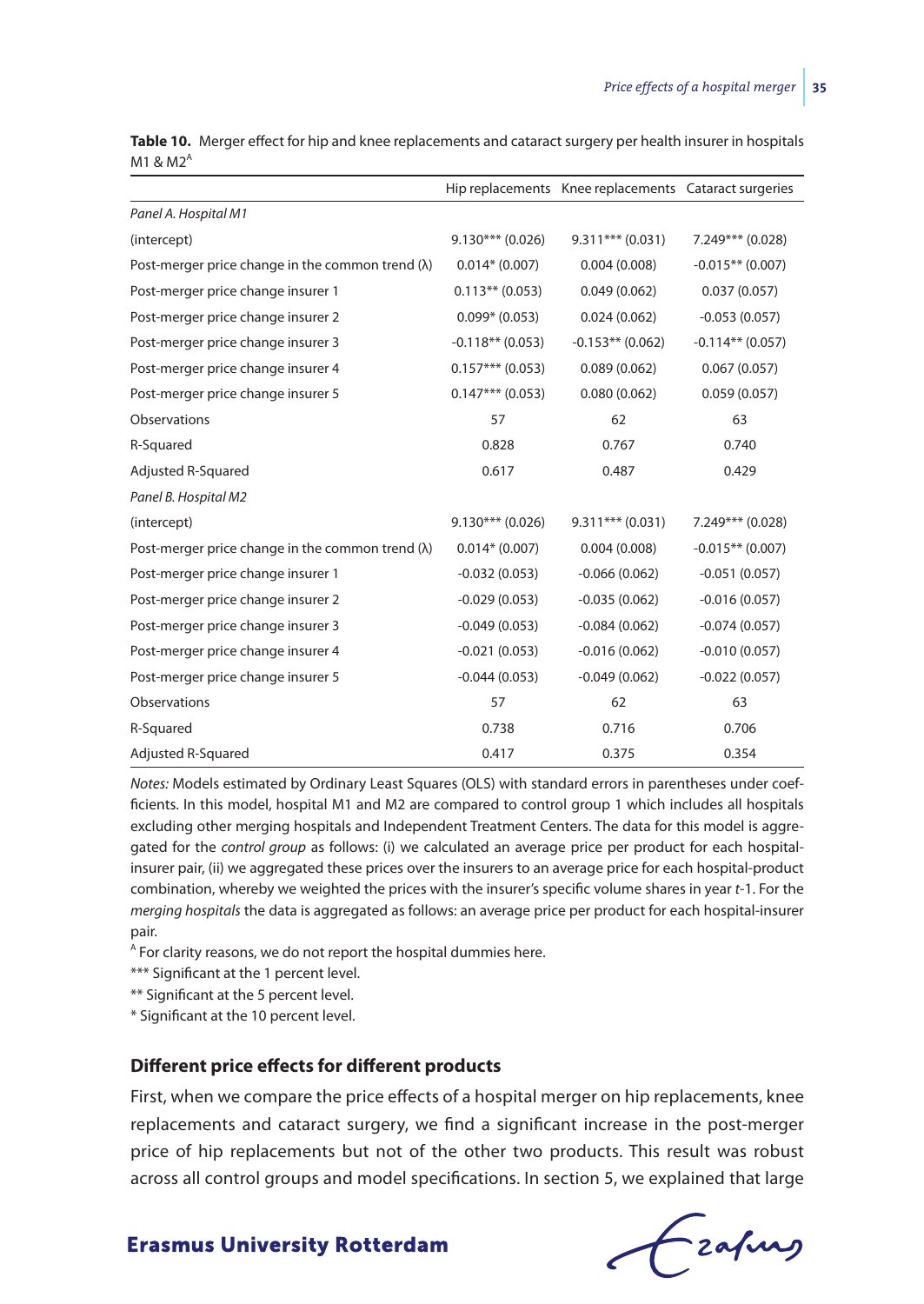**Table 10.** Merger effect for hip and knee replacements and cataract surgery per health insurer in hospitals M1 & M2[A]

| | Hip replacements | Knee replacements | Cataract surgeries |
|---|---|---|---|
| *Panel A. Hospital M1* | | | |
| (intercept) | 9.130*** (0.026) | 9.311*** (0.031) | 7.249*** (0.028) |
| Post-merger price change in the common trend (λ) | 0.014* (0.007) | 0.004 (0.008) | -0.015** (0.007) |
| Post-merger price change insurer 1 | 0.113** (0.053) | 0.049 (0.062) | 0.037 (0.057) |
| Post-merger price change insurer 2 | 0.099* (0.053) | 0.024 (0.062) | -0.053 (0.057) |
| Post-merger price change insurer 3 | -0.118** (0.053) | -0.153** (0.062) | -0.114** (0.057) |
| Post-merger price change insurer 4 | 0.157*** (0.053) | 0.089 (0.062) | 0.067 (0.057) |
| Post-merger price change insurer 5 | 0.147*** (0.053) | 0.080 (0.062) | 0.059 (0.057) |
| Observations | 57 | 62 | 63 |
| R-Squared | 0.828 | 0.767 | 0.740 |
| Adjusted R-Squared | 0.617 | 0.487 | 0.429 |
| *Panel B. Hospital M2* | | | |
| (intercept) | 9.130*** (0.026) | 9.311*** (0.031) | 7.249*** (0.028) |
| Post-merger price change in the common trend (λ) | 0.014* (0.007) | 0.004 (0.008) | -0.015** (0.007) |
| Post-merger price change insurer 1 | -0.032 (0.053) | -0.066 (0.062) | -0.051 (0.057) |
| Post-merger price change insurer 2 | -0.029 (0.053) | -0.035 (0.062) | -0.016 (0.057) |
| Post-merger price change insurer 3 | -0.049 (0.053) | -0.084 (0.062) | -0.074 (0.057) |
| Post-merger price change insurer 4 | -0.021 (0.053) | -0.016 (0.062) | -0.010 (0.057) |
| Post-merger price change insurer 5 | -0.044 (0.053) | -0.049 (0.062) | -0.022 (0.057) |
| Observations | 57 | 62 | 63 |
| R-Squared | 0.738 | 0.716 | 0.706 |
| Adjusted R-Squared | 0.417 | 0.375 | 0.354 |

*Notes:* Models estimated by Ordinary Least Squares (OLS) with standard errors in parentheses under coefficients. In this model, hospital M1 and M2 are compared to control group 1 which includes all hospitals excluding other merging hospitals and Independent Treatment Centers. The data for this model is aggregated for the *control group* as follows: (i) we calculated an average price per product for each hospital-insurer pair, (ii) we aggregated these prices over the insurers to an average price for each hospital-product combination, whereby we weighted the prices with the insurer's specific volume shares in year *t*-1. For the *merging hospitals* the data is aggregated as follows: an average price per product for each hospital-insurer pair.

[A] For clarity reasons, we do not report the hospital dummies here.

*** Significant at the 1 percent level.

** Significant at the 5 percent level.

* Significant at the 10 percent level.

### Different price effects for different products

First, when we compare the price effects of a hospital merger on hip replacements, knee replacements and cataract surgery, we find a significant increase in the post-merger price of hip replacements but not of the other two products. This result was robust across all control groups and model specifications. In section 5, we explained that large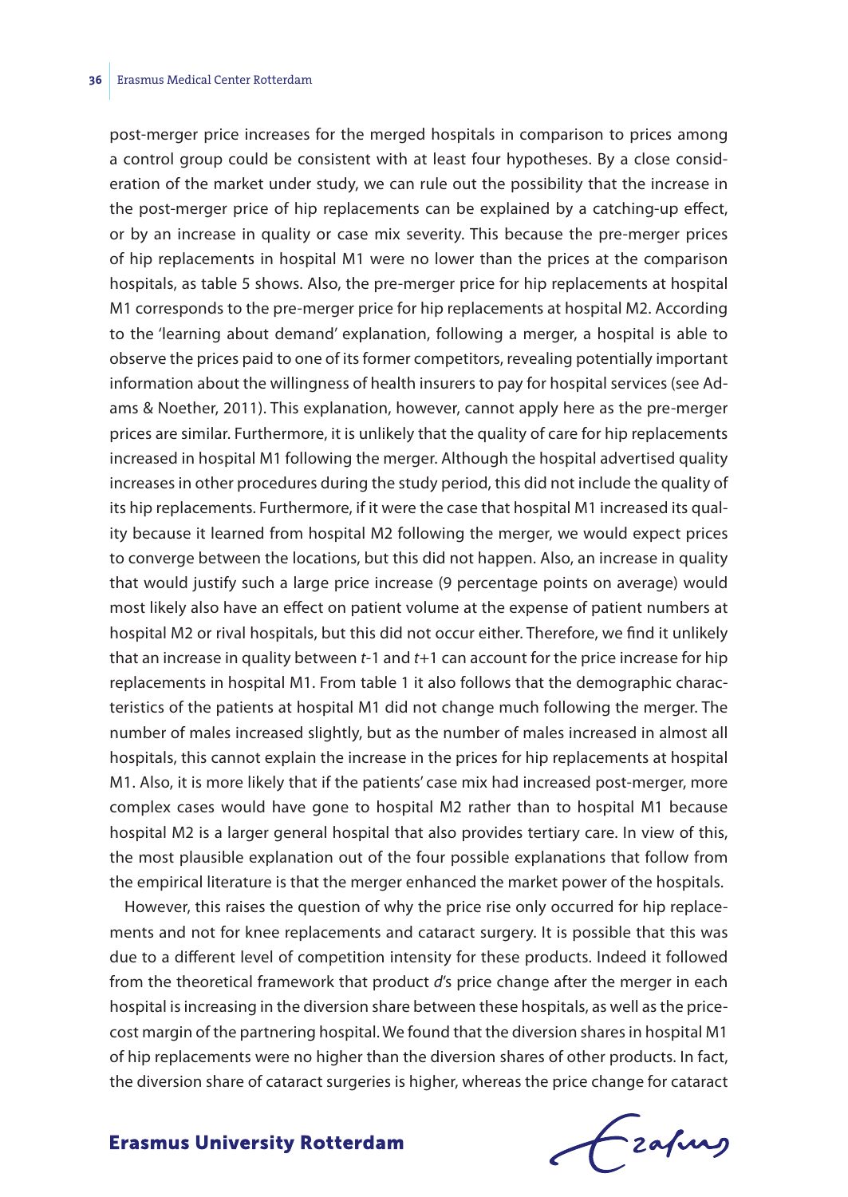post-merger price increases for the merged hospitals in comparison to prices among a control group could be consistent with at least four hypotheses. By a close consideration of the market under study, we can rule out the possibility that the increase in the post-merger price of hip replacements can be explained by a catching-up effect, or by an increase in quality or case mix severity. This because the pre-merger prices of hip replacements in hospital M1 were no lower than the prices at the comparison hospitals, as table 5 shows. Also, the pre-merger price for hip replacements at hospital M1 corresponds to the pre-merger price for hip replacements at hospital M2. According to the 'learning about demand' explanation, following a merger, a hospital is able to observe the prices paid to one of its former competitors, revealing potentially important information about the willingness of health insurers to pay for hospital services (see Adams & Noether, 2011). This explanation, however, cannot apply here as the pre-merger prices are similar. Furthermore, it is unlikely that the quality of care for hip replacements increased in hospital M1 following the merger. Although the hospital advertised quality increases in other procedures during the study period, this did not include the quality of its hip replacements. Furthermore, if it were the case that hospital M1 increased its quality because it learned from hospital M2 following the merger, we would expect prices to converge between the locations, but this did not happen. Also, an increase in quality that would justify such a large price increase (9 percentage points on average) would most likely also have an effect on patient volume at the expense of patient numbers at hospital M2 or rival hospitals, but this did not occur either. Therefore, we find it unlikely that an increase in quality between $t$-1 and $t$+1 can account for the price increase for hip replacements in hospital M1. From table 1 it also follows that the demographic characteristics of the patients at hospital M1 did not change much following the merger. The number of males increased slightly, but as the number of males increased in almost all hospitals, this cannot explain the increase in the prices for hip replacements at hospital M1. Also, it is more likely that if the patients' case mix had increased post-merger, more complex cases would have gone to hospital M2 rather than to hospital M1 because hospital M2 is a larger general hospital that also provides tertiary care. In view of this, the most plausible explanation out of the four possible explanations that follow from the empirical literature is that the merger enhanced the market power of the hospitals.

However, this raises the question of why the price rise only occurred for hip replacements and not for knee replacements and cataract surgery. It is possible that this was due to a different level of competition intensity for these products. Indeed it followed from the theoretical framework that product $d$'s price change after the merger in each hospital is increasing in the diversion share between these hospitals, as well as the price-cost margin of the partnering hospital. We found that the diversion shares in hospital M1 of hip replacements were no higher than the diversion shares of other products. In fact, the diversion share of cataract surgeries is higher, whereas the price change for cataract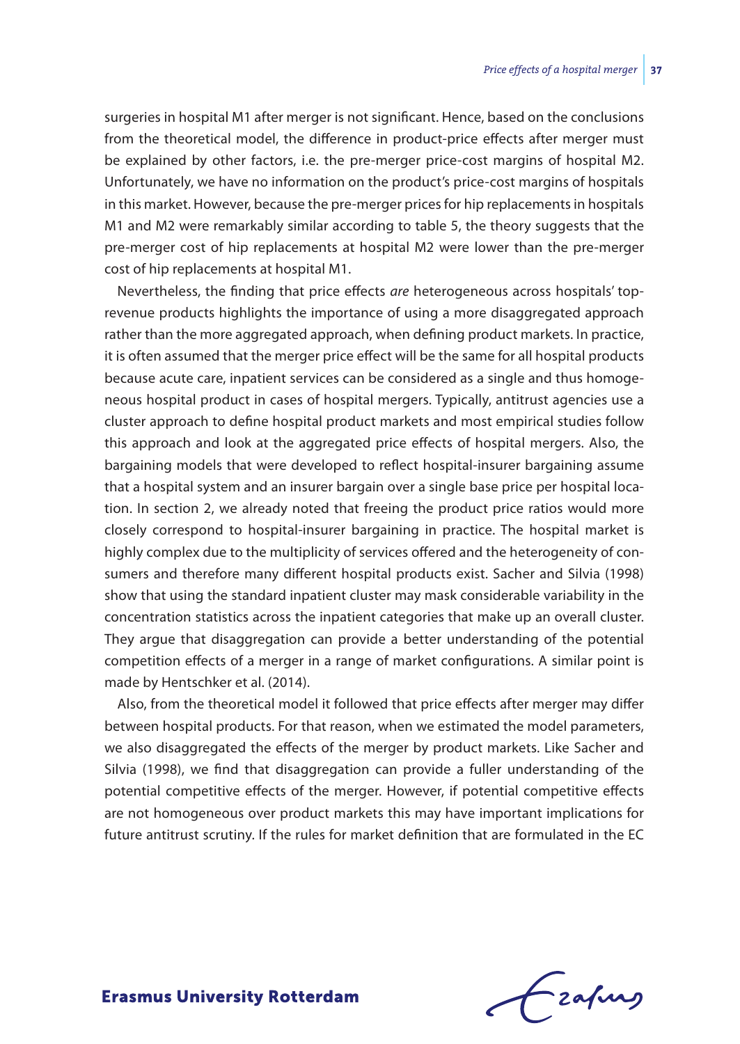surgeries in hospital M1 after merger is not significant. Hence, based on the conclusions from the theoretical model, the difference in product-price effects after merger must be explained by other factors, i.e. the pre-merger price-cost margins of hospital M2. Unfortunately, we have no information on the product's price-cost margins of hospitals in this market. However, because the pre-merger prices for hip replacements in hospitals M1 and M2 were remarkably similar according to table 5, the theory suggests that the pre-merger cost of hip replacements at hospital M2 were lower than the pre-merger cost of hip replacements at hospital M1.

Nevertheless, the finding that price effects *are* heterogeneous across hospitals' top-revenue products highlights the importance of using a more disaggregated approach rather than the more aggregated approach, when defining product markets. In practice, it is often assumed that the merger price effect will be the same for all hospital products because acute care, inpatient services can be considered as a single and thus homogeneous hospital product in cases of hospital mergers. Typically, antitrust agencies use a cluster approach to define hospital product markets and most empirical studies follow this approach and look at the aggregated price effects of hospital mergers. Also, the bargaining models that were developed to reflect hospital-insurer bargaining assume that a hospital system and an insurer bargain over a single base price per hospital location. In section 2, we already noted that freeing the product price ratios would more closely correspond to hospital-insurer bargaining in practice. The hospital market is highly complex due to the multiplicity of services offered and the heterogeneity of consumers and therefore many different hospital products exist. Sacher and Silvia (1998) show that using the standard inpatient cluster may mask considerable variability in the concentration statistics across the inpatient categories that make up an overall cluster. They argue that disaggregation can provide a better understanding of the potential competition effects of a merger in a range of market configurations. A similar point is made by Hentschker et al. (2014).

Also, from the theoretical model it followed that price effects after merger may differ between hospital products. For that reason, when we estimated the model parameters, we also disaggregated the effects of the merger by product markets. Like Sacher and Silvia (1998), we find that disaggregation can provide a fuller understanding of the potential competitive effects of the merger. However, if potential competitive effects are not homogeneous over product markets this may have important implications for future antitrust scrutiny. If the rules for market definition that are formulated in the EC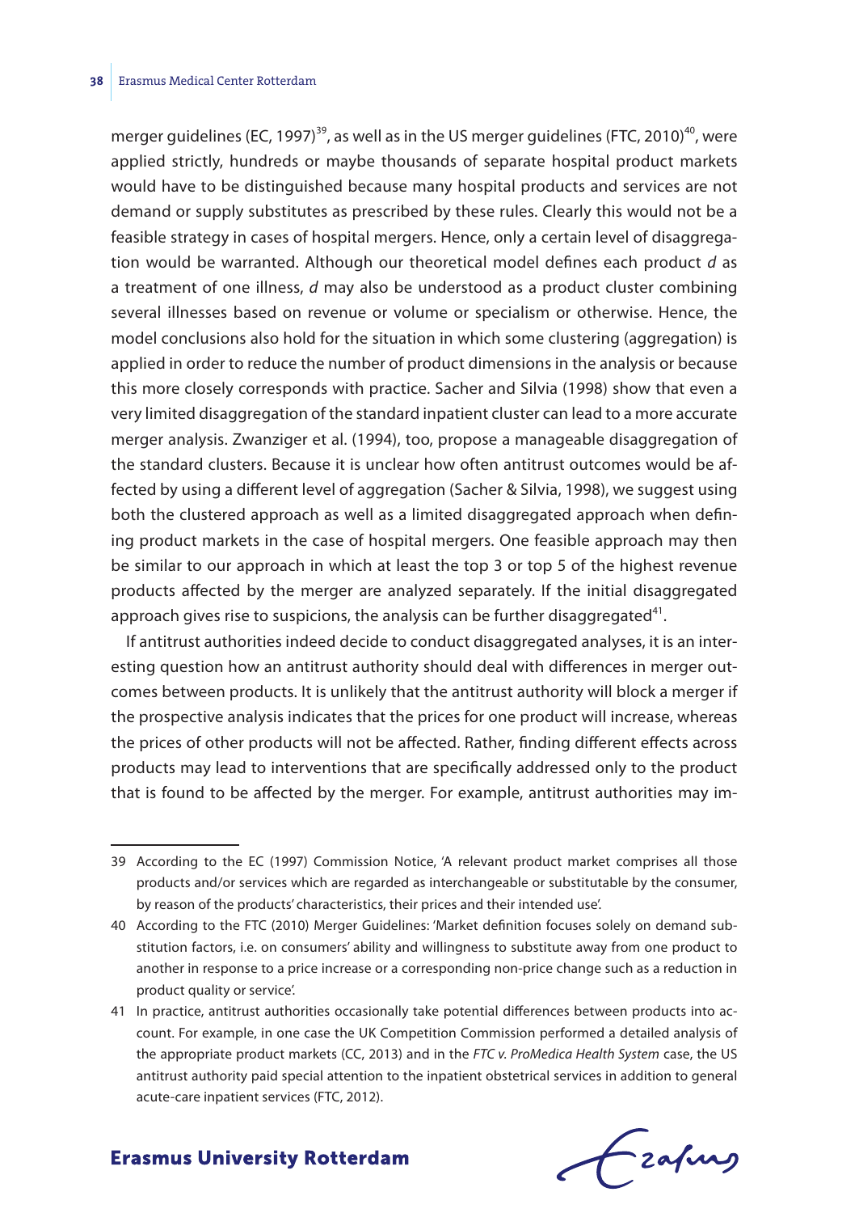merger guidelines (EC, 1997)[39], as well as in the US merger guidelines (FTC, 2010)[40], were applied strictly, hundreds or maybe thousands of separate hospital product markets would have to be distinguished because many hospital products and services are not demand or supply substitutes as prescribed by these rules. Clearly this would not be a feasible strategy in cases of hospital mergers. Hence, only a certain level of disaggregation would be warranted. Although our theoretical model defines each product *d* as a treatment of one illness, *d* may also be understood as a product cluster combining several illnesses based on revenue or volume or specialism or otherwise. Hence, the model conclusions also hold for the situation in which some clustering (aggregation) is applied in order to reduce the number of product dimensions in the analysis or because this more closely corresponds with practice. Sacher and Silvia (1998) show that even a very limited disaggregation of the standard inpatient cluster can lead to a more accurate merger analysis. Zwanziger et al. (1994), too, propose a manageable disaggregation of the standard clusters. Because it is unclear how often antitrust outcomes would be affected by using a different level of aggregation (Sacher & Silvia, 1998), we suggest using both the clustered approach as well as a limited disaggregated approach when defining product markets in the case of hospital mergers. One feasible approach may then be similar to our approach in which at least the top 3 or top 5 of the highest revenue products affected by the merger are analyzed separately. If the initial disaggregated approach gives rise to suspicions, the analysis can be further disaggregated[41].

If antitrust authorities indeed decide to conduct disaggregated analyses, it is an interesting question how an antitrust authority should deal with differences in merger outcomes between products. It is unlikely that the antitrust authority will block a merger if the prospective analysis indicates that the prices for one product will increase, whereas the prices of other products will not be affected. Rather, finding different effects across products may lead to interventions that are specifically addressed only to the product that is found to be affected by the merger. For example, antitrust authorities may im-

---

39 According to the EC (1997) Commission Notice, 'A relevant product market comprises all those products and/or services which are regarded as interchangeable or substitutable by the consumer, by reason of the products' characteristics, their prices and their intended use'.

40 According to the FTC (2010) Merger Guidelines: 'Market definition focuses solely on demand substitution factors, i.e. on consumers' ability and willingness to substitute away from one product to another in response to a price increase or a corresponding non-price change such as a reduction in product quality or service'.

41 In practice, antitrust authorities occasionally take potential differences between products into account. For example, in one case the UK Competition Commission performed a detailed analysis of the appropriate product markets (CC, 2013) and in the *FTC v. ProMedica Health System* case, the US antitrust authority paid special attention to the inpatient obstetrical services in addition to general acute-care inpatient services (FTC, 2012).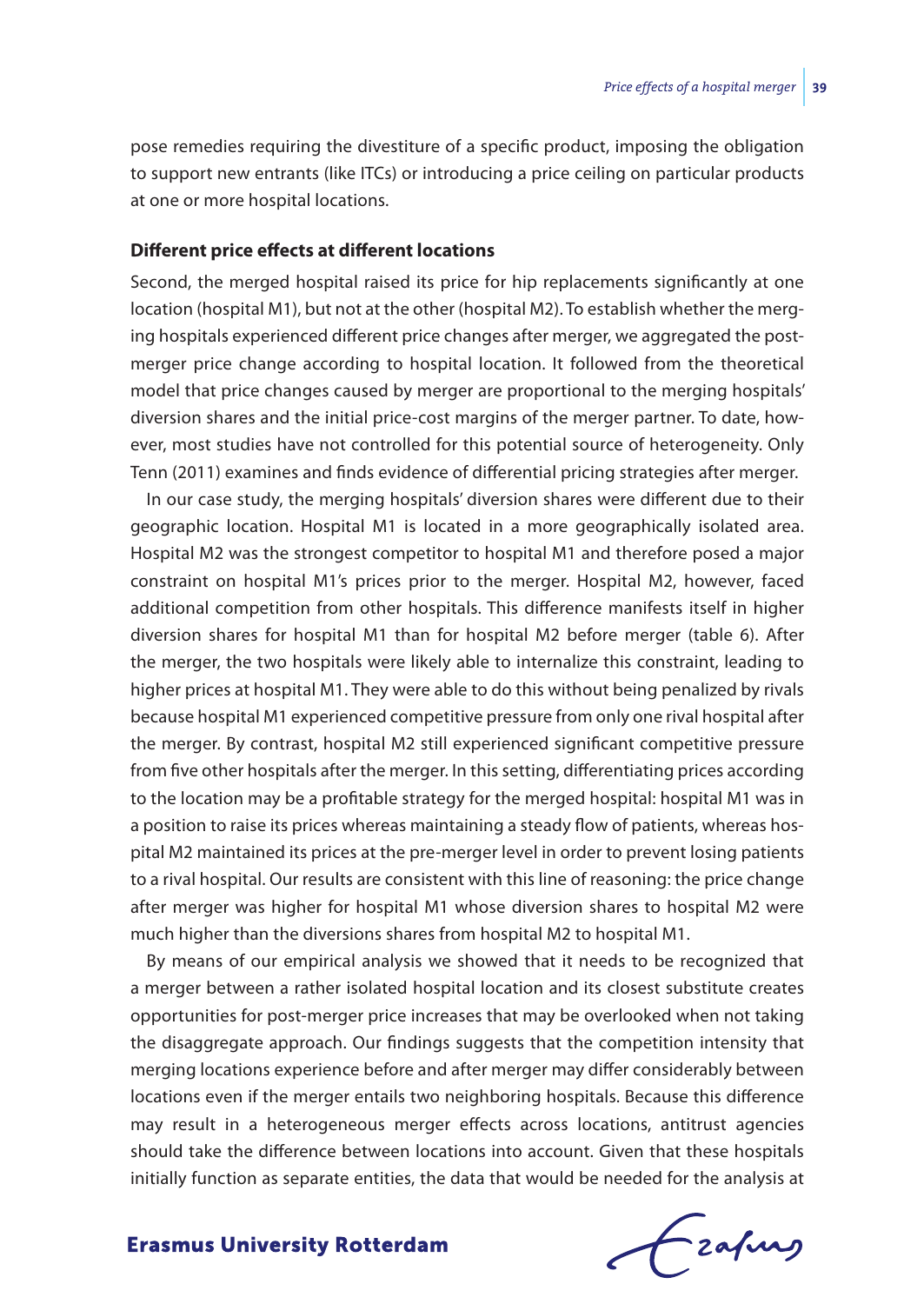pose remedies requiring the divestiture of a specific product, imposing the obligation to support new entrants (like ITCs) or introducing a price ceiling on particular products at one or more hospital locations.

**Different price effects at different locations**

Second, the merged hospital raised its price for hip replacements significantly at one location (hospital M1), but not at the other (hospital M2). To establish whether the merging hospitals experienced different price changes after merger, we aggregated the post-merger price change according to hospital location. It followed from the theoretical model that price changes caused by merger are proportional to the merging hospitals' diversion shares and the initial price-cost margins of the merger partner. To date, however, most studies have not controlled for this potential source of heterogeneity. Only Tenn (2011) examines and finds evidence of differential pricing strategies after merger.

In our case study, the merging hospitals' diversion shares were different due to their geographic location. Hospital M1 is located in a more geographically isolated area. Hospital M2 was the strongest competitor to hospital M1 and therefore posed a major constraint on hospital M1's prices prior to the merger. Hospital M2, however, faced additional competition from other hospitals. This difference manifests itself in higher diversion shares for hospital M1 than for hospital M2 before merger (table 6). After the merger, the two hospitals were likely able to internalize this constraint, leading to higher prices at hospital M1. They were able to do this without being penalized by rivals because hospital M1 experienced competitive pressure from only one rival hospital after the merger. By contrast, hospital M2 still experienced significant competitive pressure from five other hospitals after the merger. In this setting, differentiating prices according to the location may be a profitable strategy for the merged hospital: hospital M1 was in a position to raise its prices whereas maintaining a steady flow of patients, whereas hospital M2 maintained its prices at the pre-merger level in order to prevent losing patients to a rival hospital. Our results are consistent with this line of reasoning: the price change after merger was higher for hospital M1 whose diversion shares to hospital M2 were much higher than the diversions shares from hospital M2 to hospital M1.

By means of our empirical analysis we showed that it needs to be recognized that a merger between a rather isolated hospital location and its closest substitute creates opportunities for post-merger price increases that may be overlooked when not taking the disaggregate approach. Our findings suggests that the competition intensity that merging locations experience before and after merger may differ considerably between locations even if the merger entails two neighboring hospitals. Because this difference may result in a heterogeneous merger effects across locations, antitrust agencies should take the difference between locations into account. Given that these hospitals initially function as separate entities, the data that would be needed for the analysis at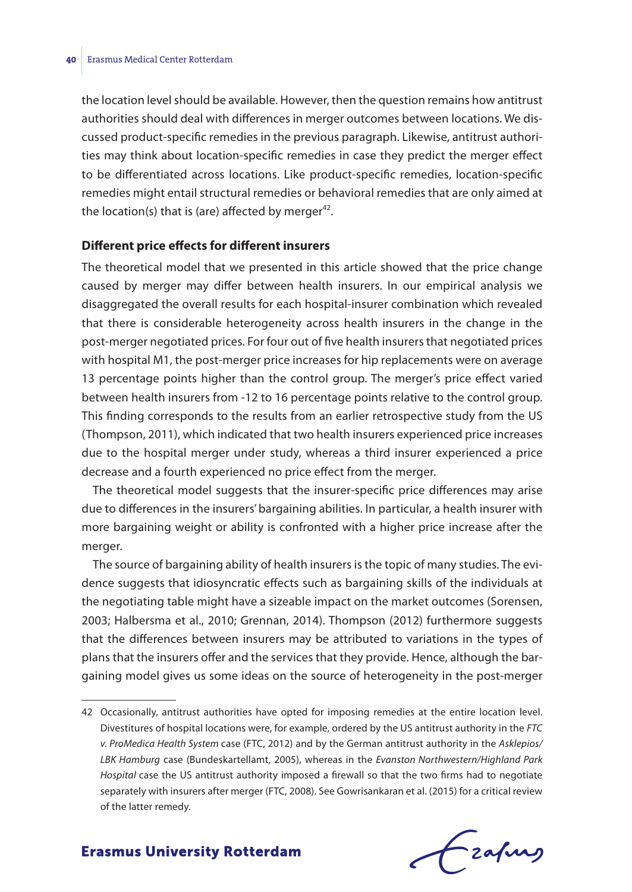the location level should be available. However, then the question remains how antitrust authorities should deal with differences in merger outcomes between locations. We discussed product-specific remedies in the previous paragraph. Likewise, antitrust authorities may think about location-specific remedies in case they predict the merger effect to be differentiated across locations. Like product-specific remedies, location-specific remedies might entail structural remedies or behavioral remedies that are only aimed at the location(s) that is (are) affected by merger[42].

**Different price effects for different insurers**

The theoretical model that we presented in this article showed that the price change caused by merger may differ between health insurers. In our empirical analysis we disaggregated the overall results for each hospital-insurer combination which revealed that there is considerable heterogeneity across health insurers in the change in the post-merger negotiated prices. For four out of five health insurers that negotiated prices with hospital M1, the post-merger price increases for hip replacements were on average 13 percentage points higher than the control group. The merger's price effect varied between health insurers from -12 to 16 percentage points relative to the control group. This finding corresponds to the results from an earlier retrospective study from the US (Thompson, 2011), which indicated that two health insurers experienced price increases due to the hospital merger under study, whereas a third insurer experienced a price decrease and a fourth experienced no price effect from the merger.

The theoretical model suggests that the insurer-specific price differences may arise due to differences in the insurers' bargaining abilities. In particular, a health insurer with more bargaining weight or ability is confronted with a higher price increase after the merger.

The source of bargaining ability of health insurers is the topic of many studies. The evidence suggests that idiosyncratic effects such as bargaining skills of the individuals at the negotiating table might have a sizeable impact on the market outcomes (Sorensen, 2003; Halbersma et al., 2010; Grennan, 2014). Thompson (2012) furthermore suggests that the differences between insurers may be attributed to variations in the types of plans that the insurers offer and the services that they provide. Hence, although the bargaining model gives us some ideas on the source of heterogeneity in the post-merger

42 Occasionally, antitrust authorities have opted for imposing remedies at the entire location level. Divestitures of hospital locations were, for example, ordered by the US antitrust authority in the *FTC v. ProMedica Health System* case (FTC, 2012) and by the German antitrust authority in the *Asklepios/LBK Hamburg* case (Bundeskartellamt, 2005), whereas in the *Evanston Northwestern/Highland Park Hospital* case the US antitrust authority imposed a firewall so that the two firms had to negotiate separately with insurers after merger (FTC, 2008). See Gowrisankaran et al. (2015) for a critical review of the latter remedy.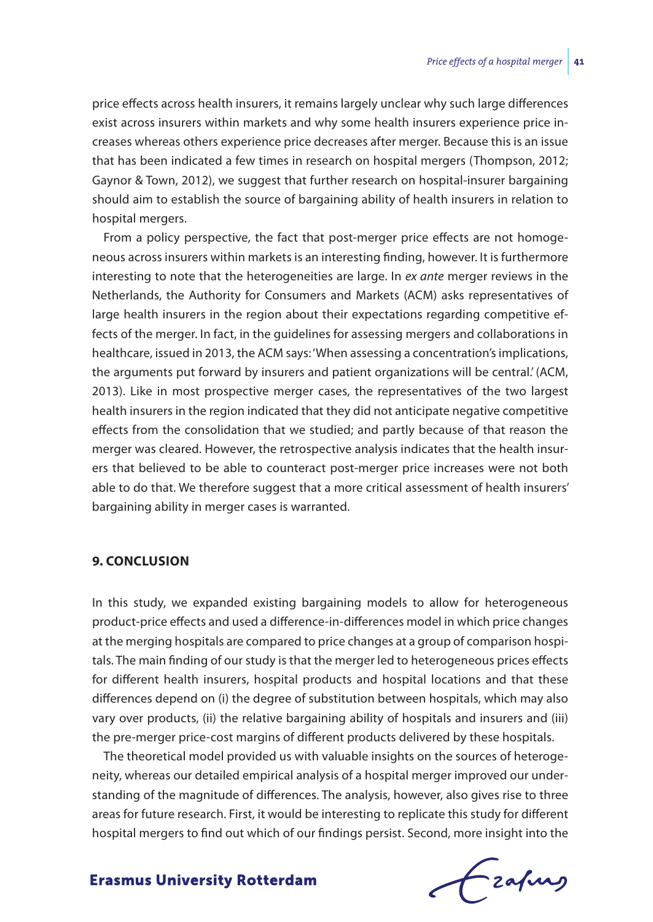price effects across health insurers, it remains largely unclear why such large differences exist across insurers within markets and why some health insurers experience price increases whereas others experience price decreases after merger. Because this is an issue that has been indicated a few times in research on hospital mergers (Thompson, 2012; Gaynor & Town, 2012), we suggest that further research on hospital-insurer bargaining should aim to establish the source of bargaining ability of health insurers in relation to hospital mergers.

From a policy perspective, the fact that post-merger price effects are not homogeneous across insurers within markets is an interesting finding, however. It is furthermore interesting to note that the heterogeneities are large. In *ex ante* merger reviews in the Netherlands, the Authority for Consumers and Markets (ACM) asks representatives of large health insurers in the region about their expectations regarding competitive effects of the merger. In fact, in the guidelines for assessing mergers and collaborations in healthcare, issued in 2013, the ACM says: 'When assessing a concentration's implications, the arguments put forward by insurers and patient organizations will be central.' (ACM, 2013). Like in most prospective merger cases, the representatives of the two largest health insurers in the region indicated that they did not anticipate negative competitive effects from the consolidation that we studied; and partly because of that reason the merger was cleared. However, the retrospective analysis indicates that the health insurers that believed to be able to counteract post-merger price increases were not both able to do that. We therefore suggest that a more critical assessment of health insurers' bargaining ability in merger cases is warranted.

## 9. CONCLUSION

In this study, we expanded existing bargaining models to allow for heterogeneous product-price effects and used a difference-in-differences model in which price changes at the merging hospitals are compared to price changes at a group of comparison hospitals. The main finding of our study is that the merger led to heterogeneous prices effects for different health insurers, hospital products and hospital locations and that these differences depend on (i) the degree of substitution between hospitals, which may also vary over products, (ii) the relative bargaining ability of hospitals and insurers and (iii) the pre-merger price-cost margins of different products delivered by these hospitals.

The theoretical model provided us with valuable insights on the sources of heterogeneity, whereas our detailed empirical analysis of a hospital merger improved our understanding of the magnitude of differences. The analysis, however, also gives rise to three areas for future research. First, it would be interesting to replicate this study for different hospital mergers to find out which of our findings persist. Second, more insight into the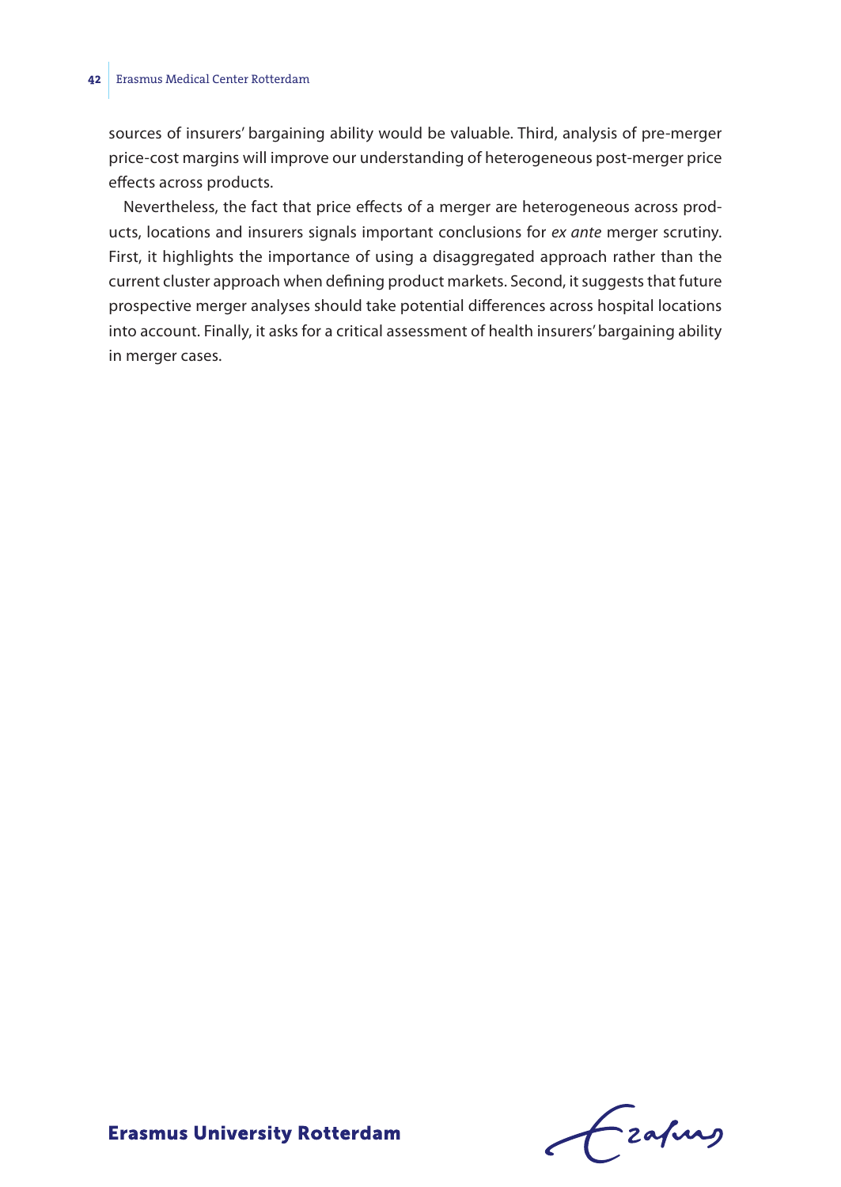sources of insurers' bargaining ability would be valuable. Third, analysis of pre-merger price-cost margins will improve our understanding of heterogeneous post-merger price effects across products.

Nevertheless, the fact that price effects of a merger are heterogeneous across products, locations and insurers signals important conclusions for *ex ante* merger scrutiny. First, it highlights the importance of using a disaggregated approach rather than the current cluster approach when defining product markets. Second, it suggests that future prospective merger analyses should take potential differences across hospital locations into account. Finally, it asks for a critical assessment of health insurers' bargaining ability in merger cases.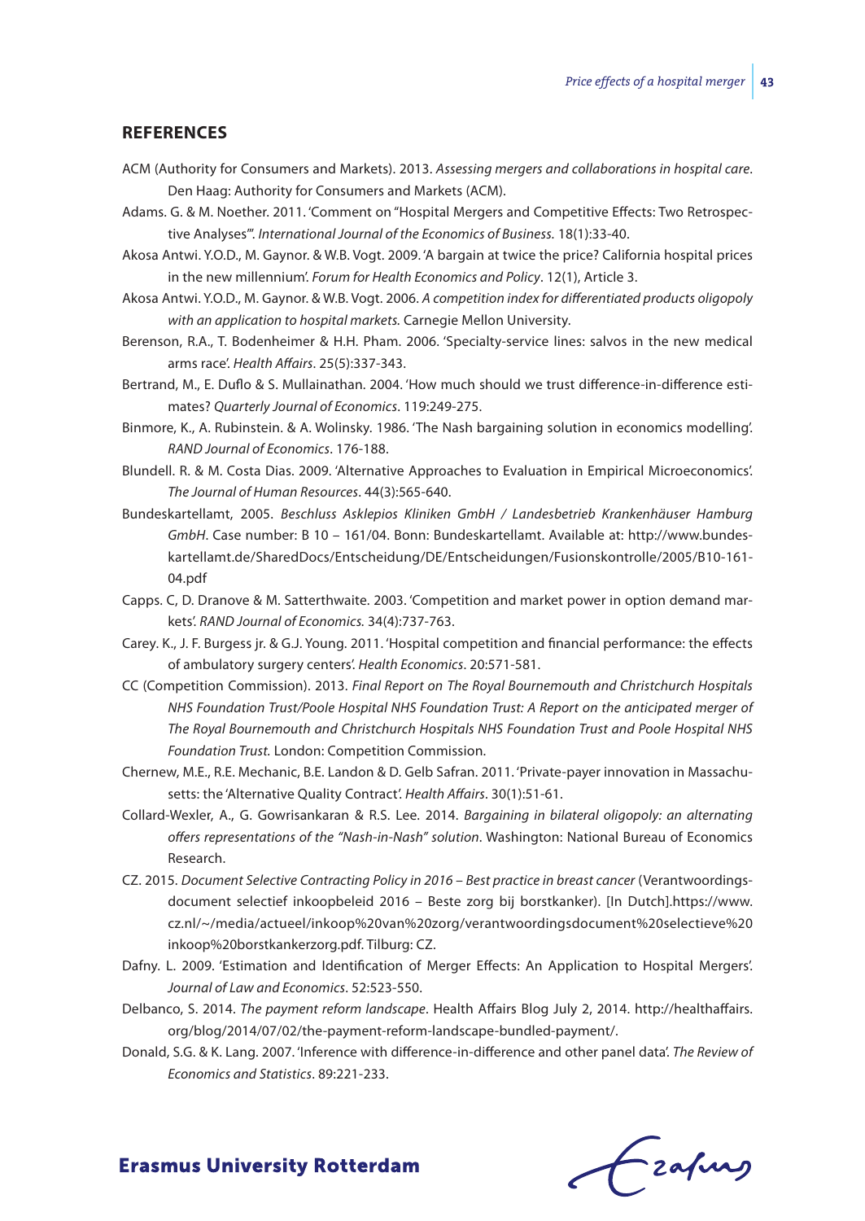## REFERENCES

ACM (Authority for Consumers and Markets). 2013. *Assessing mergers and collaborations in hospital care*. Den Haag: Authority for Consumers and Markets (ACM).

Adams. G. & M. Noether. 2011. 'Comment on "Hospital Mergers and Competitive Effects: Two Retrospective Analyses"'. *International Journal of the Economics of Business.* 18(1):33-40.

Akosa Antwi. Y.O.D., M. Gaynor. & W.B. Vogt. 2009. 'A bargain at twice the price? California hospital prices in the new millennium'. *Forum for Health Economics and Policy*. 12(1), Article 3.

Akosa Antwi. Y.O.D., M. Gaynor. & W.B. Vogt. 2006. *A competition index for differentiated products oligopoly with an application to hospital markets.* Carnegie Mellon University.

Berenson, R.A., T. Bodenheimer & H.H. Pham. 2006. 'Specialty-service lines: salvos in the new medical arms race'. *Health Affairs*. 25(5):337-343.

Bertrand, M., E. Duflo & S. Mullainathan. 2004. 'How much should we trust difference-in-difference estimates? *Quarterly Journal of Economics*. 119:249-275.

Binmore, K., A. Rubinstein. & A. Wolinsky. 1986. 'The Nash bargaining solution in economics modelling'. *RAND Journal of Economics*. 176-188.

Blundell. R. & M. Costa Dias. 2009. 'Alternative Approaches to Evaluation in Empirical Microeconomics'. *The Journal of Human Resources*. 44(3):565-640.

Bundeskartellamt, 2005. *Beschluss Asklepios Kliniken GmbH / Landesbetrieb Krankenhäuser Hamburg GmbH*. Case number: B 10 – 161/04. Bonn: Bundeskartellamt. Available at: http://www.bundeskartellamt.de/SharedDocs/Entscheidung/DE/Entscheidungen/Fusionskontrolle/2005/B10-161-04.pdf

Capps. C, D. Dranove & M. Satterthwaite. 2003. 'Competition and market power in option demand markets'. *RAND Journal of Economics.* 34(4):737-763.

Carey. K., J. F. Burgess jr. & G.J. Young. 2011. 'Hospital competition and financial performance: the effects of ambulatory surgery centers'. *Health Economics*. 20:571-581.

CC (Competition Commission). 2013. *Final Report on The Royal Bournemouth and Christchurch Hospitals NHS Foundation Trust/Poole Hospital NHS Foundation Trust: A Report on the anticipated merger of The Royal Bournemouth and Christchurch Hospitals NHS Foundation Trust and Poole Hospital NHS Foundation Trust.* London: Competition Commission.

Chernew, M.E., R.E. Mechanic, B.E. Landon & D. Gelb Safran. 2011. 'Private-payer innovation in Massachusetts: the 'Alternative Quality Contract'. *Health Affairs*. 30(1):51-61.

Collard-Wexler, A., G. Gowrisankaran & R.S. Lee. 2014. *Bargaining in bilateral oligopoly: an alternating offers representations of the "Nash-in-Nash" solution*. Washington: National Bureau of Economics Research.

CZ. 2015. *Document Selective Contracting Policy in 2016 – Best practice in breast cancer* (Verantwoordingsdocument selectief inkoopbeleid 2016 – Beste zorg bij borstkanker). [In Dutch].https://www.cz.nl/~/media/actueel/inkoop%20van%20zorg/verantwoordingsdocument%20selectieve%20inkoop%20borstkankerzorg.pdf. Tilburg: CZ.

Dafny. L. 2009. 'Estimation and Identification of Merger Effects: An Application to Hospital Mergers'. *Journal of Law and Economics*. 52:523-550.

Delbanco, S. 2014. *The payment reform landscape*. Health Affairs Blog July 2, 2014. http://healthaffairs.org/blog/2014/07/02/the-payment-reform-landscape-bundled-payment/.

Donald, S.G. & K. Lang. 2007. 'Inference with difference-in-difference and other panel data'. *The Review of Economics and Statistics*. 89:221-233.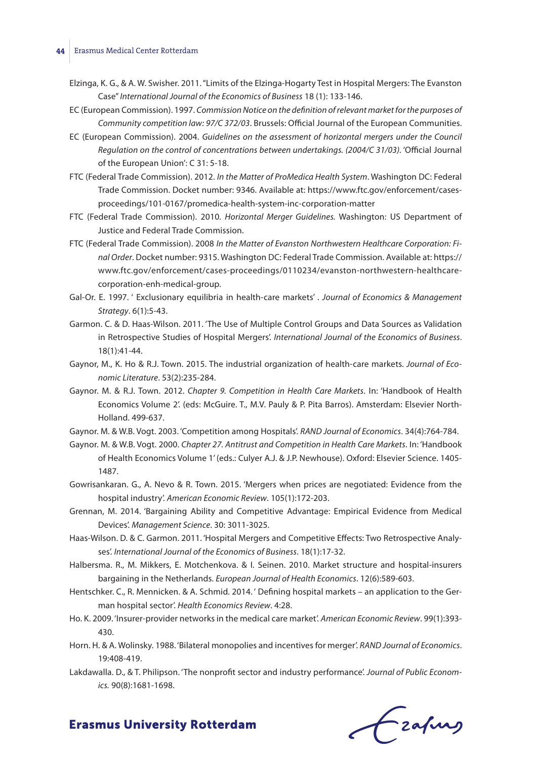Elzinga, K. G., & A. W. Swisher. 2011. "Limits of the Elzinga-Hogarty Test in Hospital Mergers: The Evanston Case" *International Journal of the Economics of Business* 18 (1): 133-146.

EC (European Commission). 1997. *Commission Notice on the definition of relevant market for the purposes of Community competition law: 97/C 372/03*. Brussels: Official Journal of the European Communities.

EC (European Commission). 2004. *Guidelines on the assessment of horizontal mergers under the Council Regulation on the control of concentrations between undertakings. (2004/C 31/03)*. 'Official Journal of the European Union': C 31: 5-18.

FTC (Federal Trade Commission). 2012. *In the Matter of ProMedica Health System*. Washington DC: Federal Trade Commission. Docket number: 9346. Available at: https://www.ftc.gov/enforcement/cases-proceedings/101-0167/promedica-health-system-inc-corporation-matter

FTC (Federal Trade Commission). 2010. *Horizontal Merger Guidelines.* Washington: US Department of Justice and Federal Trade Commission.

FTC (Federal Trade Commission). 2008 *In the Matter of Evanston Northwestern Healthcare Corporation: Final Order*. Docket number: 9315. Washington DC: Federal Trade Commission. Available at: https://www.ftc.gov/enforcement/cases-proceedings/0110234/evanston-northwestern-healthcare-corporation-enh-medical-group.

Gal-Or. E. 1997. ' Exclusionary equilibria in health-care markets' . *Journal of Economics & Management Strategy*. 6(1):5-43.

Garmon. C. & D. Haas-Wilson. 2011. 'The Use of Multiple Control Groups and Data Sources as Validation in Retrospective Studies of Hospital Mergers'. *International Journal of the Economics of Business*. 18(1):41-44.

Gaynor, M., K. Ho & R.J. Town. 2015. The industrial organization of health-care markets. *Journal of Economic Literature*. 53(2):235-284.

Gaynor. M. & R.J. Town. 2012. *Chapter 9. Competition in Health Care Markets*. In: 'Handbook of Health Economics Volume 2'. (eds: McGuire. T., M.V. Pauly & P. Pita Barros). Amsterdam: Elsevier North-Holland. 499-637.

Gaynor. M. & W.B. Vogt. 2003. 'Competition among Hospitals'. *RAND Journal of Economics*. 34(4):764-784.

Gaynor. M. & W.B. Vogt. 2000. *Chapter 27. Antitrust and Competition in Health Care Markets*. In: 'Handbook of Health Economics Volume 1' (eds.: Culyer A.J. & J.P. Newhouse). Oxford: Elsevier Science. 1405-1487.

Gowrisankaran. G., A. Nevo & R. Town. 2015. 'Mergers when prices are negotiated: Evidence from the hospital industry'. *American Economic Review*. 105(1):172-203.

Grennan, M. 2014. 'Bargaining Ability and Competitive Advantage: Empirical Evidence from Medical Devices'. *Management Science*. 30: 3011-3025.

Haas-Wilson. D. & C. Garmon. 2011. 'Hospital Mergers and Competitive Effects: Two Retrospective Analyses'. *International Journal of the Economics of Business*. 18(1):17-32.

Halbersma. R., M. Mikkers, E. Motchenkova. & I. Seinen. 2010. Market structure and hospital-insurers bargaining in the Netherlands. *European Journal of Health Economics*. 12(6):589-603.

Hentschker. C., R. Mennicken. & A. Schmid. 2014. ' Defining hospital markets – an application to the German hospital sector'. *Health Economics Review*. 4:28.

Ho. K. 2009. 'Insurer-provider networks in the medical care market'. *American Economic Review*. 99(1):393-430.

Horn. H. & A. Wolinsky. 1988. 'Bilateral monopolies and incentives for merger'. *RAND Journal of Economics*. 19:408-419.

Lakdawalla. D., & T. Philipson. 'The nonprofit sector and industry performance'. *Journal of Public Economics.* 90(8):1681-1698.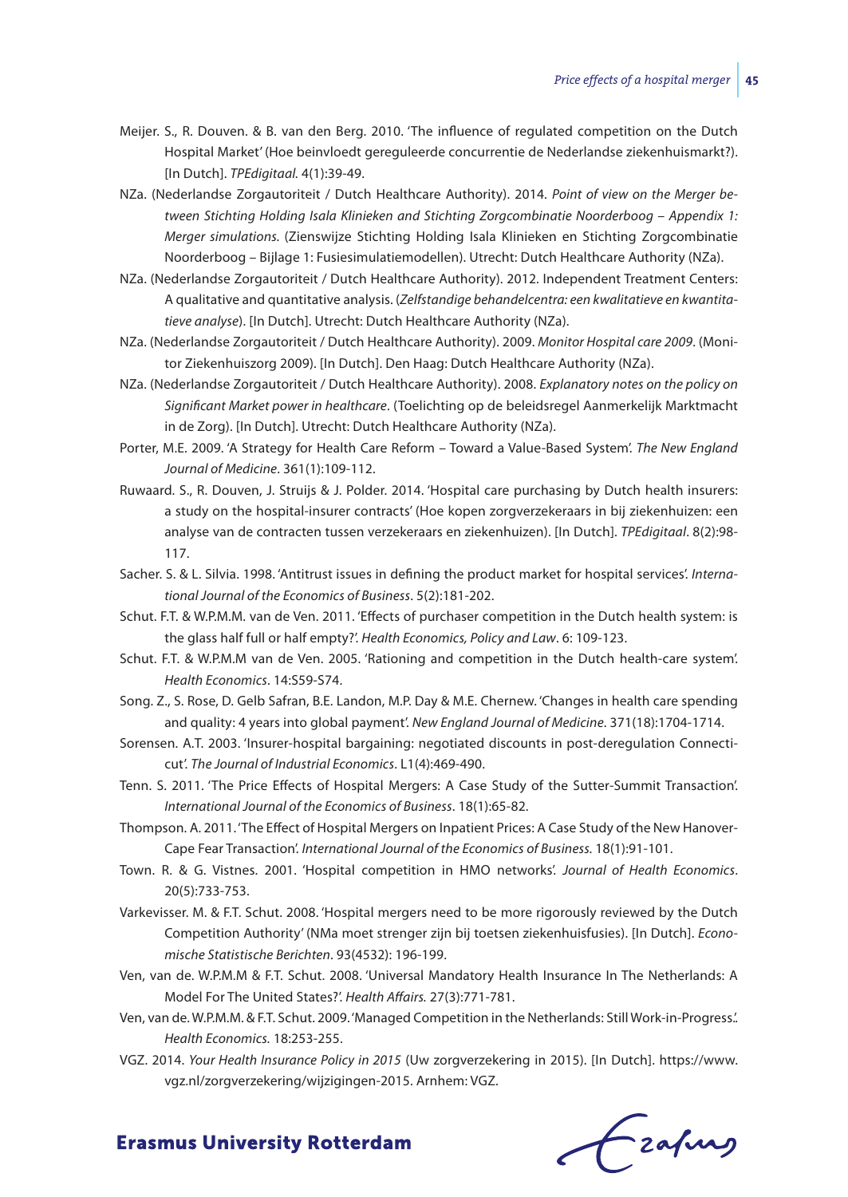Meijer. S., R. Douven. & B. van den Berg. 2010. 'The influence of regulated competition on the Dutch Hospital Market' (Hoe beinvloedt gereguleerde concurrentie de Nederlandse ziekenhuismarkt?). [In Dutch]. *TPEdigitaal.* 4(1):39-49.

NZa. (Nederlandse Zorgautoriteit / Dutch Healthcare Authority). 2014. *Point of view on the Merger between Stichting Holding Isala Klinieken and Stichting Zorgcombinatie Noorderboog – Appendix 1: Merger simulations.* (Zienswijze Stichting Holding Isala Klinieken en Stichting Zorgcombinatie Noorderboog – Bijlage 1: Fusiesimulatiemodellen). Utrecht: Dutch Healthcare Authority (NZa).

NZa. (Nederlandse Zorgautoriteit / Dutch Healthcare Authority). 2012. Independent Treatment Centers: A qualitative and quantitative analysis. (*Zelfstandige behandelcentra: een kwalitatieve en kwantitatieve analyse*). [In Dutch]. Utrecht: Dutch Healthcare Authority (NZa).

NZa. (Nederlandse Zorgautoriteit / Dutch Healthcare Authority). 2009. *Monitor Hospital care 2009*. (Monitor Ziekenhuiszorg 2009). [In Dutch]. Den Haag: Dutch Healthcare Authority (NZa).

NZa. (Nederlandse Zorgautoriteit / Dutch Healthcare Authority). 2008. *Explanatory notes on the policy on Significant Market power in healthcare*. (Toelichting op de beleidsregel Aanmerkelijk Marktmacht in de Zorg). [In Dutch]. Utrecht: Dutch Healthcare Authority (NZa).

Porter, M.E. 2009. 'A Strategy for Health Care Reform – Toward a Value-Based System'. *The New England Journal of Medicine*. 361(1):109-112.

Ruwaard. S., R. Douven, J. Struijs & J. Polder. 2014. 'Hospital care purchasing by Dutch health insurers: a study on the hospital-insurer contracts' (Hoe kopen zorgverzekeraars in bij ziekenhuizen: een analyse van de contracten tussen verzekeraars en ziekenhuizen). [In Dutch]. *TPEdigitaal*. 8(2):98-117.

Sacher. S. & L. Silvia. 1998. 'Antitrust issues in defining the product market for hospital services'. *International Journal of the Economics of Business*. 5(2):181-202.

Schut. F.T. & W.P.M.M. van de Ven. 2011. 'Effects of purchaser competition in the Dutch health system: is the glass half full or half empty?'. *Health Economics, Policy and Law*. 6: 109-123.

Schut. F.T. & W.P.M.M van de Ven. 2005. 'Rationing and competition in the Dutch health-care system'. *Health Economics*. 14:S59-S74.

Song. Z., S. Rose, D. Gelb Safran, B.E. Landon, M.P. Day & M.E. Chernew. 'Changes in health care spending and quality: 4 years into global payment'. *New England Journal of Medicine*. 371(18):1704-1714.

Sorensen. A.T. 2003. 'Insurer-hospital bargaining: negotiated discounts in post-deregulation Connecticut'. *The Journal of Industrial Economics*. L1(4):469-490.

Tenn. S. 2011. 'The Price Effects of Hospital Mergers: A Case Study of the Sutter-Summit Transaction'. *International Journal of the Economics of Business*. 18(1):65-82.

Thompson. A. 2011. 'The Effect of Hospital Mergers on Inpatient Prices: A Case Study of the New Hanover-Cape Fear Transaction'. *International Journal of the Economics of Business.* 18(1):91-101.

Town. R. & G. Vistnes. 2001. 'Hospital competition in HMO networks'. *Journal of Health Economics*. 20(5):733-753.

Varkevisser. M. & F.T. Schut. 2008. 'Hospital mergers need to be more rigorously reviewed by the Dutch Competition Authority' (NMa moet strenger zijn bij toetsen ziekenhuisfusies). [In Dutch]. *Economische Statistische Berichten*. 93(4532): 196-199.

Ven, van de. W.P.M.M & F.T. Schut. 2008. 'Universal Mandatory Health Insurance In The Netherlands: A Model For The United States?'. *Health Affairs.* 27(3):771-781.

Ven, van de. W.P.M.M. & F.T. Schut. 2009. 'Managed Competition in the Netherlands: Still Work-in-Progress.'. *Health Economics.* 18:253-255.

VGZ. 2014. *Your Health Insurance Policy in 2015* (Uw zorgverzekering in 2015). [In Dutch]. https://www.vgz.nl/zorgverzekering/wijzigingen-2015. Arnhem: VGZ.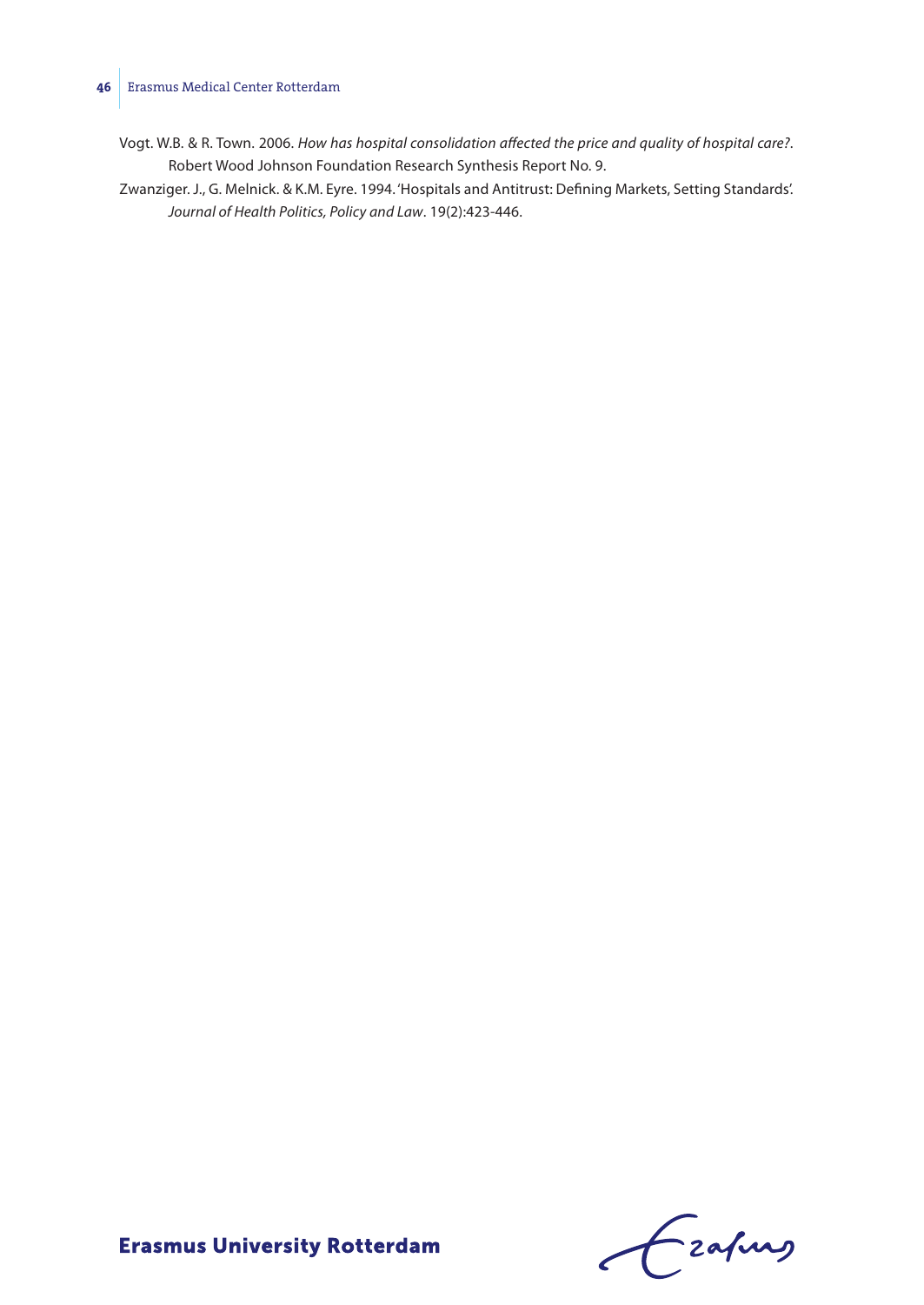Vogt. W.B. & R. Town. 2006. *How has hospital consolidation affected the price and quality of hospital care?*. Robert Wood Johnson Foundation Research Synthesis Report No. 9.

Zwanziger. J., G. Melnick. & K.M. Eyre. 1994. 'Hospitals and Antitrust: Defining Markets, Setting Standards'. *Journal of Health Politics, Policy and Law*. 19(2):423-446.